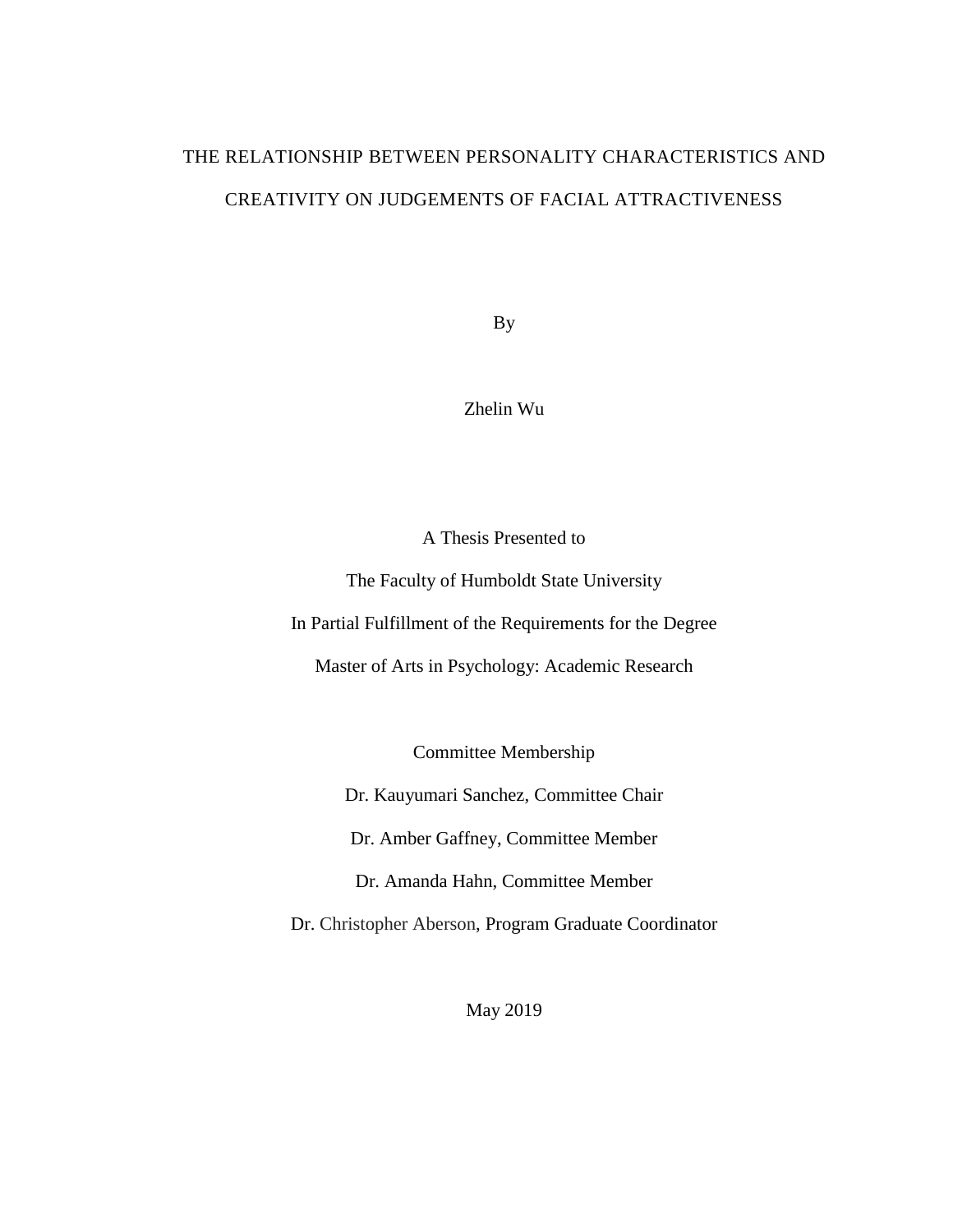# THE RELATIONSHIP BETWEEN PERSONALITY CHARACTERISTICS AND CREATIVITY ON JUDGEMENTS OF FACIAL ATTRACTIVENESS

By

Zhelin Wu

A Thesis Presented to

The Faculty of Humboldt State University

In Partial Fulfillment of the Requirements for the Degree

Master of Arts in Psychology: Academic Research

Committee Membership

Dr. Kauyumari Sanchez, Committee Chair

Dr. Amber Gaffney, Committee Member

Dr. Amanda Hahn, Committee Member

Dr. Christopher Aberson, Program Graduate Coordinator

May 2019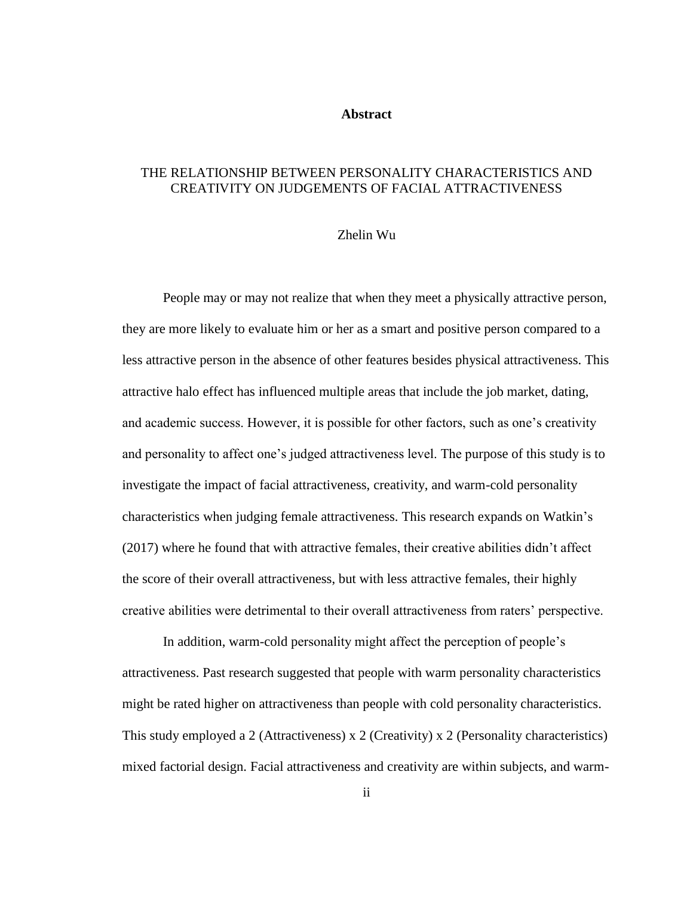## Abstract

THE RELATIONSHIP BETWEEN PERSONALITY CHARACTERISTICS AND CREATIVITY ON JUDGEMENTS OF FACIAL ATTRACTIVENESS

Zhelin Wu

People may or may not realize that when they meet a physically attractive person, they are more likely to evaluate him or her as a smart and positive person compared to a less attractive person in the absence of other features besides physical attractiveness. This attractive halo effect has influenced multiple areas that include the job market, dating, and academic success. However, it is possible for other factors, such as one's creativity and personality to affect one's judged attractiveness level. The purpose of this study is to investigate the impact of facial attractiveness, creativity, and warm-cold personality characteristics when judging female attractiveness. This research expands on Watkin's (2017) where he found that with attractive females, their creative abilities didn't affect the score of their overall attractiveness, but with less attractive females, their highly creative abilities were detrimental to their overall attractiveness from raters' perspective.

In addition, warm-cold personality might affect the perception of people's attractiveness. Past research suggested that people with warm personality characteristics might be rated higher on attractiveness than people with cold personality characteristics. This study employed a 2 (Attractiveness) x 2 (Creativity) x 2 (Personality characteristics) mixed factorial design. Facial attractiveness and creativity are within subjects, and warm-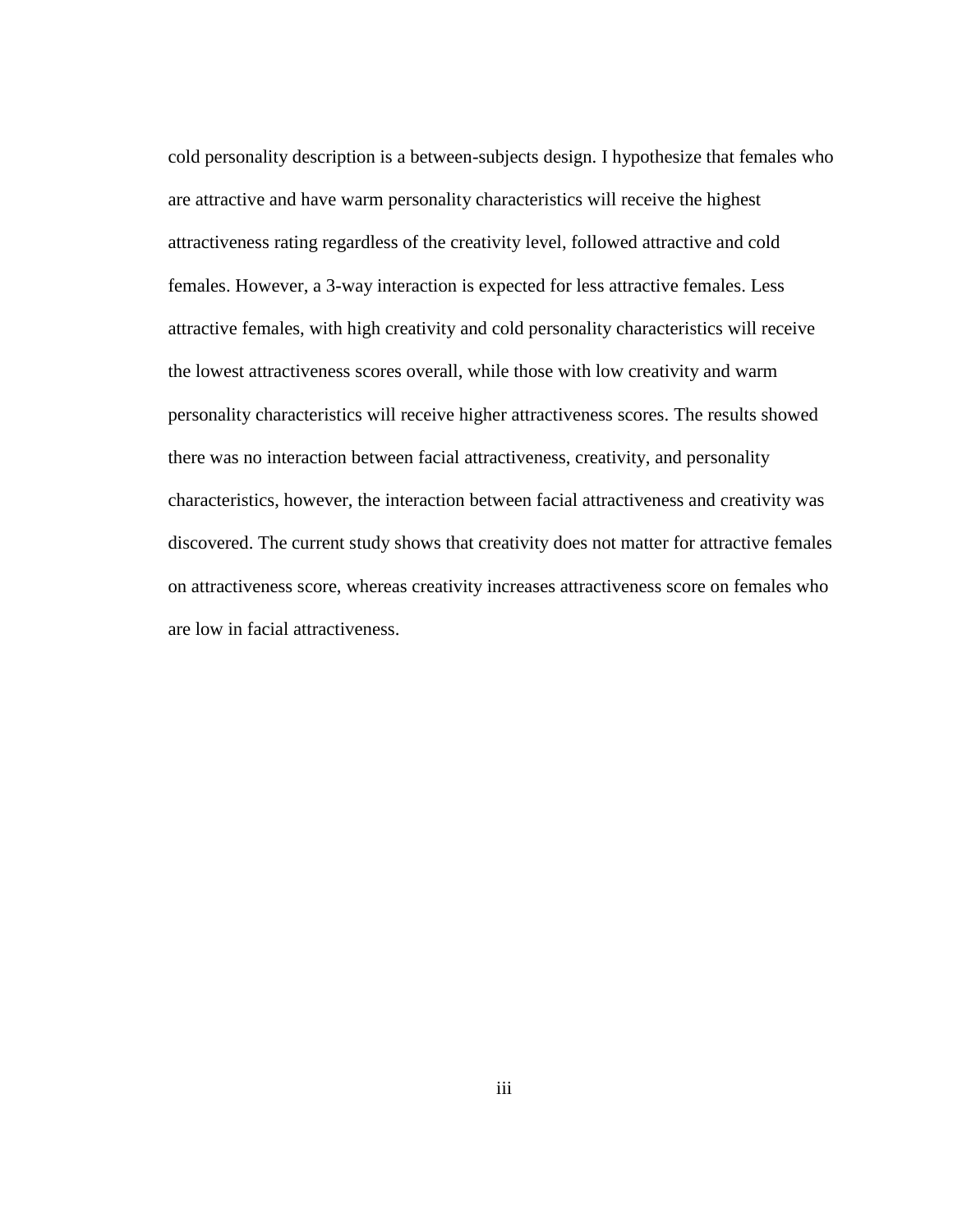cold personality description is a between-subjects design. I hypothesize that females who are attractive and have warm personality characteristics will receive the highest attractiveness rating regardless of the creativity level, followed attractive and cold females. However, a 3-way interaction is expected for less attractive females. Less attractive females, with high creativity and cold personality characteristics will receive the lowest attractiveness scores overall, while those with low creativity and warm personality characteristics will receive higher attractiveness scores. The results showed there was no interaction between facial attractiveness, creativity, and personality characteristics, however, the interaction between facial attractiveness and creativity was discovered. The current study shows that creativity does not matter for attractive females on attractiveness score, whereas creativity increases attractiveness score on females who are low in facial attractiveness.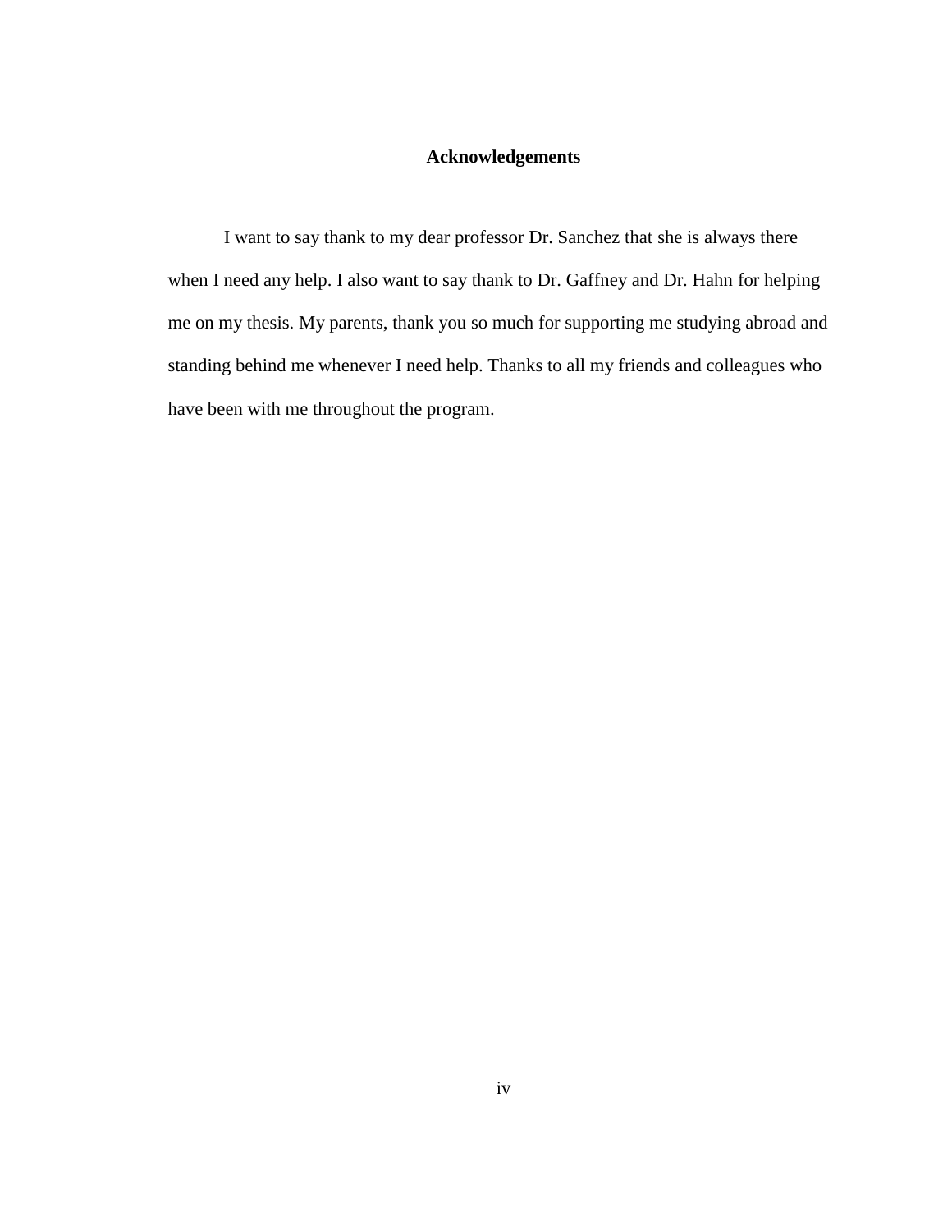# Acknowledgements

I want to say thank to my dear professor Dr. Sanchez that she is always there when I need any help. I also want to say thank to Dr. Gaffney and Dr. Hahn for helping me on my thesis. My parents, thank you so much for supporting me studying abroad and standing behind me whenever I need help. Thanks to all my friends and colleagues who have been with me throughout the program.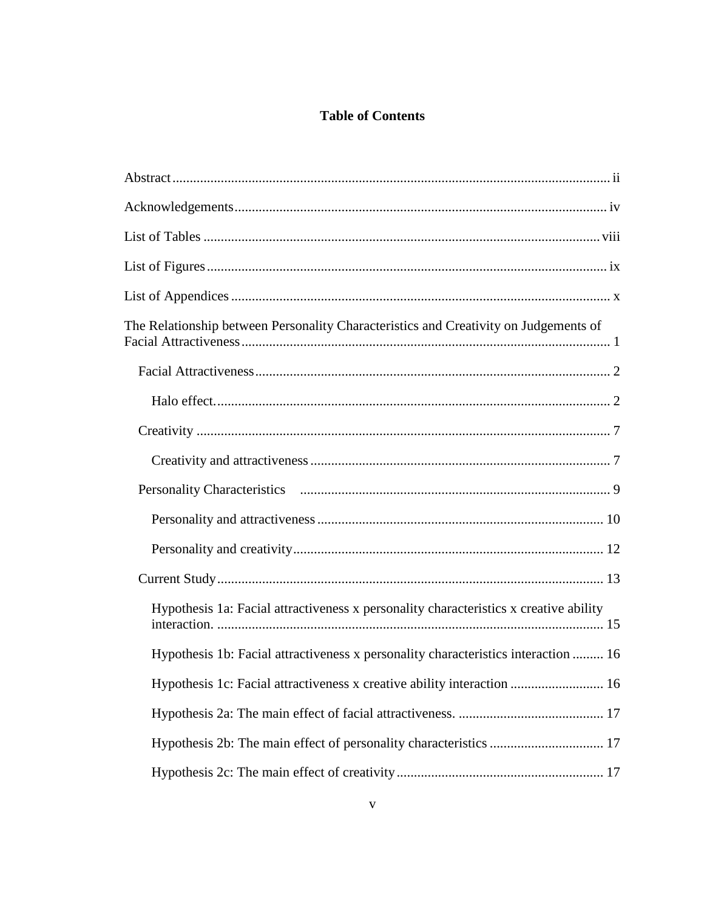# Table of Contents

Abstract ii

Acknowledgements iv

List of Tables viii

List of Figures ix

List of Appendices x

The Relationship between Personality Characteristics and Creativity on Judgements of Facial Attractiveness 1

- Facial Attractiveness 2
  - Halo effect. 2
- Creativity 7
  - Creativity and attractiveness 7
- Personality Characteristics 9
  - Personality and attractiveness 10
  - Personality and creativity 12
- Current Study 13
  - Hypothesis 1a: Facial attractiveness x personality characteristics x creative ability interaction. 15
  - Hypothesis 1b: Facial attractiveness x personality characteristics interaction 16
  - Hypothesis 1c: Facial attractiveness x creative ability interaction 16
  - Hypothesis 2a: The main effect of facial attractiveness. 17
  - Hypothesis 2b: The main effect of personality characteristics 17
  - Hypothesis 2c: The main effect of creativity 17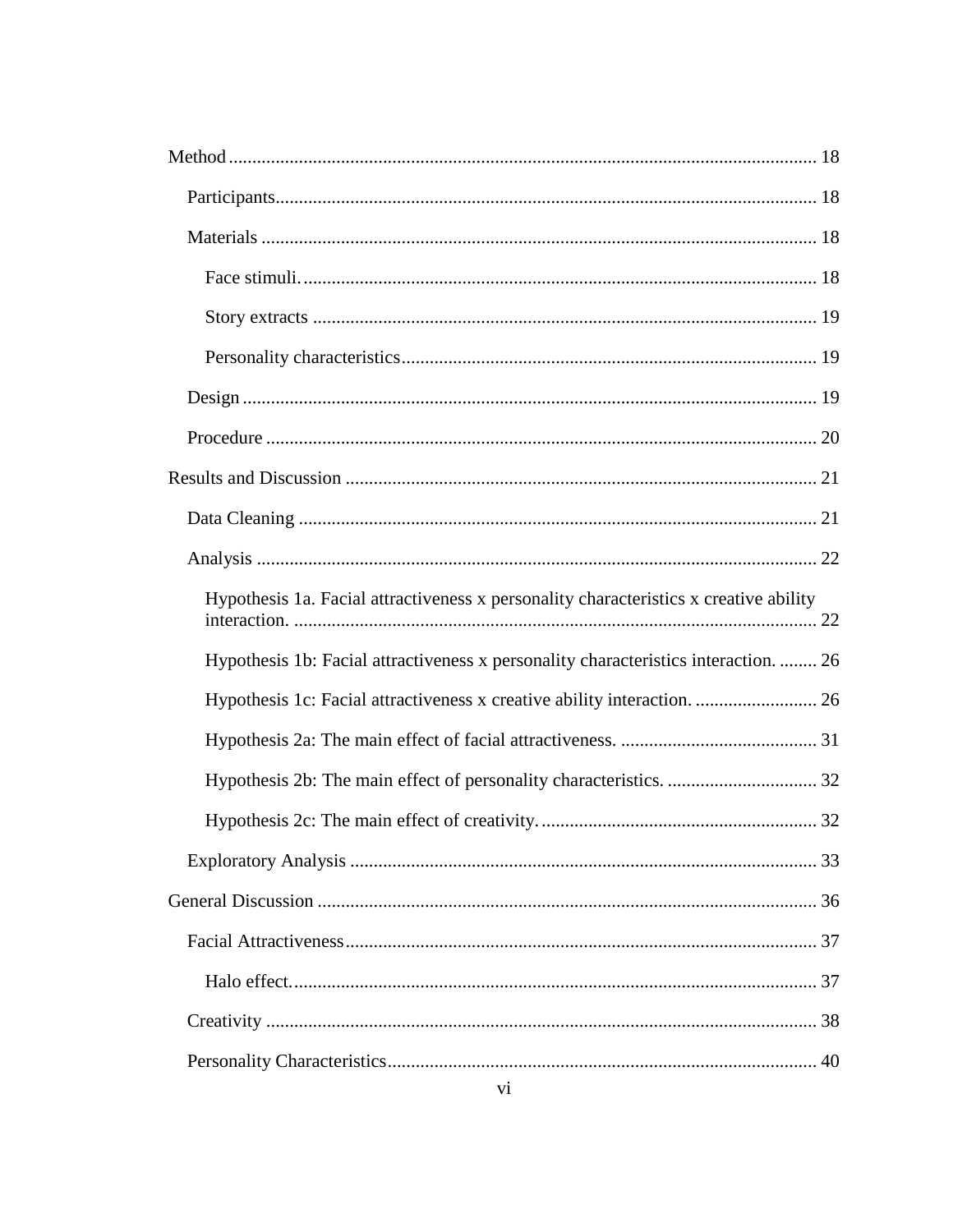Method ........................................................................................................................ 18

Participants ............................................................................................................ 18

Materials ................................................................................................................ 18

Face stimuli. ....................................................................................................... 18

Story extracts ..................................................................................................... 19

Personality characteristics .................................................................................. 19

Design .................................................................................................................... 19

Procedure ............................................................................................................... 20

Results and Discussion ............................................................................................... 21

Data Cleaning ........................................................................................................ 21

Analysis ................................................................................................................. 22

Hypothesis 1a. Facial attractiveness x personality characteristics x creative ability interaction. ........................................................................................................ 22

Hypothesis 1b: Facial attractiveness x personality characteristics interaction. ........ 26

Hypothesis 1c: Facial attractiveness x creative ability interaction. .......................... 26

Hypothesis 2a: The main effect of facial attractiveness. .......................................... 31

Hypothesis 2b: The main effect of personality characteristics. ................................ 32

Hypothesis 2c: The main effect of creativity. ........................................................... 32

Exploratory Analysis .............................................................................................. 33

General Discussion ..................................................................................................... 36

Facial Attractiveness .............................................................................................. 37

Halo effect. .......................................................................................................... 37

Creativity ............................................................................................................... 38

Personality Characteristics ..................................................................................... 40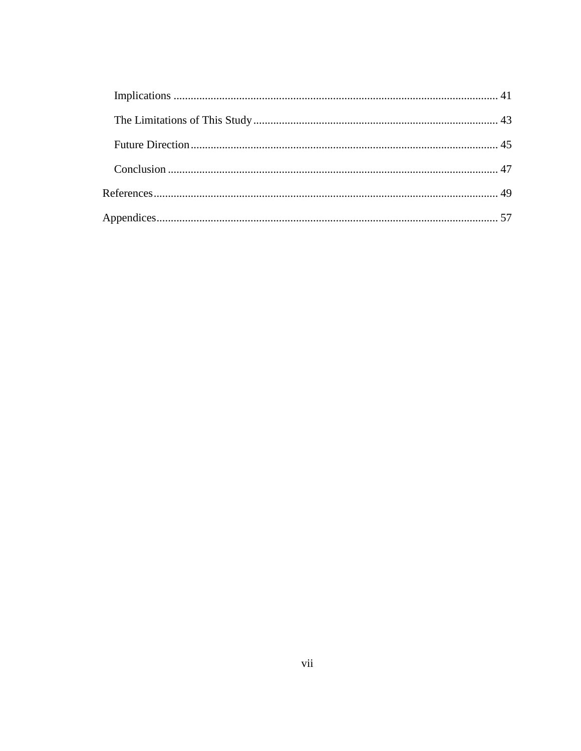Implications ............................................................................................................ 41

The Limitations of This Study ........................................................................... 43

Future Direction .................................................................................................. 45

Conclusion ........................................................................................................... 47

References ................................................................................................................ 49

Appendices ............................................................................................................... 57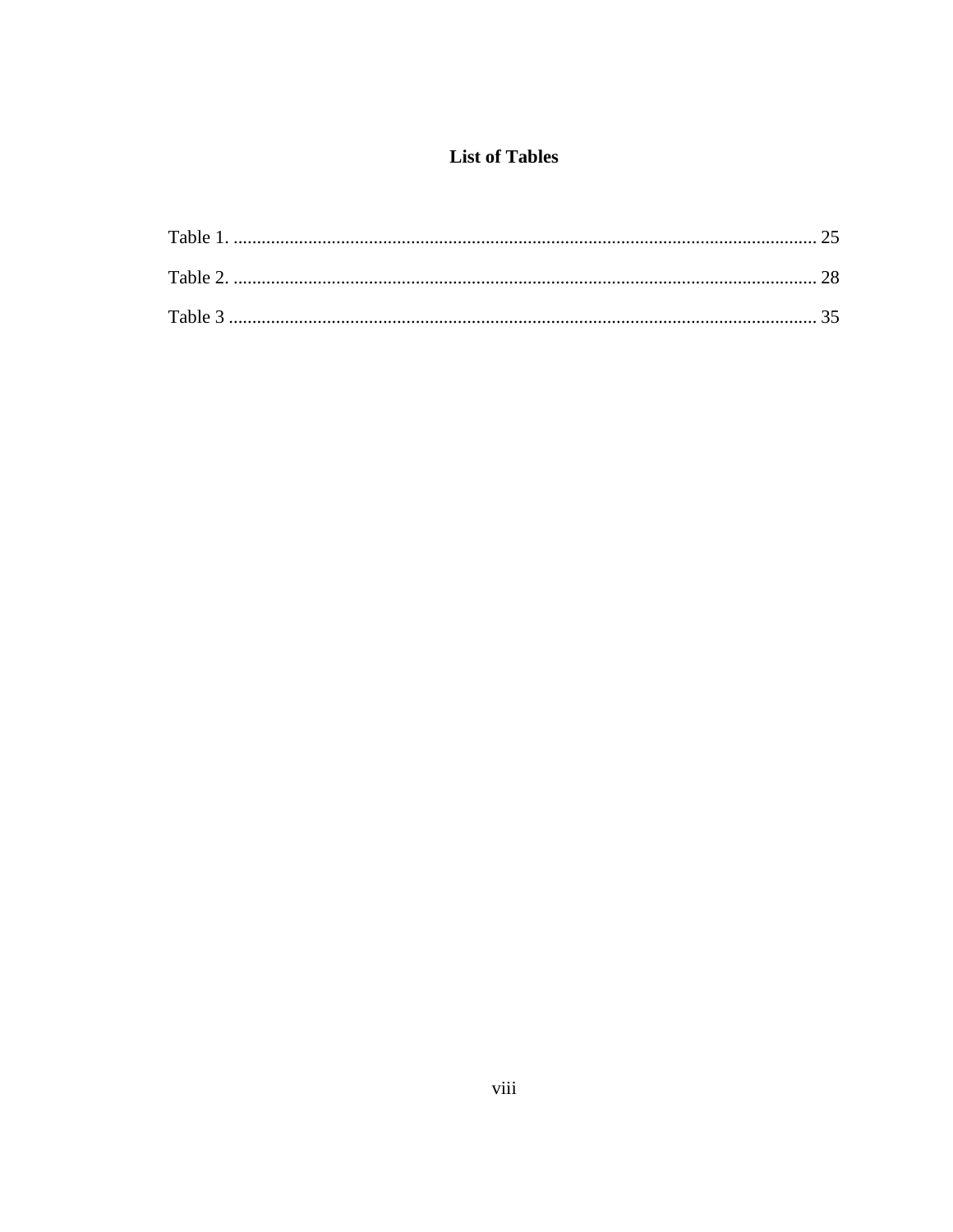## List of Tables

Table 1. ........................................................................................................................... 25

Table 2. ........................................................................................................................... 28

Table 3 ............................................................................................................................ 35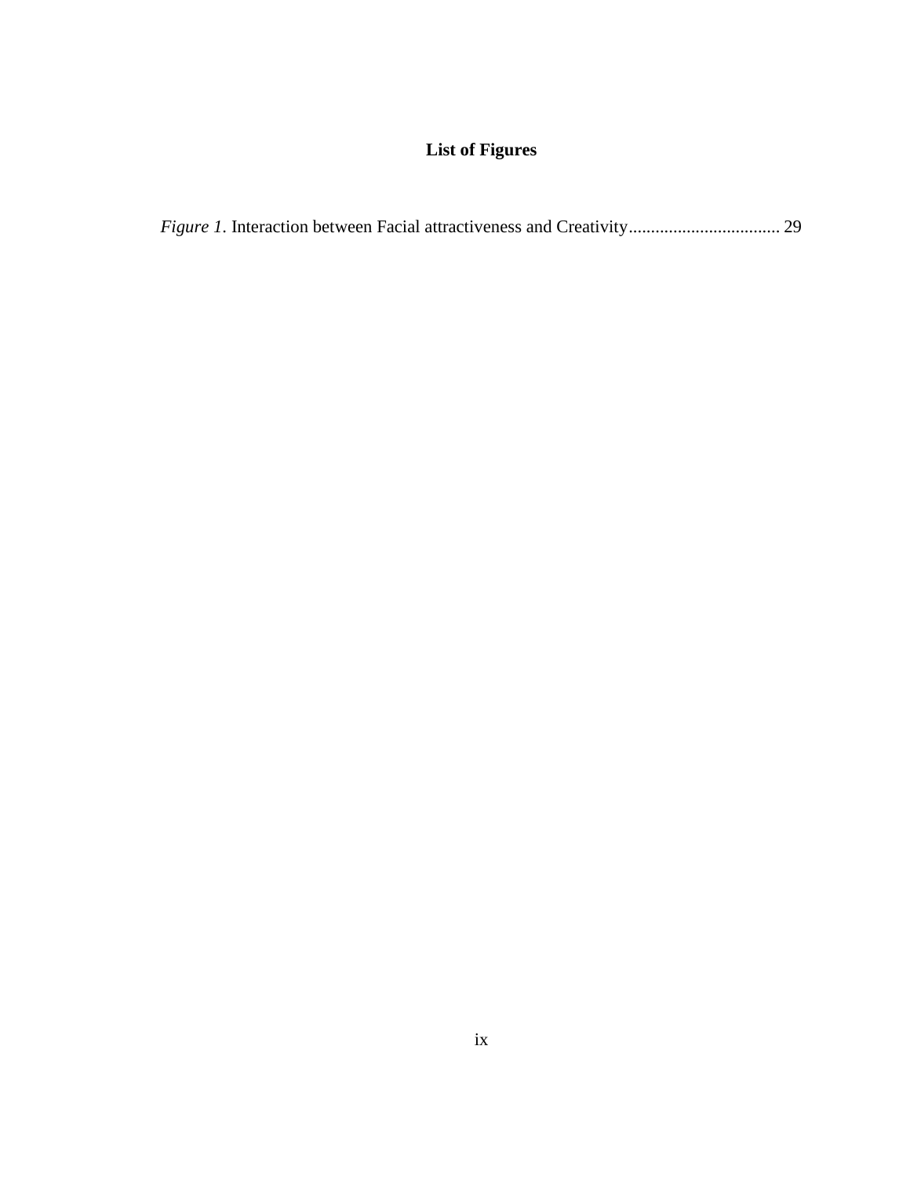# List of Figures

*Figure 1*. Interaction between Facial attractiveness and Creativity.................................. 29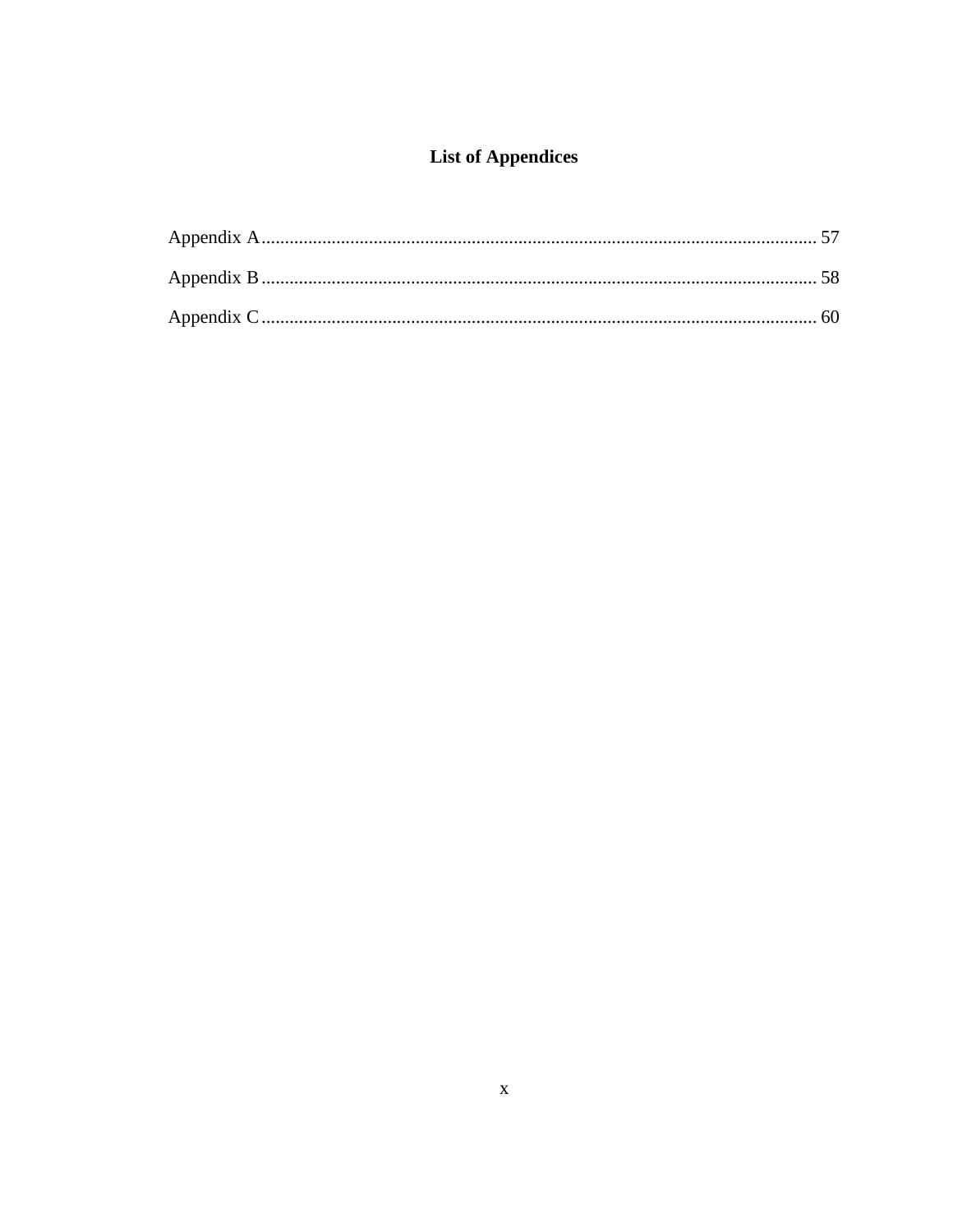# List of Appendices

Appendix A .......................................................................................................................... 57

Appendix B .......................................................................................................................... 58

Appendix C .......................................................................................................................... 60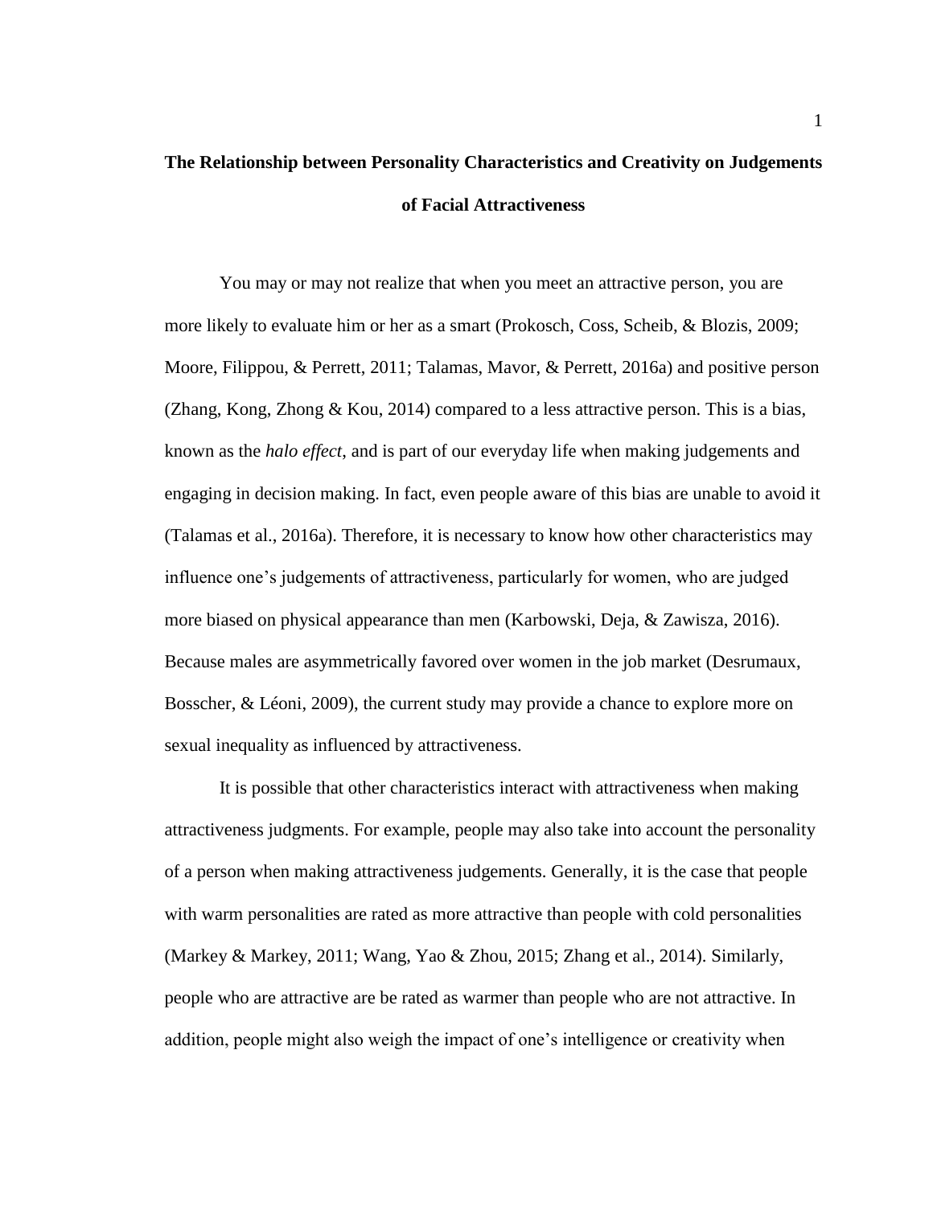**The Relationship between Personality Characteristics and Creativity on Judgements of Facial Attractiveness**

You may or may not realize that when you meet an attractive person, you are more likely to evaluate him or her as a smart (Prokosch, Coss, Scheib, & Blozis, 2009; Moore, Filippou, & Perrett, 2011; Talamas, Mavor, & Perrett, 2016a) and positive person (Zhang, Kong, Zhong & Kou, 2014) compared to a less attractive person. This is a bias, known as the *halo effect*, and is part of our everyday life when making judgements and engaging in decision making. In fact, even people aware of this bias are unable to avoid it (Talamas et al., 2016a). Therefore, it is necessary to know how other characteristics may influence one's judgements of attractiveness, particularly for women, who are judged more biased on physical appearance than men (Karbowski, Deja, & Zawisza, 2016). Because males are asymmetrically favored over women in the job market (Desrumaux, Bosscher, & Léoni, 2009), the current study may provide a chance to explore more on sexual inequality as influenced by attractiveness.

It is possible that other characteristics interact with attractiveness when making attractiveness judgments. For example, people may also take into account the personality of a person when making attractiveness judgements. Generally, it is the case that people with warm personalities are rated as more attractive than people with cold personalities (Markey & Markey, 2011; Wang, Yao & Zhou, 2015; Zhang et al., 2014). Similarly, people who are attractive are be rated as warmer than people who are not attractive. In addition, people might also weigh the impact of one's intelligence or creativity when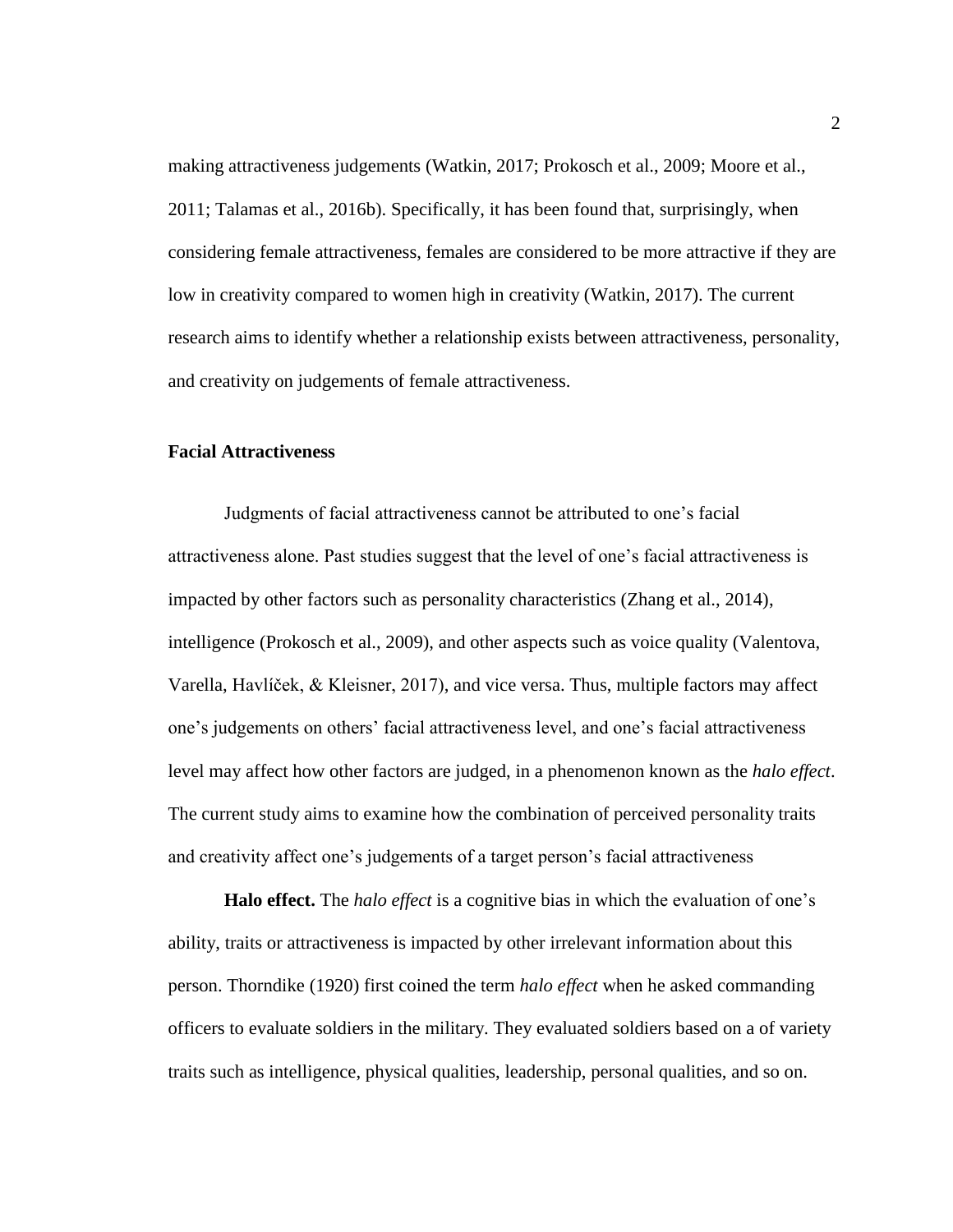making attractiveness judgements (Watkin, 2017; Prokosch et al., 2009; Moore et al., 2011; Talamas et al., 2016b). Specifically, it has been found that, surprisingly, when considering female attractiveness, females are considered to be more attractive if they are low in creativity compared to women high in creativity (Watkin, 2017). The current research aims to identify whether a relationship exists between attractiveness, personality, and creativity on judgements of female attractiveness.

## Facial Attractiveness

Judgments of facial attractiveness cannot be attributed to one's facial attractiveness alone. Past studies suggest that the level of one's facial attractiveness is impacted by other factors such as personality characteristics (Zhang et al., 2014), intelligence (Prokosch et al., 2009), and other aspects such as voice quality (Valentova, Varella, Havlíček, & Kleisner, 2017), and vice versa. Thus, multiple factors may affect one's judgements on others' facial attractiveness level, and one's facial attractiveness level may affect how other factors are judged, in a phenomenon known as the *halo effect*. The current study aims to examine how the combination of perceived personality traits and creativity affect one's judgements of a target person's facial attractiveness

**Halo effect.** The *halo effect* is a cognitive bias in which the evaluation of one's ability, traits or attractiveness is impacted by other irrelevant information about this person. Thorndike (1920) first coined the term *halo effect* when he asked commanding officers to evaluate soldiers in the military. They evaluated soldiers based on a of variety traits such as intelligence, physical qualities, leadership, personal qualities, and so on.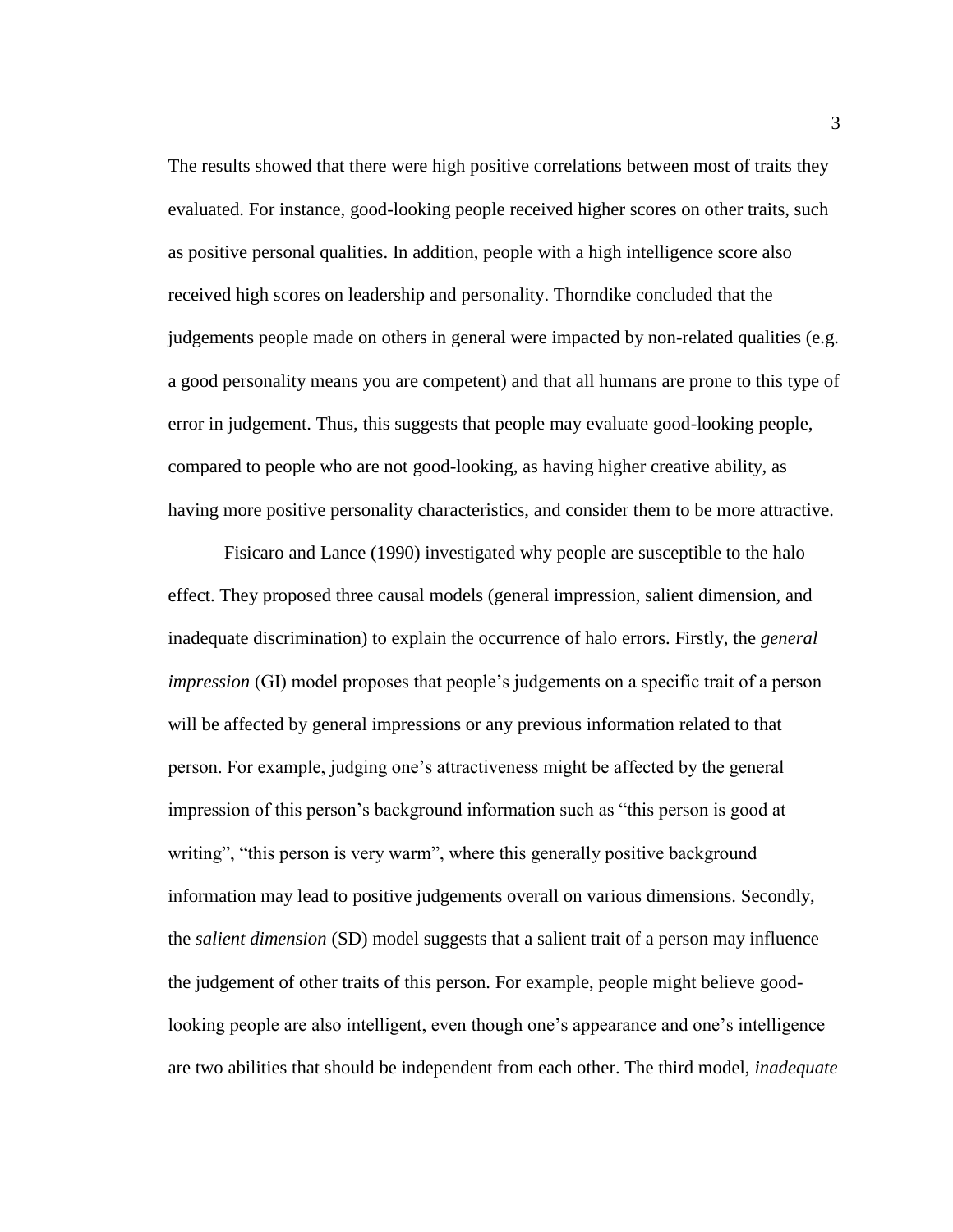The results showed that there were high positive correlations between most of traits they evaluated. For instance, good-looking people received higher scores on other traits, such as positive personal qualities. In addition, people with a high intelligence score also received high scores on leadership and personality. Thorndike concluded that the judgements people made on others in general were impacted by non-related qualities (e.g. a good personality means you are competent) and that all humans are prone to this type of error in judgement. Thus, this suggests that people may evaluate good-looking people, compared to people who are not good-looking, as having higher creative ability, as having more positive personality characteristics, and consider them to be more attractive.

Fisicaro and Lance (1990) investigated why people are susceptible to the halo effect. They proposed three causal models (general impression, salient dimension, and inadequate discrimination) to explain the occurrence of halo errors. Firstly, the *general impression* (GI) model proposes that people's judgements on a specific trait of a person will be affected by general impressions or any previous information related to that person. For example, judging one's attractiveness might be affected by the general impression of this person's background information such as "this person is good at writing", "this person is very warm", where this generally positive background information may lead to positive judgements overall on various dimensions. Secondly, the *salient dimension* (SD) model suggests that a salient trait of a person may influence the judgement of other traits of this person. For example, people might believe good-looking people are also intelligent, even though one's appearance and one's intelligence are two abilities that should be independent from each other. The third model, *inadequate*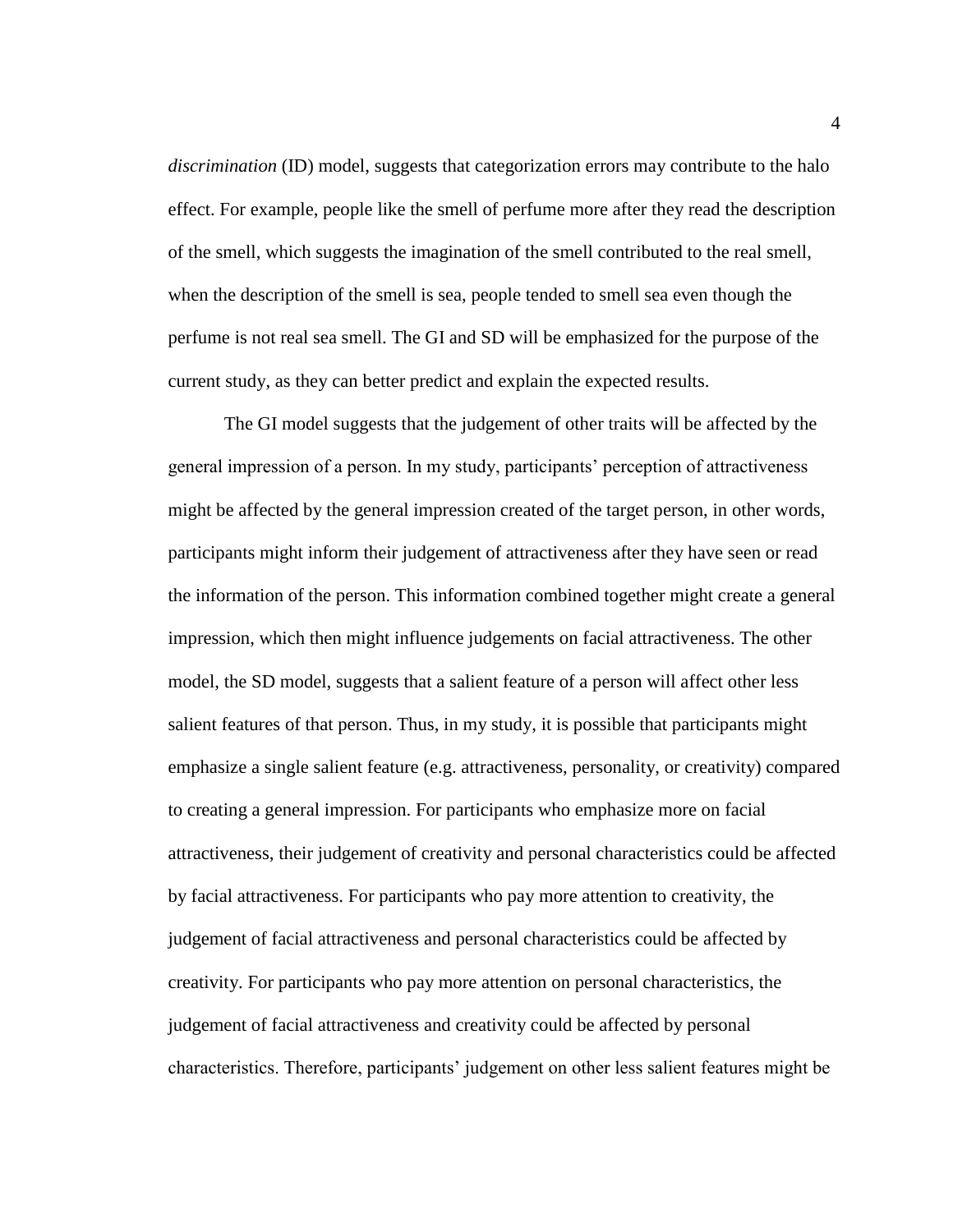*discrimination* (ID) model, suggests that categorization errors may contribute to the halo effect. For example, people like the smell of perfume more after they read the description of the smell, which suggests the imagination of the smell contributed to the real smell, when the description of the smell is sea, people tended to smell sea even though the perfume is not real sea smell. The GI and SD will be emphasized for the purpose of the current study, as they can better predict and explain the expected results.

The GI model suggests that the judgement of other traits will be affected by the general impression of a person. In my study, participants' perception of attractiveness might be affected by the general impression created of the target person, in other words, participants might inform their judgement of attractiveness after they have seen or read the information of the person. This information combined together might create a general impression, which then might influence judgements on facial attractiveness. The other model, the SD model, suggests that a salient feature of a person will affect other less salient features of that person. Thus, in my study, it is possible that participants might emphasize a single salient feature (e.g. attractiveness, personality, or creativity) compared to creating a general impression. For participants who emphasize more on facial attractiveness, their judgement of creativity and personal characteristics could be affected by facial attractiveness. For participants who pay more attention to creativity, the judgement of facial attractiveness and personal characteristics could be affected by creativity. For participants who pay more attention on personal characteristics, the judgement of facial attractiveness and creativity could be affected by personal characteristics. Therefore, participants' judgement on other less salient features might be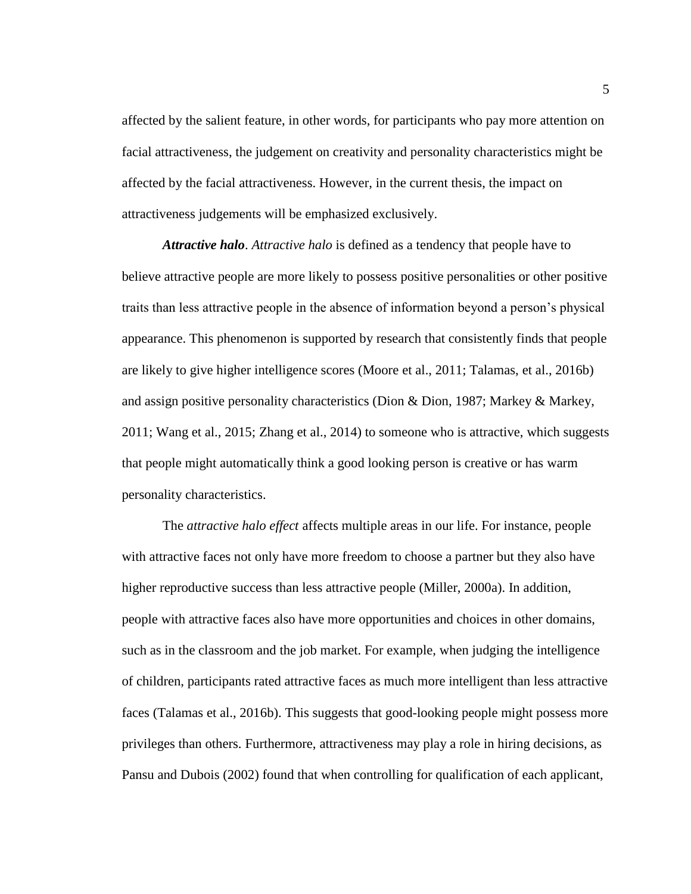affected by the salient feature, in other words, for participants who pay more attention on facial attractiveness, the judgement on creativity and personality characteristics might be affected by the facial attractiveness. However, in the current thesis, the impact on attractiveness judgements will be emphasized exclusively.

***Attractive halo***. *Attractive halo* is defined as a tendency that people have to believe attractive people are more likely to possess positive personalities or other positive traits than less attractive people in the absence of information beyond a person's physical appearance. This phenomenon is supported by research that consistently finds that people are likely to give higher intelligence scores (Moore et al., 2011; Talamas, et al., 2016b) and assign positive personality characteristics (Dion & Dion, 1987; Markey & Markey, 2011; Wang et al., 2015; Zhang et al., 2014) to someone who is attractive, which suggests that people might automatically think a good looking person is creative or has warm personality characteristics.

The *attractive halo effect* affects multiple areas in our life. For instance, people with attractive faces not only have more freedom to choose a partner but they also have higher reproductive success than less attractive people (Miller, 2000a). In addition, people with attractive faces also have more opportunities and choices in other domains, such as in the classroom and the job market. For example, when judging the intelligence of children, participants rated attractive faces as much more intelligent than less attractive faces (Talamas et al., 2016b). This suggests that good-looking people might possess more privileges than others. Furthermore, attractiveness may play a role in hiring decisions, as Pansu and Dubois (2002) found that when controlling for qualification of each applicant,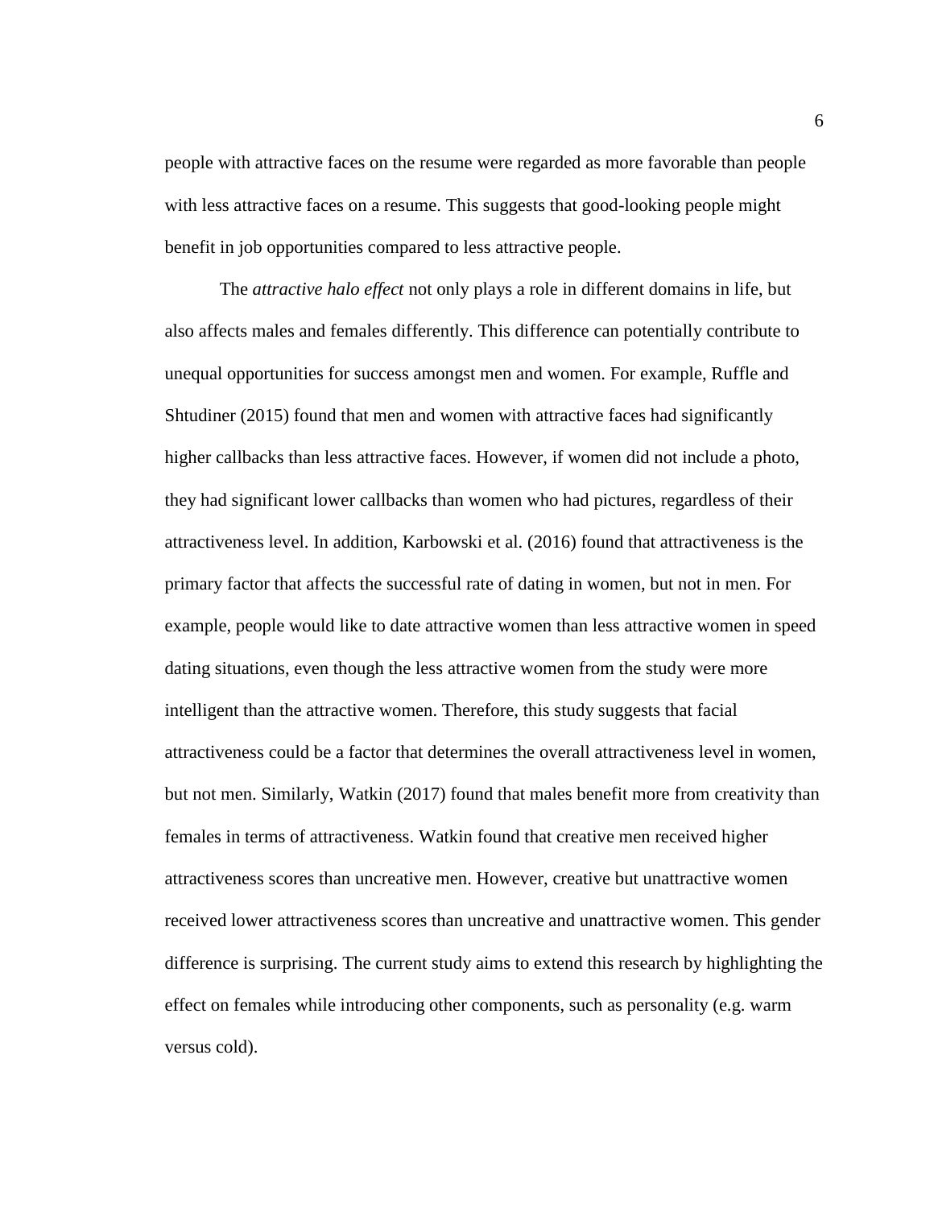people with attractive faces on the resume were regarded as more favorable than people with less attractive faces on a resume. This suggests that good-looking people might benefit in job opportunities compared to less attractive people.

The *attractive halo effect* not only plays a role in different domains in life, but also affects males and females differently. This difference can potentially contribute to unequal opportunities for success amongst men and women. For example, Ruffle and Shtudiner (2015) found that men and women with attractive faces had significantly higher callbacks than less attractive faces. However, if women did not include a photo, they had significant lower callbacks than women who had pictures, regardless of their attractiveness level. In addition, Karbowski et al. (2016) found that attractiveness is the primary factor that affects the successful rate of dating in women, but not in men. For example, people would like to date attractive women than less attractive women in speed dating situations, even though the less attractive women from the study were more intelligent than the attractive women. Therefore, this study suggests that facial attractiveness could be a factor that determines the overall attractiveness level in women, but not men. Similarly, Watkin (2017) found that males benefit more from creativity than females in terms of attractiveness. Watkin found that creative men received higher attractiveness scores than uncreative men. However, creative but unattractive women received lower attractiveness scores than uncreative and unattractive women. This gender difference is surprising. The current study aims to extend this research by highlighting the effect on females while introducing other components, such as personality (e.g. warm versus cold).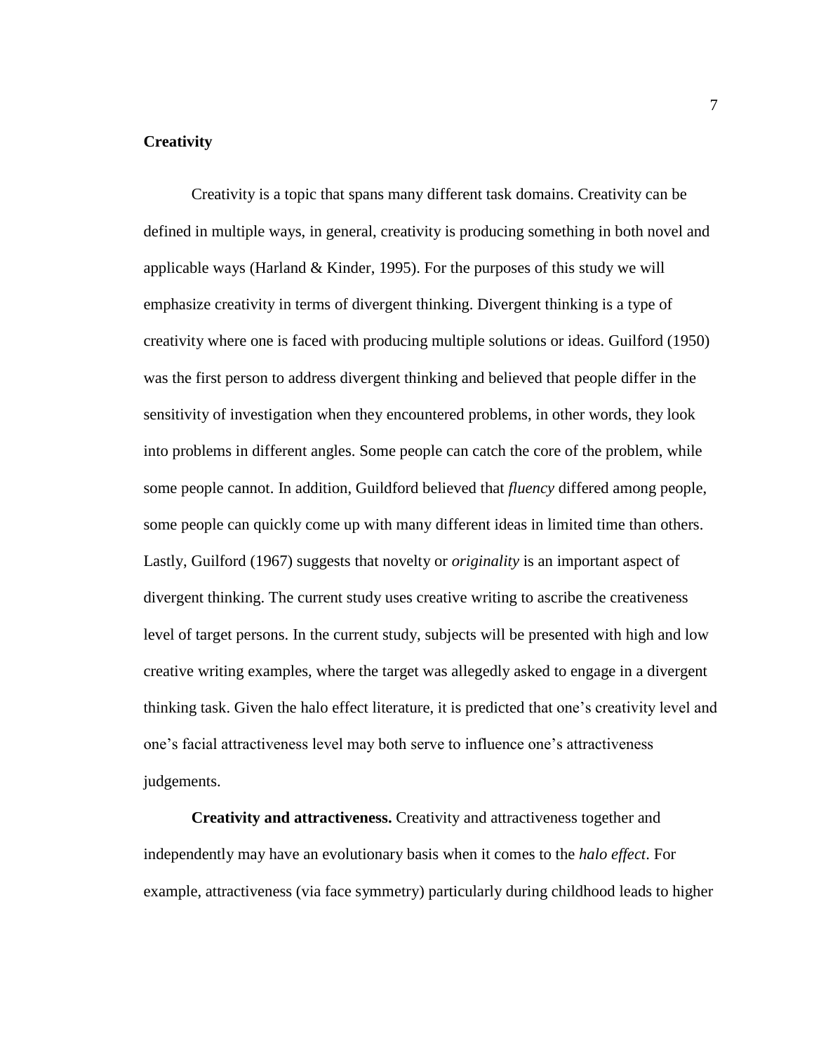## Creativity

Creativity is a topic that spans many different task domains. Creativity can be defined in multiple ways, in general, creativity is producing something in both novel and applicable ways (Harland & Kinder, 1995). For the purposes of this study we will emphasize creativity in terms of divergent thinking. Divergent thinking is a type of creativity where one is faced with producing multiple solutions or ideas. Guilford (1950) was the first person to address divergent thinking and believed that people differ in the sensitivity of investigation when they encountered problems, in other words, they look into problems in different angles. Some people can catch the core of the problem, while some people cannot. In addition, Guildford believed that *fluency* differed among people, some people can quickly come up with many different ideas in limited time than others. Lastly, Guilford (1967) suggests that novelty or *originality* is an important aspect of divergent thinking. The current study uses creative writing to ascribe the creativeness level of target persons. In the current study, subjects will be presented with high and low creative writing examples, where the target was allegedly asked to engage in a divergent thinking task. Given the halo effect literature, it is predicted that one's creativity level and one's facial attractiveness level may both serve to influence one's attractiveness judgements.

**Creativity and attractiveness.** Creativity and attractiveness together and independently may have an evolutionary basis when it comes to the *halo effect*. For example, attractiveness (via face symmetry) particularly during childhood leads to higher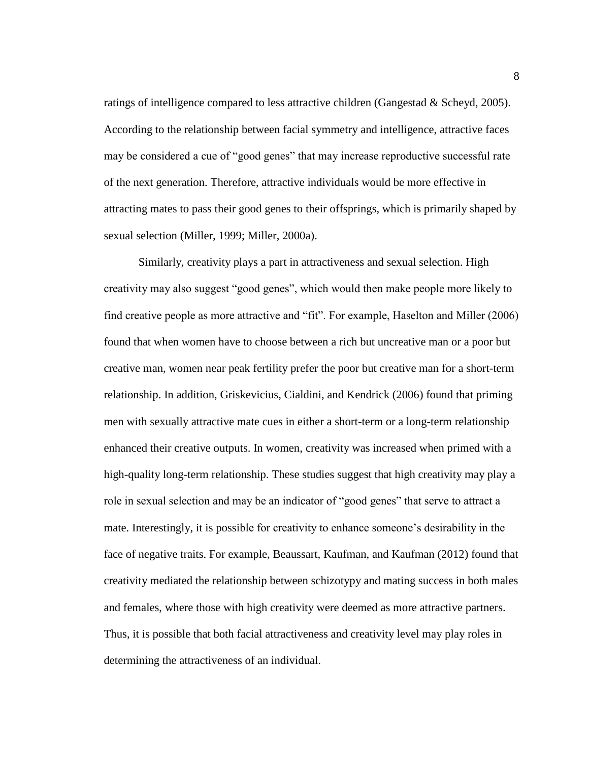ratings of intelligence compared to less attractive children (Gangestad & Scheyd, 2005). According to the relationship between facial symmetry and intelligence, attractive faces may be considered a cue of "good genes" that may increase reproductive successful rate of the next generation. Therefore, attractive individuals would be more effective in attracting mates to pass their good genes to their offsprings, which is primarily shaped by sexual selection (Miller, 1999; Miller, 2000a).

Similarly, creativity plays a part in attractiveness and sexual selection. High creativity may also suggest "good genes", which would then make people more likely to find creative people as more attractive and "fit". For example, Haselton and Miller (2006) found that when women have to choose between a rich but uncreative man or a poor but creative man, women near peak fertility prefer the poor but creative man for a short-term relationship. In addition, Griskevicius, Cialdini, and Kendrick (2006) found that priming men with sexually attractive mate cues in either a short-term or a long-term relationship enhanced their creative outputs. In women, creativity was increased when primed with a high-quality long-term relationship. These studies suggest that high creativity may play a role in sexual selection and may be an indicator of "good genes" that serve to attract a mate. Interestingly, it is possible for creativity to enhance someone's desirability in the face of negative traits. For example, Beaussart, Kaufman, and Kaufman (2012) found that creativity mediated the relationship between schizotypy and mating success in both males and females, where those with high creativity were deemed as more attractive partners. Thus, it is possible that both facial attractiveness and creativity level may play roles in determining the attractiveness of an individual.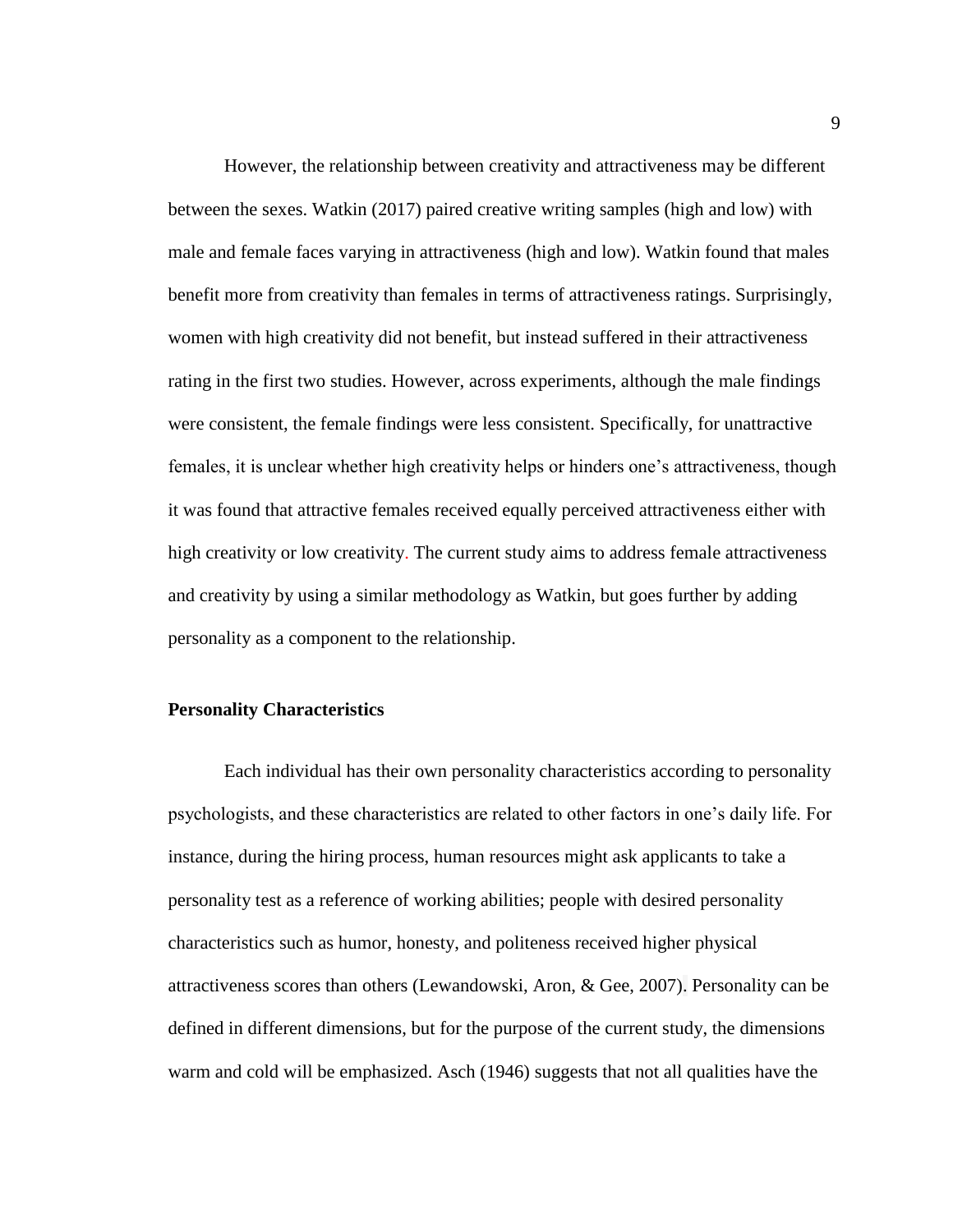However, the relationship between creativity and attractiveness may be different between the sexes. Watkin (2017) paired creative writing samples (high and low) with male and female faces varying in attractiveness (high and low). Watkin found that males benefit more from creativity than females in terms of attractiveness ratings. Surprisingly, women with high creativity did not benefit, but instead suffered in their attractiveness rating in the first two studies. However, across experiments, although the male findings were consistent, the female findings were less consistent. Specifically, for unattractive females, it is unclear whether high creativity helps or hinders one's attractiveness, though it was found that attractive females received equally perceived attractiveness either with high creativity or low creativity. The current study aims to address female attractiveness and creativity by using a similar methodology as Watkin, but goes further by adding personality as a component to the relationship.

**Personality Characteristics**

Each individual has their own personality characteristics according to personality psychologists, and these characteristics are related to other factors in one's daily life. For instance, during the hiring process, human resources might ask applicants to take a personality test as a reference of working abilities; people with desired personality characteristics such as humor, honesty, and politeness received higher physical attractiveness scores than others (Lewandowski, Aron, & Gee, 2007). Personality can be defined in different dimensions, but for the purpose of the current study, the dimensions warm and cold will be emphasized. Asch (1946) suggests that not all qualities have the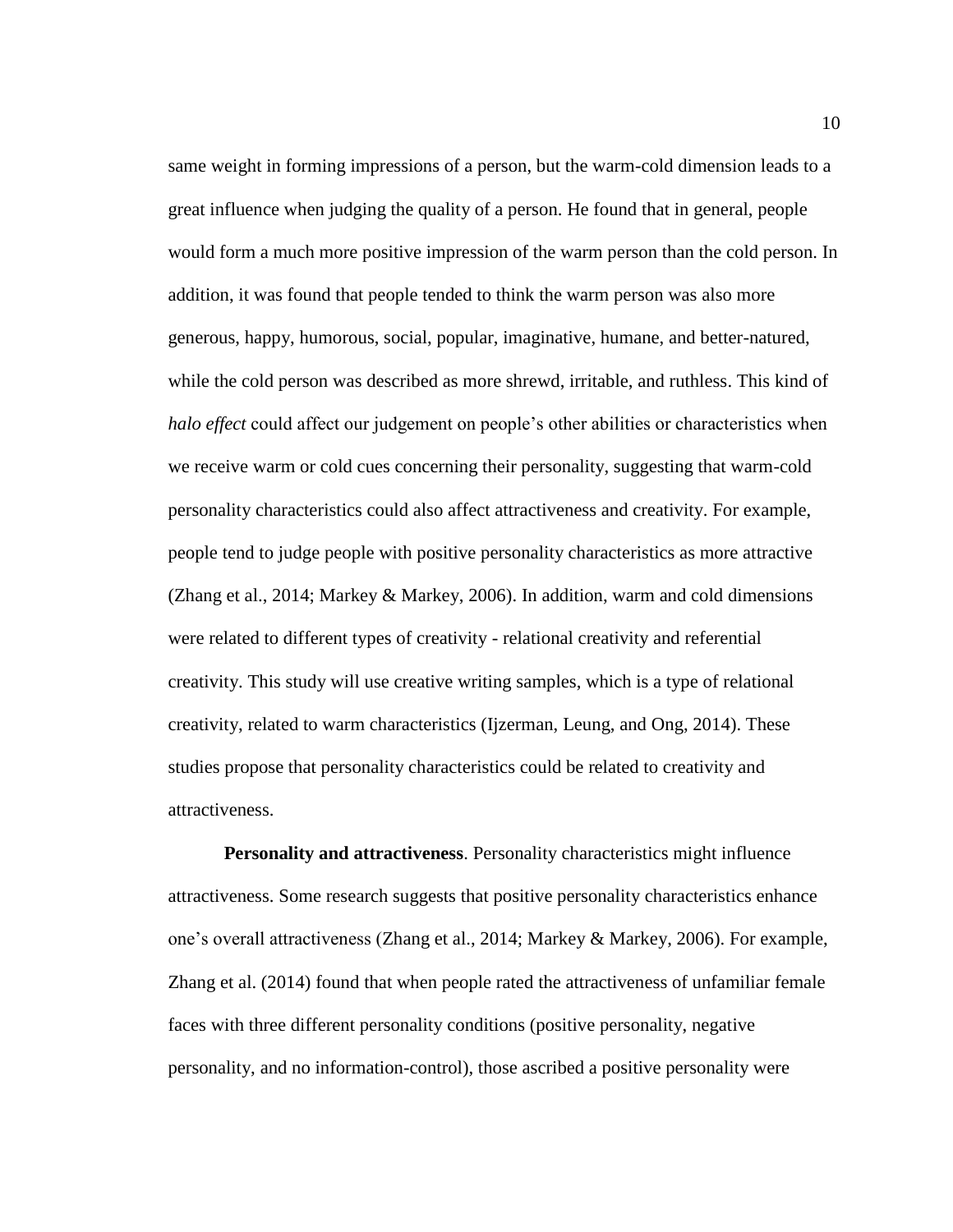same weight in forming impressions of a person, but the warm-cold dimension leads to a great influence when judging the quality of a person. He found that in general, people would form a much more positive impression of the warm person than the cold person. In addition, it was found that people tended to think the warm person was also more generous, happy, humorous, social, popular, imaginative, humane, and better-natured, while the cold person was described as more shrewd, irritable, and ruthless. This kind of *halo effect* could affect our judgement on people's other abilities or characteristics when we receive warm or cold cues concerning their personality, suggesting that warm-cold personality characteristics could also affect attractiveness and creativity. For example, people tend to judge people with positive personality characteristics as more attractive (Zhang et al., 2014; Markey & Markey, 2006). In addition, warm and cold dimensions were related to different types of creativity - relational creativity and referential creativity. This study will use creative writing samples, which is a type of relational creativity, related to warm characteristics (Ijzerman, Leung, and Ong, 2014). These studies propose that personality characteristics could be related to creativity and attractiveness.

**Personality and attractiveness**. Personality characteristics might influence attractiveness. Some research suggests that positive personality characteristics enhance one's overall attractiveness (Zhang et al., 2014; Markey & Markey, 2006). For example, Zhang et al. (2014) found that when people rated the attractiveness of unfamiliar female faces with three different personality conditions (positive personality, negative personality, and no information-control), those ascribed a positive personality were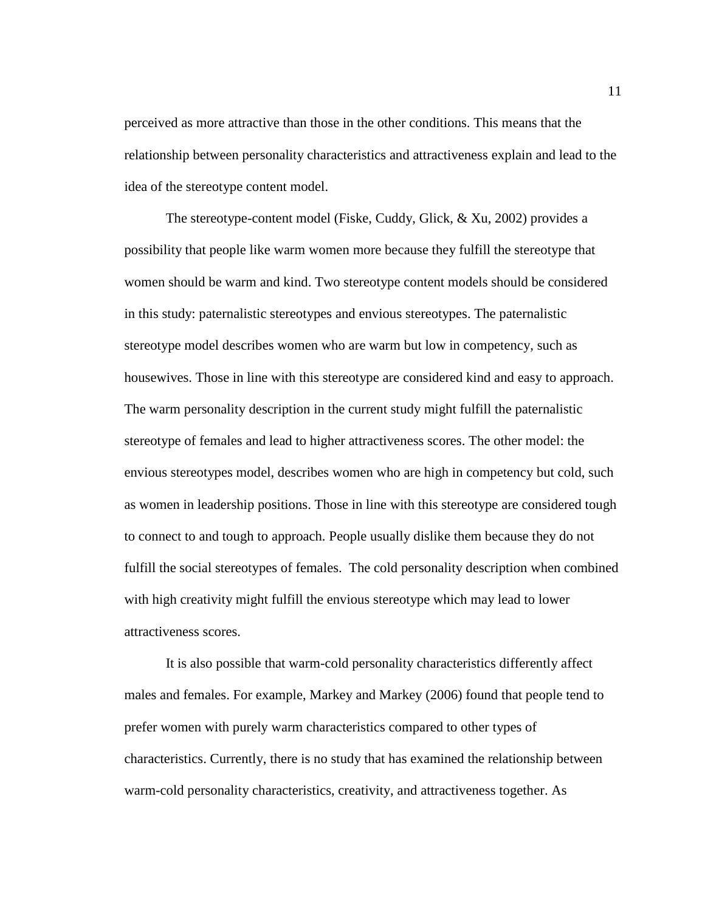perceived as more attractive than those in the other conditions. This means that the relationship between personality characteristics and attractiveness explain and lead to the idea of the stereotype content model.

The stereotype-content model (Fiske, Cuddy, Glick, & Xu, 2002) provides a possibility that people like warm women more because they fulfill the stereotype that women should be warm and kind. Two stereotype content models should be considered in this study: paternalistic stereotypes and envious stereotypes. The paternalistic stereotype model describes women who are warm but low in competency, such as housewives. Those in line with this stereotype are considered kind and easy to approach. The warm personality description in the current study might fulfill the paternalistic stereotype of females and lead to higher attractiveness scores. The other model: the envious stereotypes model, describes women who are high in competency but cold, such as women in leadership positions. Those in line with this stereotype are considered tough to connect to and tough to approach. People usually dislike them because they do not fulfill the social stereotypes of females. The cold personality description when combined with high creativity might fulfill the envious stereotype which may lead to lower attractiveness scores.

It is also possible that warm-cold personality characteristics differently affect males and females. For example, Markey and Markey (2006) found that people tend to prefer women with purely warm characteristics compared to other types of characteristics. Currently, there is no study that has examined the relationship between warm-cold personality characteristics, creativity, and attractiveness together. As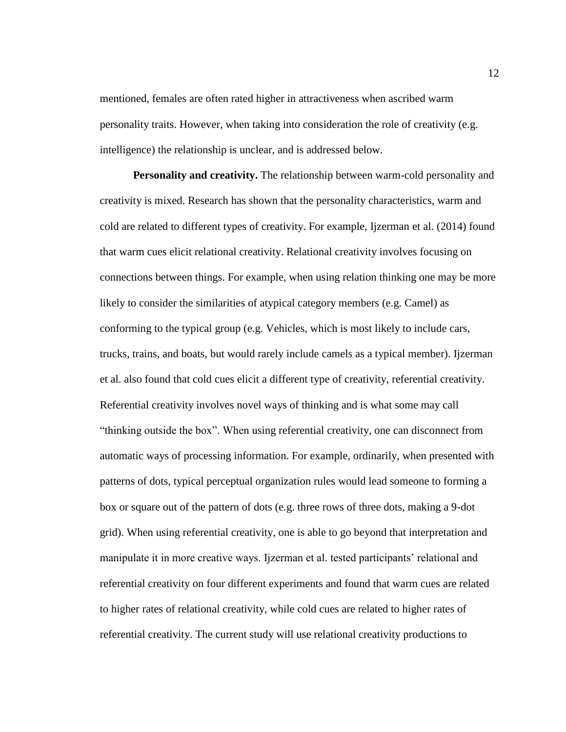mentioned, females are often rated higher in attractiveness when ascribed warm personality traits. However, when taking into consideration the role of creativity (e.g. intelligence) the relationship is unclear, and is addressed below.

**Personality and creativity.** The relationship between warm-cold personality and creativity is mixed. Research has shown that the personality characteristics, warm and cold are related to different types of creativity. For example, Ijzerman et al. (2014) found that warm cues elicit relational creativity. Relational creativity involves focusing on connections between things. For example, when using relation thinking one may be more likely to consider the similarities of atypical category members (e.g. Camel) as conforming to the typical group (e.g. Vehicles, which is most likely to include cars, trucks, trains, and boats, but would rarely include camels as a typical member). Ijzerman et al. also found that cold cues elicit a different type of creativity, referential creativity. Referential creativity involves novel ways of thinking and is what some may call "thinking outside the box". When using referential creativity, one can disconnect from automatic ways of processing information. For example, ordinarily, when presented with patterns of dots, typical perceptual organization rules would lead someone to forming a box or square out of the pattern of dots (e.g. three rows of three dots, making a 9-dot grid). When using referential creativity, one is able to go beyond that interpretation and manipulate it in more creative ways. Ijzerman et al. tested participants' relational and referential creativity on four different experiments and found that warm cues are related to higher rates of relational creativity, while cold cues are related to higher rates of referential creativity. The current study will use relational creativity productions to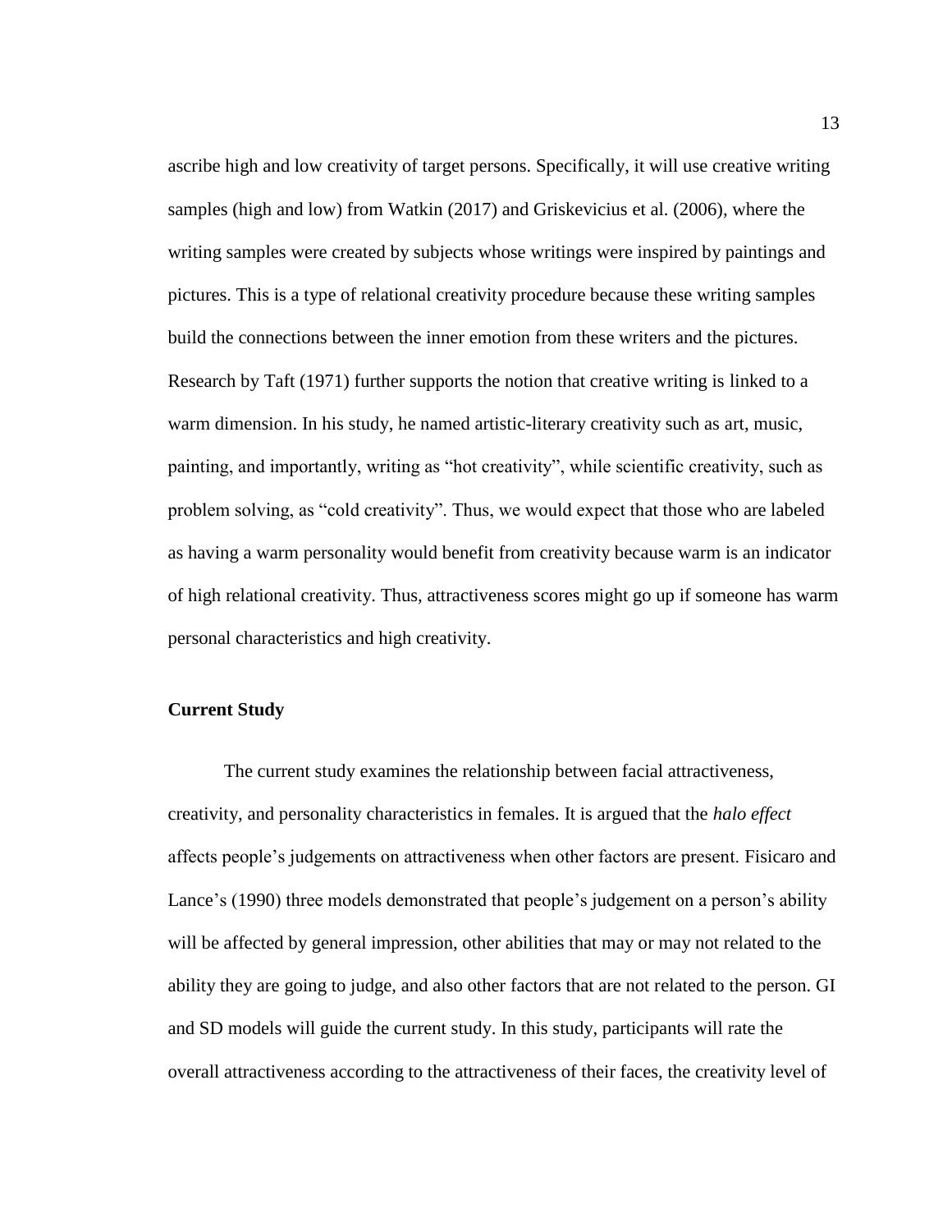ascribe high and low creativity of target persons. Specifically, it will use creative writing samples (high and low) from Watkin (2017) and Griskevicius et al. (2006), where the writing samples were created by subjects whose writings were inspired by paintings and pictures. This is a type of relational creativity procedure because these writing samples build the connections between the inner emotion from these writers and the pictures. Research by Taft (1971) further supports the notion that creative writing is linked to a warm dimension. In his study, he named artistic-literary creativity such as art, music, painting, and importantly, writing as "hot creativity", while scientific creativity, such as problem solving, as "cold creativity". Thus, we would expect that those who are labeled as having a warm personality would benefit from creativity because warm is an indicator of high relational creativity. Thus, attractiveness scores might go up if someone has warm personal characteristics and high creativity.

**Current Study**

The current study examines the relationship between facial attractiveness, creativity, and personality characteristics in females. It is argued that the *halo effect* affects people's judgements on attractiveness when other factors are present. Fisicaro and Lance's (1990) three models demonstrated that people's judgement on a person's ability will be affected by general impression, other abilities that may or may not related to the ability they are going to judge, and also other factors that are not related to the person. GI and SD models will guide the current study. In this study, participants will rate the overall attractiveness according to the attractiveness of their faces, the creativity level of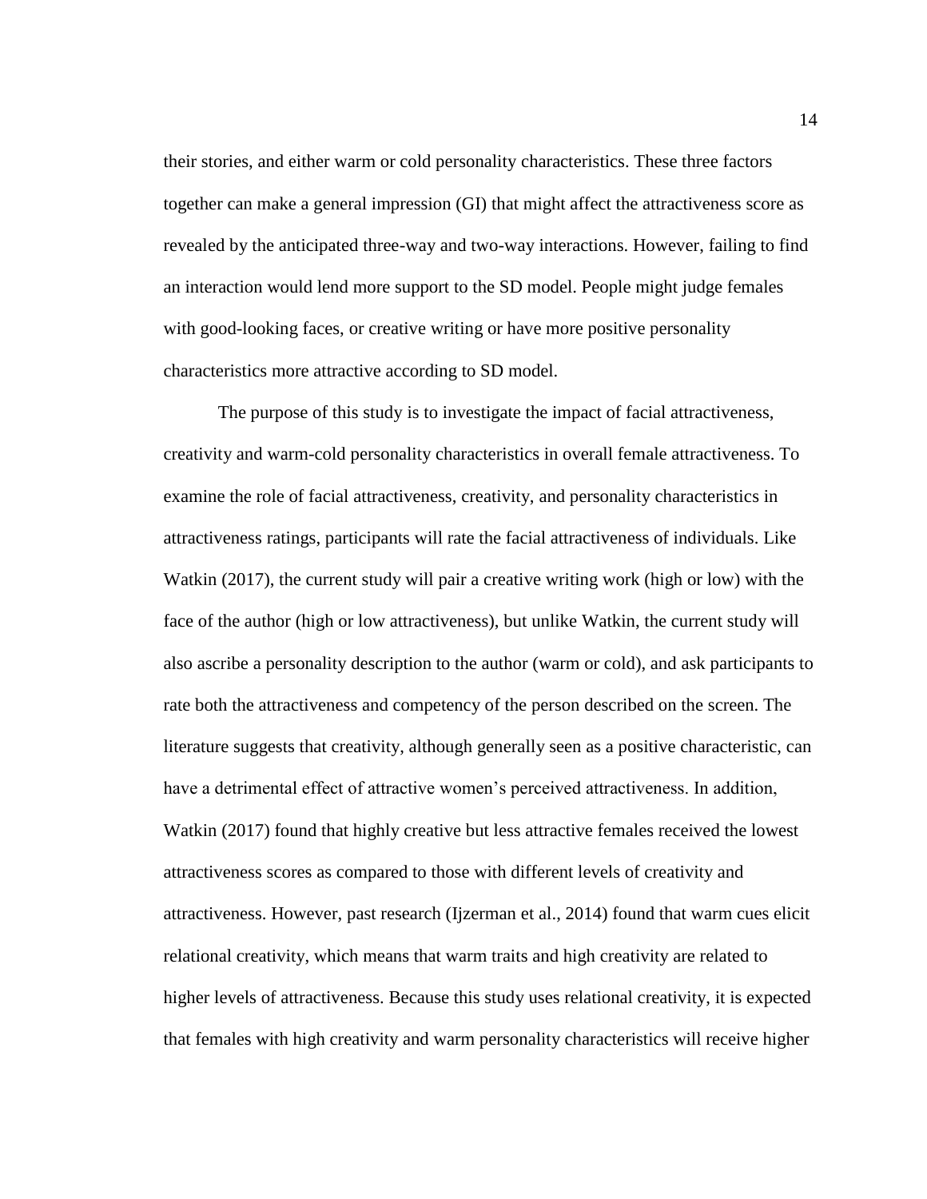their stories, and either warm or cold personality characteristics. These three factors together can make a general impression (GI) that might affect the attractiveness score as revealed by the anticipated three-way and two-way interactions. However, failing to find an interaction would lend more support to the SD model. People might judge females with good-looking faces, or creative writing or have more positive personality characteristics more attractive according to SD model.

The purpose of this study is to investigate the impact of facial attractiveness, creativity and warm-cold personality characteristics in overall female attractiveness. To examine the role of facial attractiveness, creativity, and personality characteristics in attractiveness ratings, participants will rate the facial attractiveness of individuals. Like Watkin (2017), the current study will pair a creative writing work (high or low) with the face of the author (high or low attractiveness), but unlike Watkin, the current study will also ascribe a personality description to the author (warm or cold), and ask participants to rate both the attractiveness and competency of the person described on the screen. The literature suggests that creativity, although generally seen as a positive characteristic, can have a detrimental effect of attractive women's perceived attractiveness. In addition, Watkin (2017) found that highly creative but less attractive females received the lowest attractiveness scores as compared to those with different levels of creativity and attractiveness. However, past research (Ijzerman et al., 2014) found that warm cues elicit relational creativity, which means that warm traits and high creativity are related to higher levels of attractiveness. Because this study uses relational creativity, it is expected that females with high creativity and warm personality characteristics will receive higher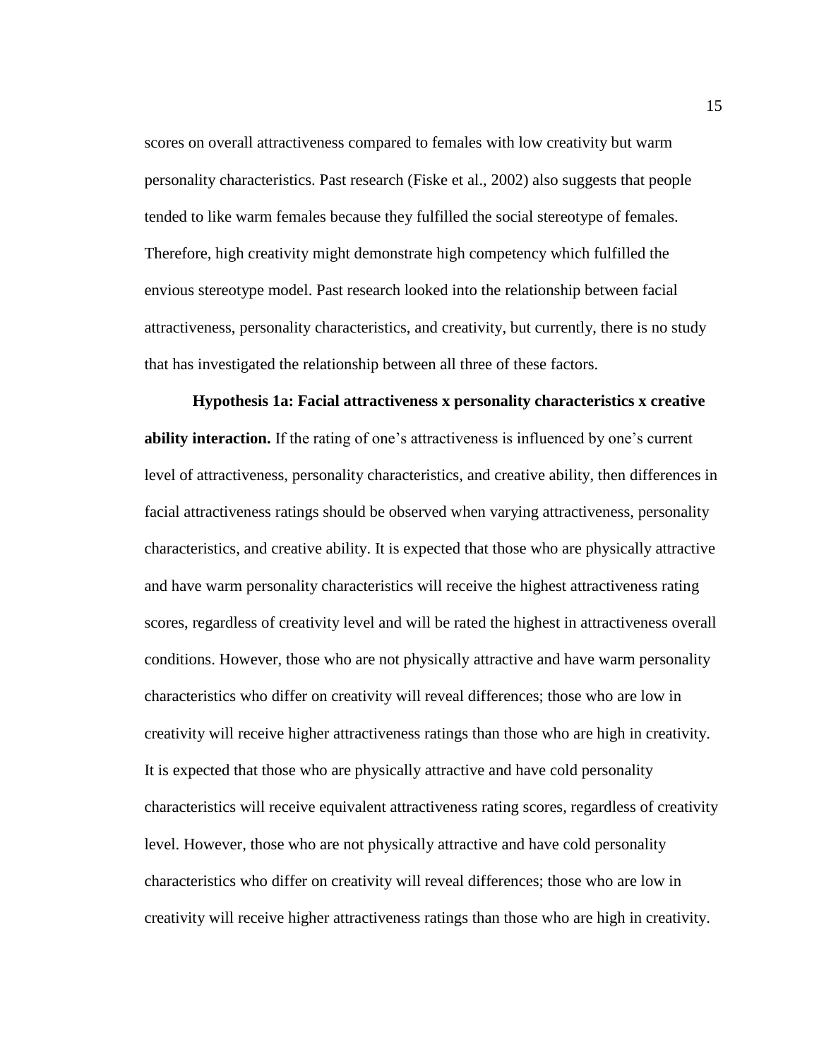scores on overall attractiveness compared to females with low creativity but warm personality characteristics. Past research (Fiske et al., 2002) also suggests that people tended to like warm females because they fulfilled the social stereotype of females. Therefore, high creativity might demonstrate high competency which fulfilled the envious stereotype model. Past research looked into the relationship between facial attractiveness, personality characteristics, and creativity, but currently, there is no study that has investigated the relationship between all three of these factors.

**Hypothesis 1a: Facial attractiveness x personality characteristics x creative ability interaction.** If the rating of one's attractiveness is influenced by one's current level of attractiveness, personality characteristics, and creative ability, then differences in facial attractiveness ratings should be observed when varying attractiveness, personality characteristics, and creative ability. It is expected that those who are physically attractive and have warm personality characteristics will receive the highest attractiveness rating scores, regardless of creativity level and will be rated the highest in attractiveness overall conditions. However, those who are not physically attractive and have warm personality characteristics who differ on creativity will reveal differences; those who are low in creativity will receive higher attractiveness ratings than those who are high in creativity. It is expected that those who are physically attractive and have cold personality characteristics will receive equivalent attractiveness rating scores, regardless of creativity level. However, those who are not physically attractive and have cold personality characteristics who differ on creativity will reveal differences; those who are low in creativity will receive higher attractiveness ratings than those who are high in creativity.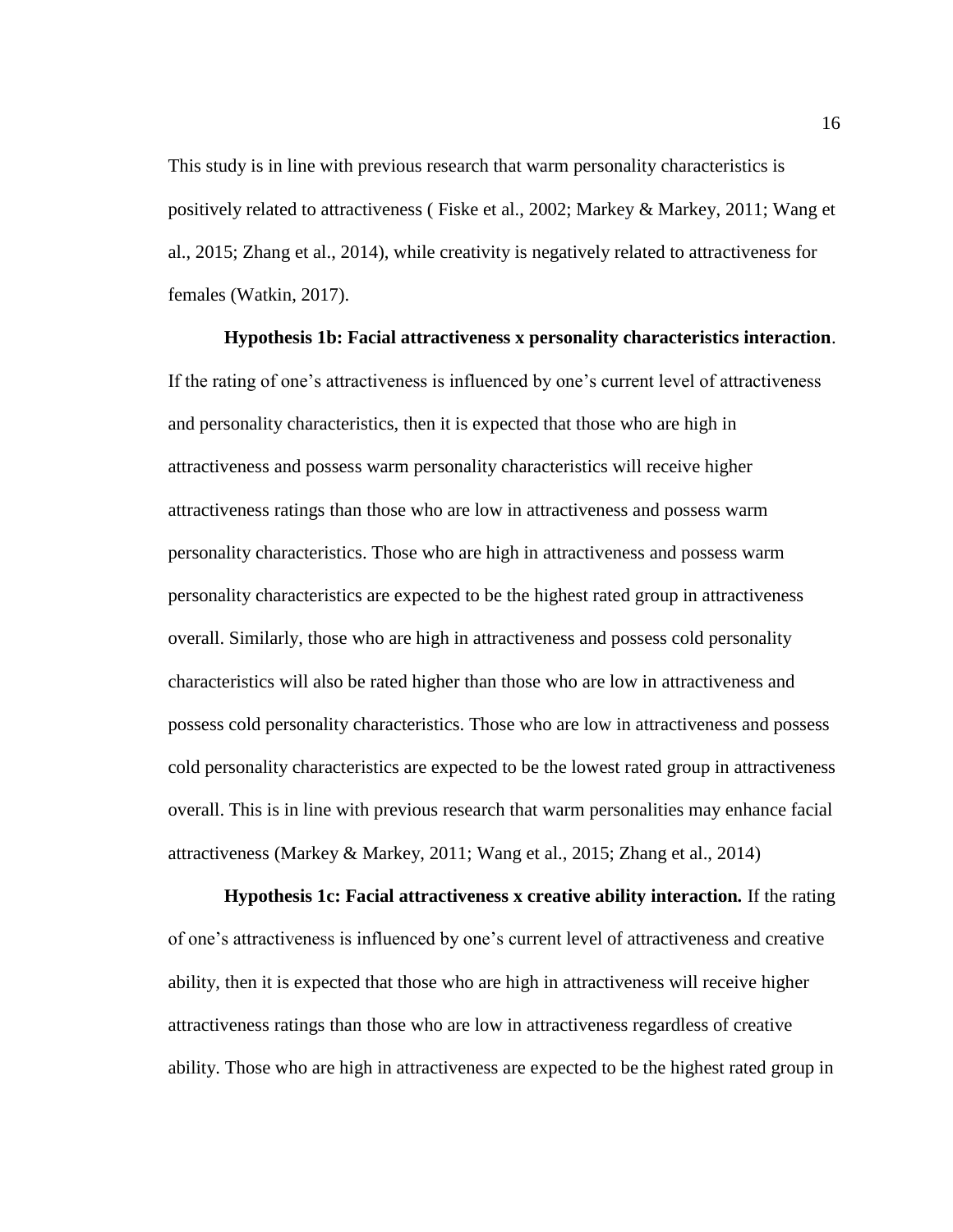This study is in line with previous research that warm personality characteristics is positively related to attractiveness ( Fiske et al., 2002; Markey & Markey, 2011; Wang et al., 2015; Zhang et al., 2014), while creativity is negatively related to attractiveness for females (Watkin, 2017).

**Hypothesis 1b: Facial attractiveness x personality characteristics interaction**. If the rating of one's attractiveness is influenced by one's current level of attractiveness and personality characteristics, then it is expected that those who are high in attractiveness and possess warm personality characteristics will receive higher attractiveness ratings than those who are low in attractiveness and possess warm personality characteristics. Those who are high in attractiveness and possess warm personality characteristics are expected to be the highest rated group in attractiveness overall. Similarly, those who are high in attractiveness and possess cold personality characteristics will also be rated higher than those who are low in attractiveness and possess cold personality characteristics. Those who are low in attractiveness and possess cold personality characteristics are expected to be the lowest rated group in attractiveness overall. This is in line with previous research that warm personalities may enhance facial attractiveness (Markey & Markey, 2011; Wang et al., 2015; Zhang et al., 2014)

**Hypothesis 1c: Facial attractiveness x creative ability interaction.** If the rating of one's attractiveness is influenced by one's current level of attractiveness and creative ability, then it is expected that those who are high in attractiveness will receive higher attractiveness ratings than those who are low in attractiveness regardless of creative ability. Those who are high in attractiveness are expected to be the highest rated group in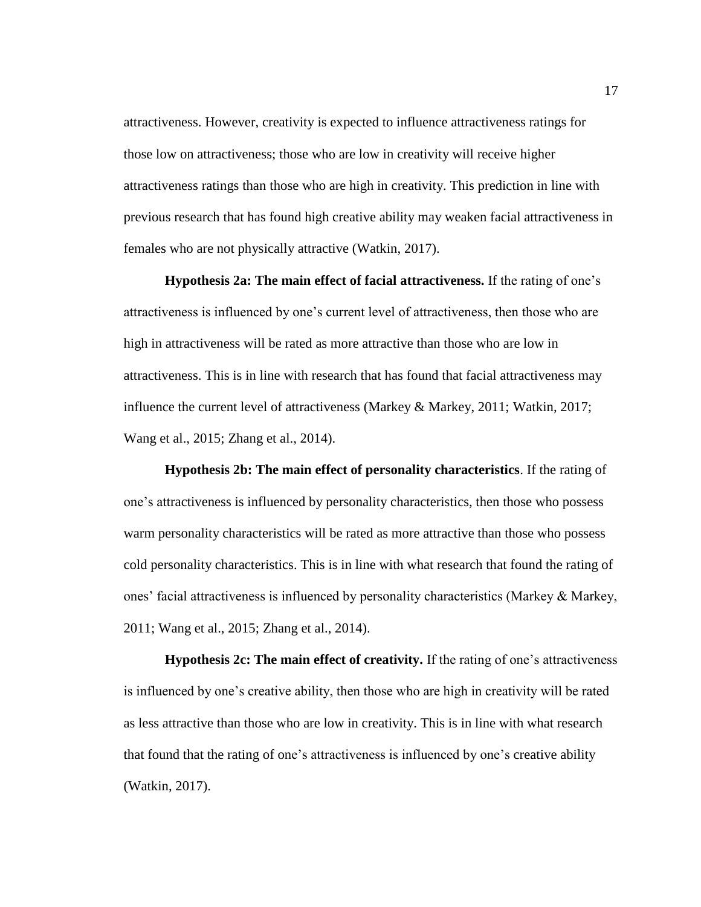attractiveness. However, creativity is expected to influence attractiveness ratings for those low on attractiveness; those who are low in creativity will receive higher attractiveness ratings than those who are high in creativity. This prediction in line with previous research that has found high creative ability may weaken facial attractiveness in females who are not physically attractive (Watkin, 2017).

**Hypothesis 2a: The main effect of facial attractiveness.** If the rating of one's attractiveness is influenced by one's current level of attractiveness, then those who are high in attractiveness will be rated as more attractive than those who are low in attractiveness. This is in line with research that has found that facial attractiveness may influence the current level of attractiveness (Markey & Markey, 2011; Watkin, 2017; Wang et al., 2015; Zhang et al., 2014).

**Hypothesis 2b: The main effect of personality characteristics**. If the rating of one's attractiveness is influenced by personality characteristics, then those who possess warm personality characteristics will be rated as more attractive than those who possess cold personality characteristics. This is in line with what research that found the rating of ones' facial attractiveness is influenced by personality characteristics (Markey & Markey, 2011; Wang et al., 2015; Zhang et al., 2014).

**Hypothesis 2c: The main effect of creativity.** If the rating of one's attractiveness is influenced by one's creative ability, then those who are high in creativity will be rated as less attractive than those who are low in creativity. This is in line with what research that found that the rating of one's attractiveness is influenced by one's creative ability (Watkin, 2017).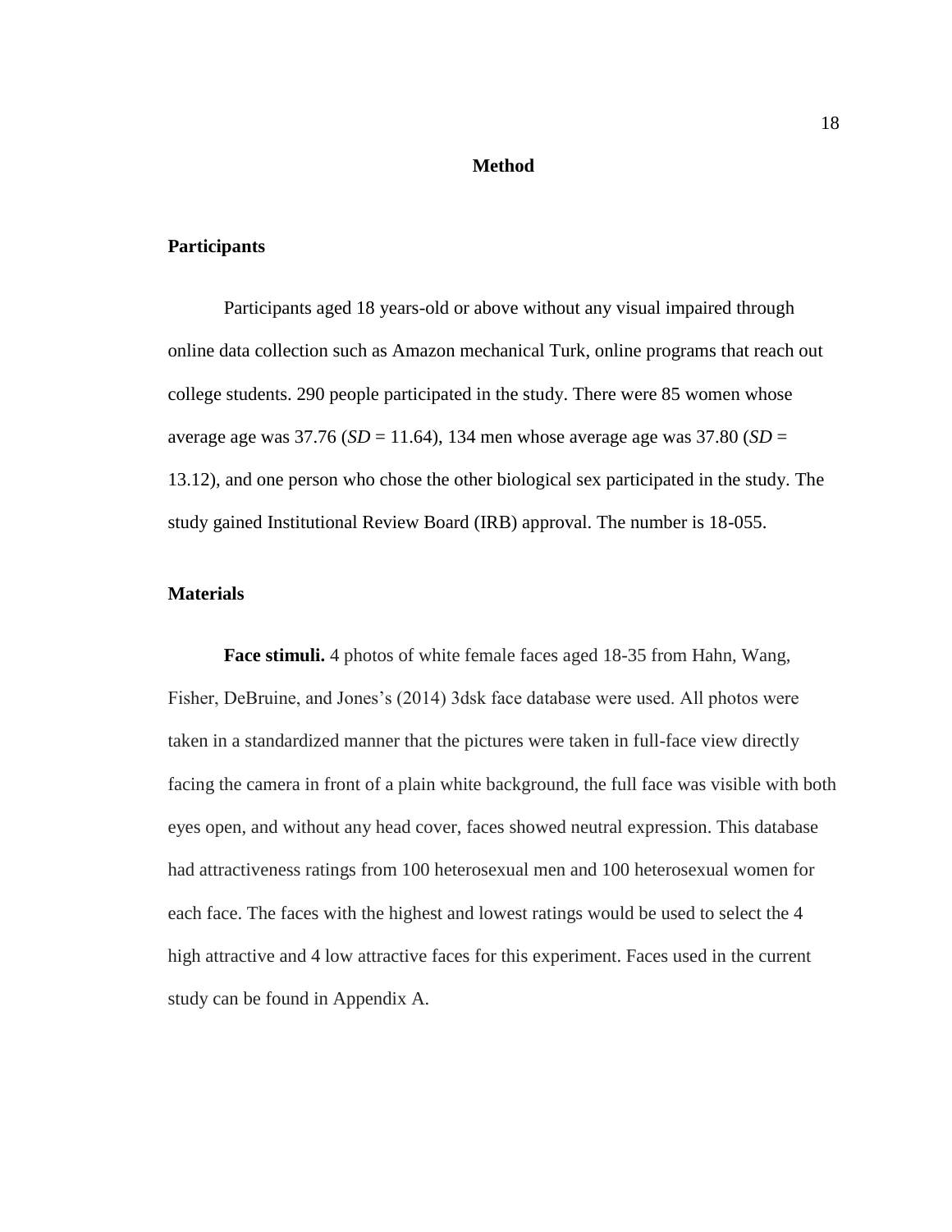# Method

## Participants

Participants aged 18 years-old or above without any visual impaired through online data collection such as Amazon mechanical Turk, online programs that reach out college students. 290 people participated in the study. There were 85 women whose average age was 37.76 (*SD* = 11.64), 134 men whose average age was 37.80 (*SD* = 13.12), and one person who chose the other biological sex participated in the study. The study gained Institutional Review Board (IRB) approval. The number is 18-055.

## Materials

**Face stimuli.** 4 photos of white female faces aged 18-35 from Hahn, Wang, Fisher, DeBruine, and Jones's (2014) 3dsk face database were used. All photos were taken in a standardized manner that the pictures were taken in full-face view directly facing the camera in front of a plain white background, the full face was visible with both eyes open, and without any head cover, faces showed neutral expression. This database had attractiveness ratings from 100 heterosexual men and 100 heterosexual women for each face. The faces with the highest and lowest ratings would be used to select the 4 high attractive and 4 low attractive faces for this experiment. Faces used in the current study can be found in Appendix A.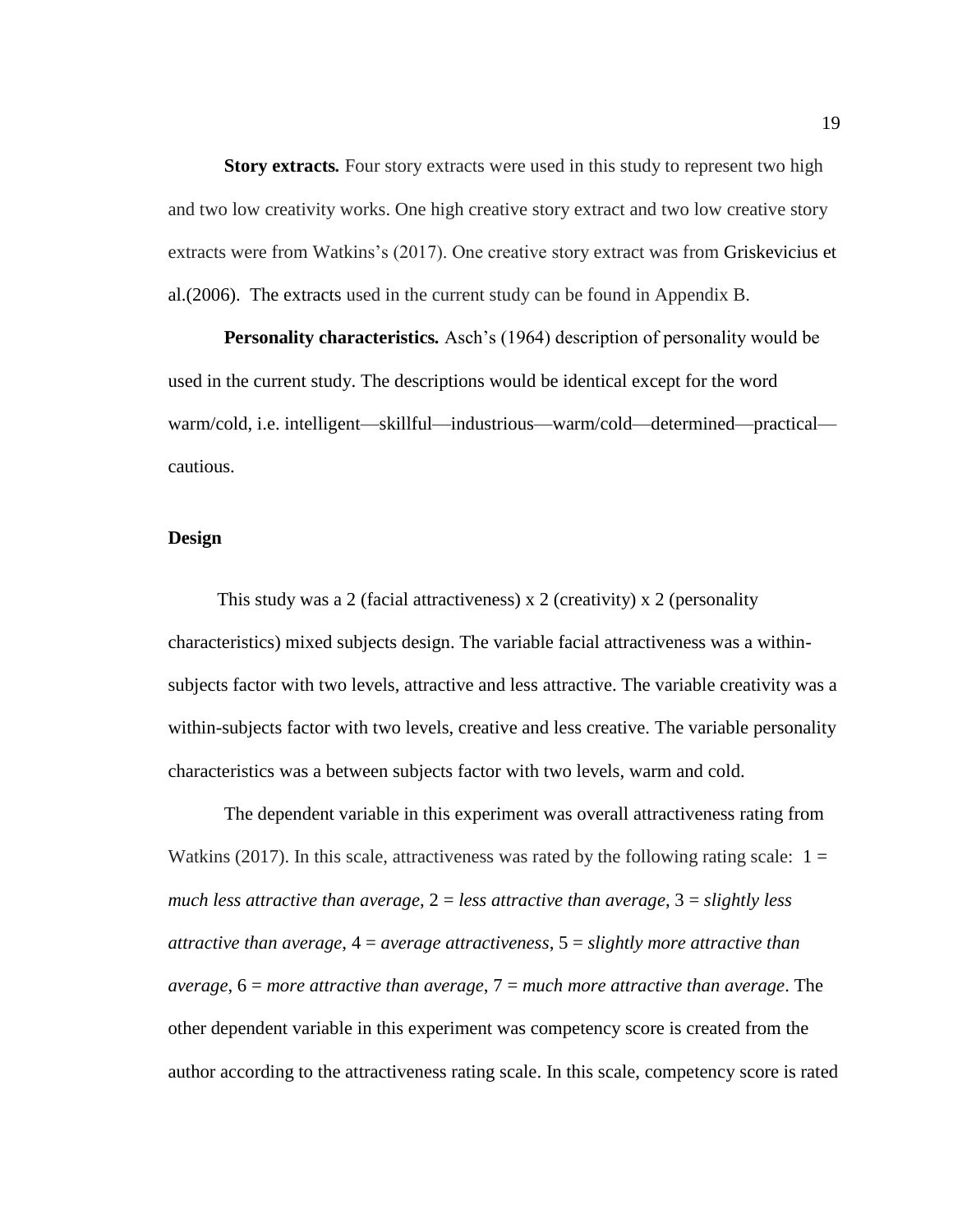**Story extracts.** Four story extracts were used in this study to represent two high and two low creativity works. One high creative story extract and two low creative story extracts were from Watkins's (2017). One creative story extract was from Griskevicius et al.(2006). The extracts used in the current study can be found in Appendix B.

**Personality characteristics.** Asch's (1964) description of personality would be used in the current study. The descriptions would be identical except for the word warm/cold, i.e. intelligent—skillful—industrious—warm/cold—determined—practical—cautious.

## Design

This study was a 2 (facial attractiveness) x 2 (creativity) x 2 (personality characteristics) mixed subjects design. The variable facial attractiveness was a within-subjects factor with two levels, attractive and less attractive. The variable creativity was a within-subjects factor with two levels, creative and less creative. The variable personality characteristics was a between subjects factor with two levels, warm and cold.

The dependent variable in this experiment was overall attractiveness rating from Watkins (2017). In this scale, attractiveness was rated by the following rating scale: 1 = *much less attractive than average*, 2 = *less attractive than average*, 3 = *slightly less attractive than average*, 4 = *average attractiveness*, 5 = *slightly more attractive than average*, 6 = *more attractive than average*, 7 = *much more attractive than average*. The other dependent variable in this experiment was competency score is created from the author according to the attractiveness rating scale. In this scale, competency score is rated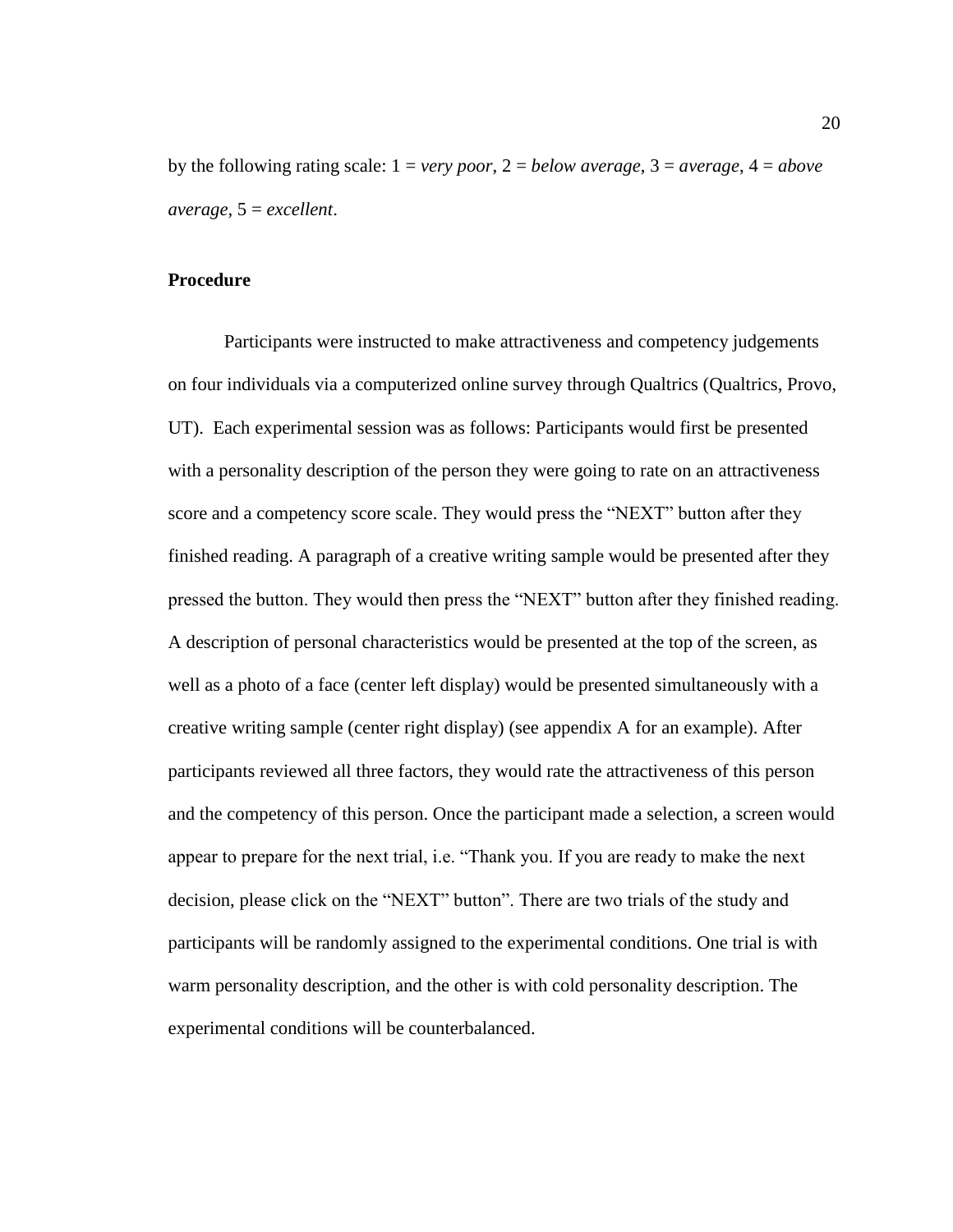by the following rating scale: 1 = *very poor*, 2 = *below average*, 3 = *average*, 4 = *above average*, 5 = *excellent*.

**Procedure**

Participants were instructed to make attractiveness and competency judgements on four individuals via a computerized online survey through Qualtrics (Qualtrics, Provo, UT). Each experimental session was as follows: Participants would first be presented with a personality description of the person they were going to rate on an attractiveness score and a competency score scale. They would press the "NEXT" button after they finished reading. A paragraph of a creative writing sample would be presented after they pressed the button. They would then press the "NEXT" button after they finished reading. A description of personal characteristics would be presented at the top of the screen, as well as a photo of a face (center left display) would be presented simultaneously with a creative writing sample (center right display) (see appendix A for an example). After participants reviewed all three factors, they would rate the attractiveness of this person and the competency of this person. Once the participant made a selection, a screen would appear to prepare for the next trial, i.e. "Thank you. If you are ready to make the next decision, please click on the "NEXT" button". There are two trials of the study and participants will be randomly assigned to the experimental conditions. One trial is with warm personality description, and the other is with cold personality description. The experimental conditions will be counterbalanced.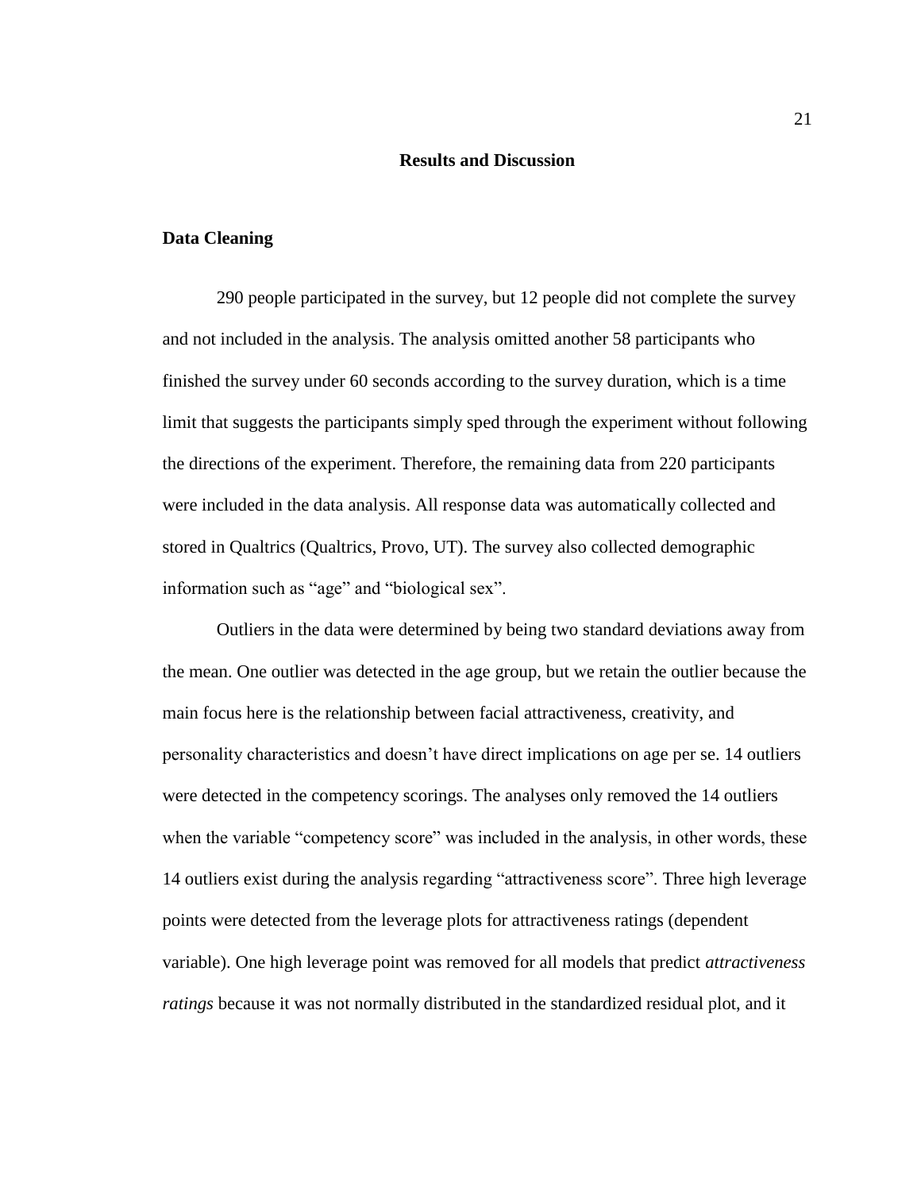# Results and Discussion

## Data Cleaning

290 people participated in the survey, but 12 people did not complete the survey and not included in the analysis. The analysis omitted another 58 participants who finished the survey under 60 seconds according to the survey duration, which is a time limit that suggests the participants simply sped through the experiment without following the directions of the experiment. Therefore, the remaining data from 220 participants were included in the data analysis. All response data was automatically collected and stored in Qualtrics (Qualtrics, Provo, UT). The survey also collected demographic information such as "age" and "biological sex".

Outliers in the data were determined by being two standard deviations away from the mean. One outlier was detected in the age group, but we retain the outlier because the main focus here is the relationship between facial attractiveness, creativity, and personality characteristics and doesn't have direct implications on age per se. 14 outliers were detected in the competency scorings. The analyses only removed the 14 outliers when the variable "competency score" was included in the analysis, in other words, these 14 outliers exist during the analysis regarding "attractiveness score". Three high leverage points were detected from the leverage plots for attractiveness ratings (dependent variable). One high leverage point was removed for all models that predict *attractiveness ratings* because it was not normally distributed in the standardized residual plot, and it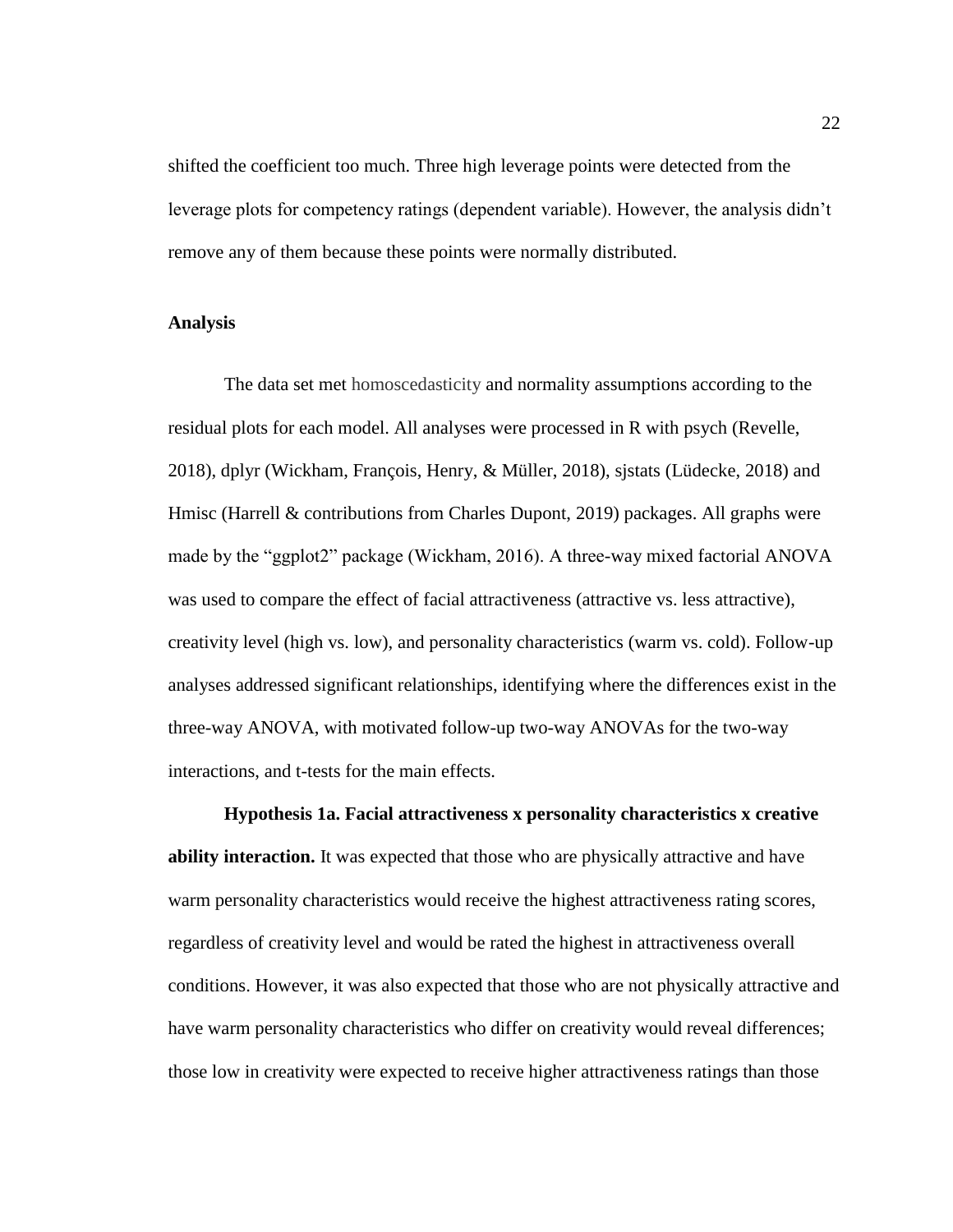shifted the coefficient too much. Three high leverage points were detected from the leverage plots for competency ratings (dependent variable). However, the analysis didn't remove any of them because these points were normally distributed.

### Analysis

The data set met homoscedasticity and normality assumptions according to the residual plots for each model. All analyses were processed in R with psych (Revelle, 2018), dplyr (Wickham, François, Henry, & Müller, 2018), sjstats (Lüdecke, 2018) and Hmisc (Harrell & contributions from Charles Dupont, 2019) packages. All graphs were made by the "ggplot2" package (Wickham, 2016). A three-way mixed factorial ANOVA was used to compare the effect of facial attractiveness (attractive vs. less attractive), creativity level (high vs. low), and personality characteristics (warm vs. cold). Follow-up analyses addressed significant relationships, identifying where the differences exist in the three-way ANOVA, with motivated follow-up two-way ANOVAs for the two-way interactions, and t-tests for the main effects.

**Hypothesis 1a. Facial attractiveness x personality characteristics x creative ability interaction.** It was expected that those who are physically attractive and have warm personality characteristics would receive the highest attractiveness rating scores, regardless of creativity level and would be rated the highest in attractiveness overall conditions. However, it was also expected that those who are not physically attractive and have warm personality characteristics who differ on creativity would reveal differences; those low in creativity were expected to receive higher attractiveness ratings than those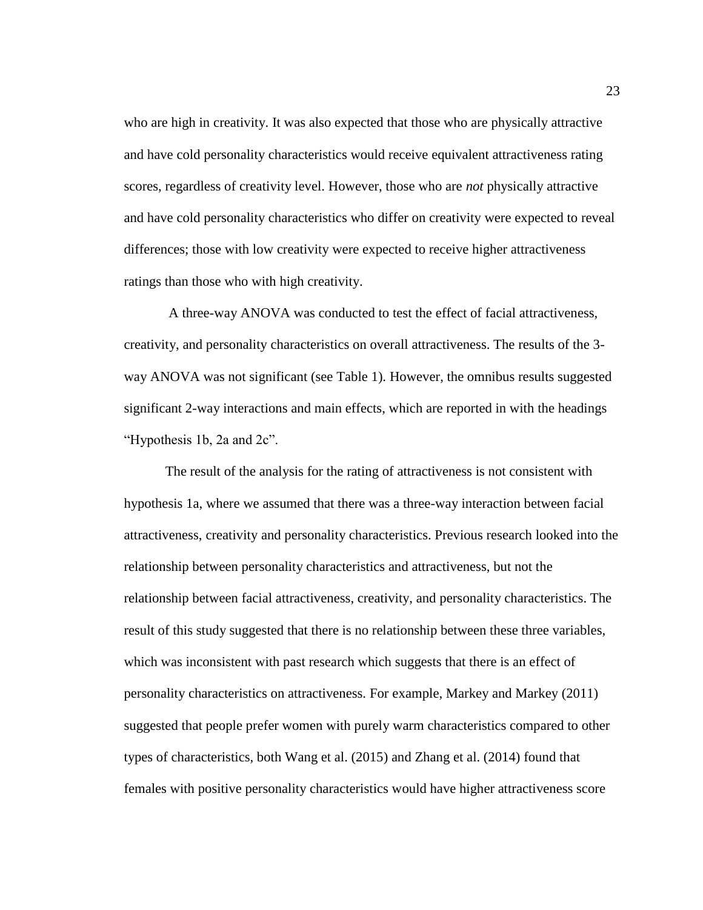who are high in creativity. It was also expected that those who are physically attractive and have cold personality characteristics would receive equivalent attractiveness rating scores, regardless of creativity level. However, those who are *not* physically attractive and have cold personality characteristics who differ on creativity were expected to reveal differences; those with low creativity were expected to receive higher attractiveness ratings than those who with high creativity.

A three-way ANOVA was conducted to test the effect of facial attractiveness, creativity, and personality characteristics on overall attractiveness. The results of the 3-way ANOVA was not significant (see Table 1). However, the omnibus results suggested significant 2-way interactions and main effects, which are reported in with the headings "Hypothesis 1b, 2a and 2c".

The result of the analysis for the rating of attractiveness is not consistent with hypothesis 1a, where we assumed that there was a three-way interaction between facial attractiveness, creativity and personality characteristics. Previous research looked into the relationship between personality characteristics and attractiveness, but not the relationship between facial attractiveness, creativity, and personality characteristics. The result of this study suggested that there is no relationship between these three variables, which was inconsistent with past research which suggests that there is an effect of personality characteristics on attractiveness. For example, Markey and Markey (2011) suggested that people prefer women with purely warm characteristics compared to other types of characteristics, both Wang et al. (2015) and Zhang et al. (2014) found that females with positive personality characteristics would have higher attractiveness score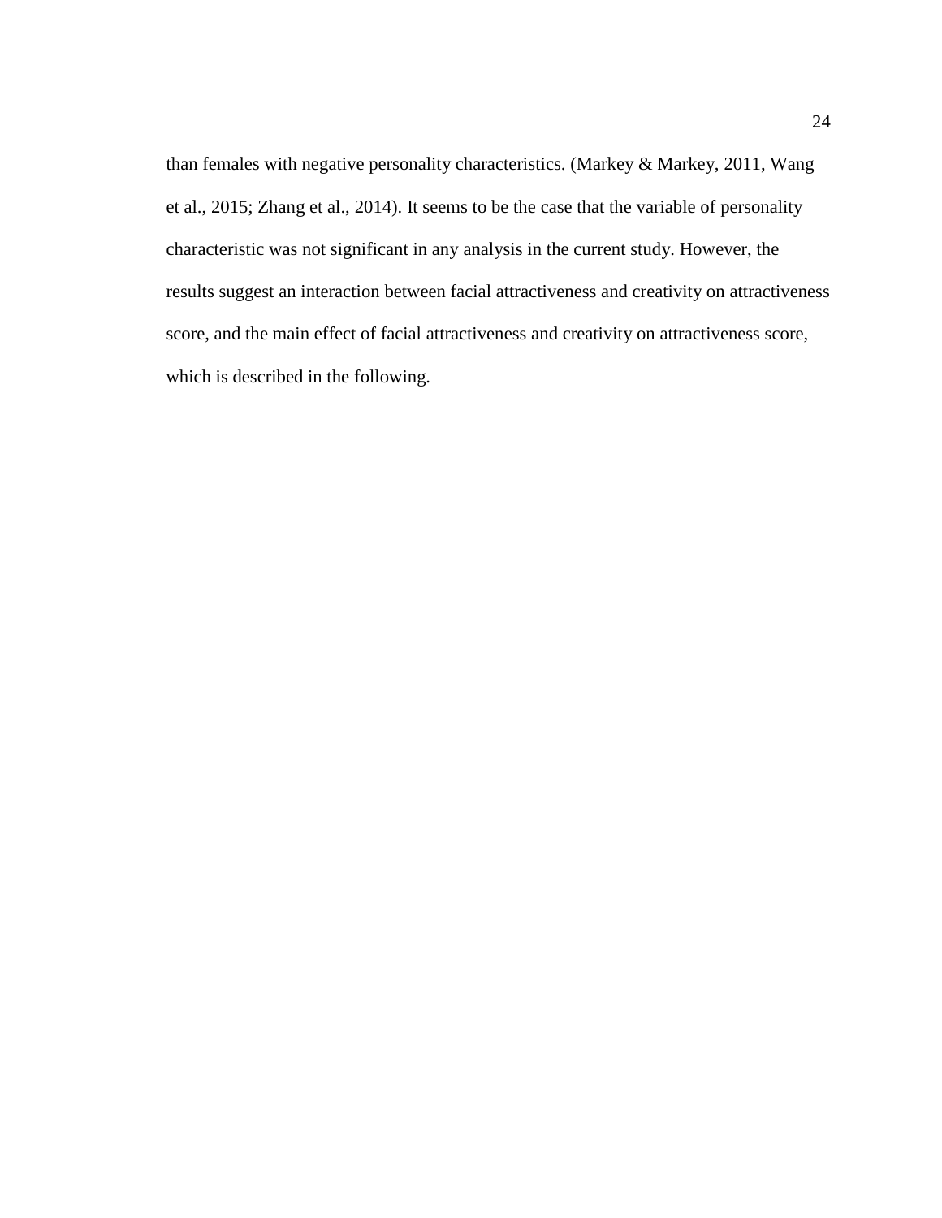than females with negative personality characteristics. (Markey & Markey, 2011, Wang et al., 2015; Zhang et al., 2014). It seems to be the case that the variable of personality characteristic was not significant in any analysis in the current study. However, the results suggest an interaction between facial attractiveness and creativity on attractiveness score, and the main effect of facial attractiveness and creativity on attractiveness score, which is described in the following.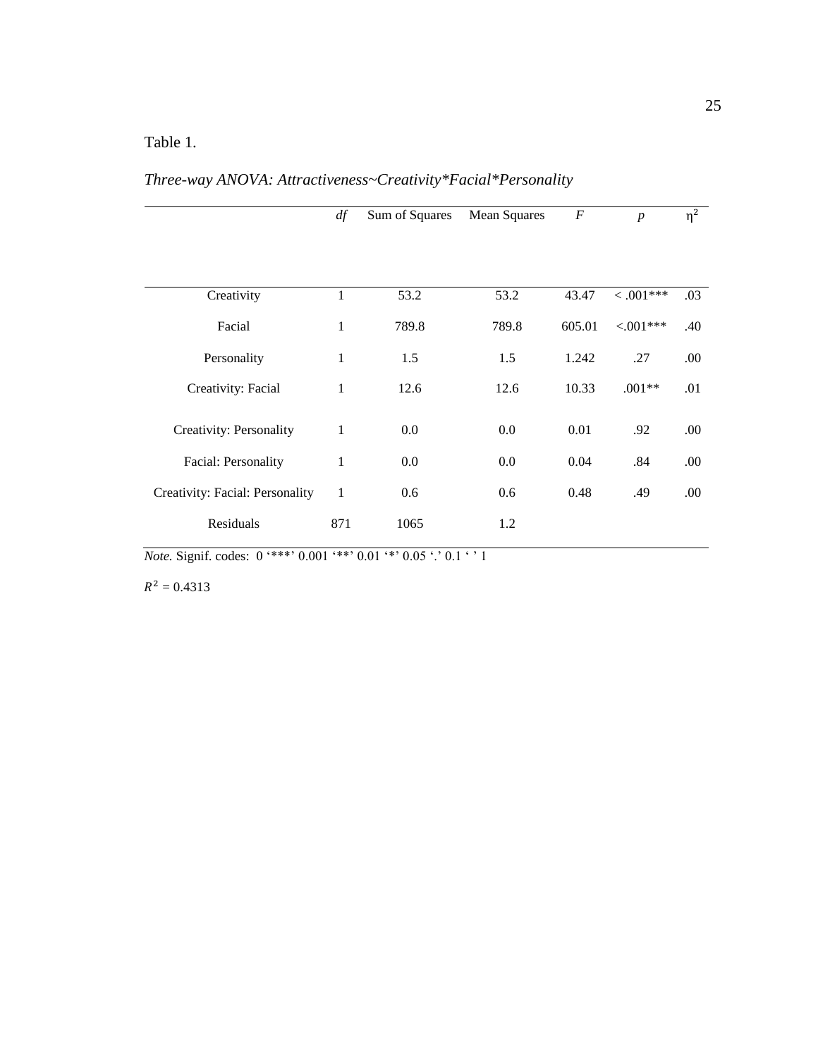Table 1.

*Three-way ANOVA: Attractiveness~Creativity*Facial*Personality*

| | *df* | Sum of Squares | Mean Squares | *F* | *p* | $\eta^2$ |
|---|---|---|---|---|---|---|
| Creativity | 1 | 53.2 | 53.2 | 43.47 | < .001*** | .03 |
| Facial | 1 | 789.8 | 789.8 | 605.01 | <.001*** | .40 |
| Personality | 1 | 1.5 | 1.5 | 1.242 | .27 | .00 |
| Creativity: Facial | 1 | 12.6 | 12.6 | 10.33 | .001** | .01 |
| Creativity: Personality | 1 | 0.0 | 0.0 | 0.01 | .92 | .00 |
| Facial: Personality | 1 | 0.0 | 0.0 | 0.04 | .84 | .00 |
| Creativity: Facial: Personality | 1 | 0.6 | 0.6 | 0.48 | .49 | .00 |
| Residuals | 871 | 1065 | 1.2 | | | |

*Note.* Signif. codes: 0 '***' 0.001 '**' 0.01 '*' 0.05 '.' 0.1 ' ' 1

$R^2$ = 0.4313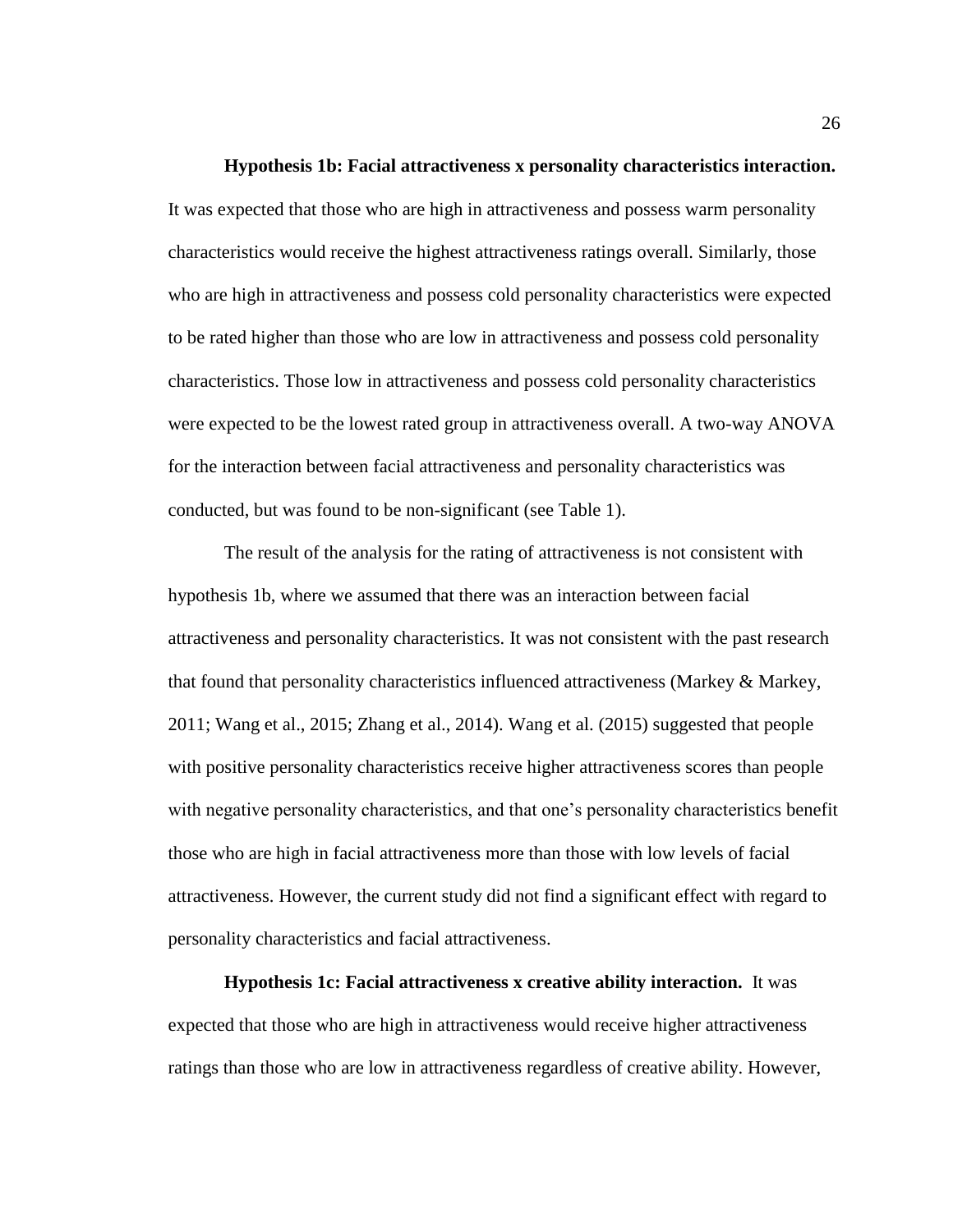**Hypothesis 1b: Facial attractiveness x personality characteristics interaction.** It was expected that those who are high in attractiveness and possess warm personality characteristics would receive the highest attractiveness ratings overall. Similarly, those who are high in attractiveness and possess cold personality characteristics were expected to be rated higher than those who are low in attractiveness and possess cold personality characteristics. Those low in attractiveness and possess cold personality characteristics were expected to be the lowest rated group in attractiveness overall. A two-way ANOVA for the interaction between facial attractiveness and personality characteristics was conducted, but was found to be non-significant (see Table 1).

The result of the analysis for the rating of attractiveness is not consistent with hypothesis 1b, where we assumed that there was an interaction between facial attractiveness and personality characteristics. It was not consistent with the past research that found that personality characteristics influenced attractiveness (Markey & Markey, 2011; Wang et al., 2015; Zhang et al., 2014). Wang et al. (2015) suggested that people with positive personality characteristics receive higher attractiveness scores than people with negative personality characteristics, and that one's personality characteristics benefit those who are high in facial attractiveness more than those with low levels of facial attractiveness. However, the current study did not find a significant effect with regard to personality characteristics and facial attractiveness.

**Hypothesis 1c: Facial attractiveness x creative ability interaction.** It was expected that those who are high in attractiveness would receive higher attractiveness ratings than those who are low in attractiveness regardless of creative ability. However,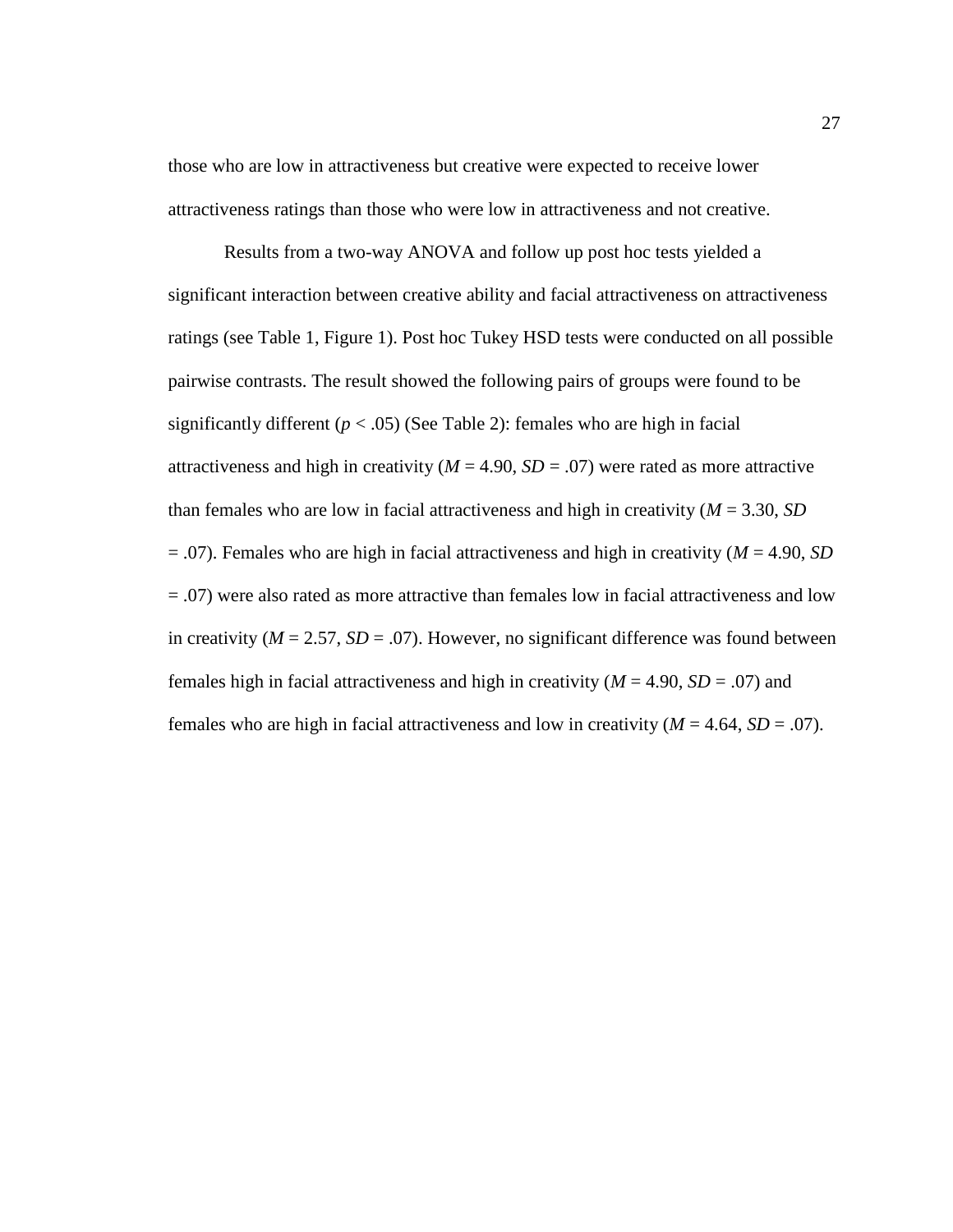those who are low in attractiveness but creative were expected to receive lower attractiveness ratings than those who were low in attractiveness and not creative.

Results from a two-way ANOVA and follow up post hoc tests yielded a significant interaction between creative ability and facial attractiveness on attractiveness ratings (see Table 1, Figure 1). Post hoc Tukey HSD tests were conducted on all possible pairwise contrasts. The result showed the following pairs of groups were found to be significantly different ($p < .05$) (See Table 2): females who are high in facial attractiveness and high in creativity ($M = 4.90$, $SD = .07$) were rated as more attractive than females who are low in facial attractiveness and high in creativity ($M = 3.30$, $SD = .07$). Females who are high in facial attractiveness and high in creativity ($M = 4.90$, $SD = .07$) were also rated as more attractive than females low in facial attractiveness and low in creativity ($M = 2.57$, $SD = .07$). However, no significant difference was found between females high in facial attractiveness and high in creativity ($M = 4.90$, $SD = .07$) and females who are high in facial attractiveness and low in creativity ($M = 4.64$, $SD = .07$).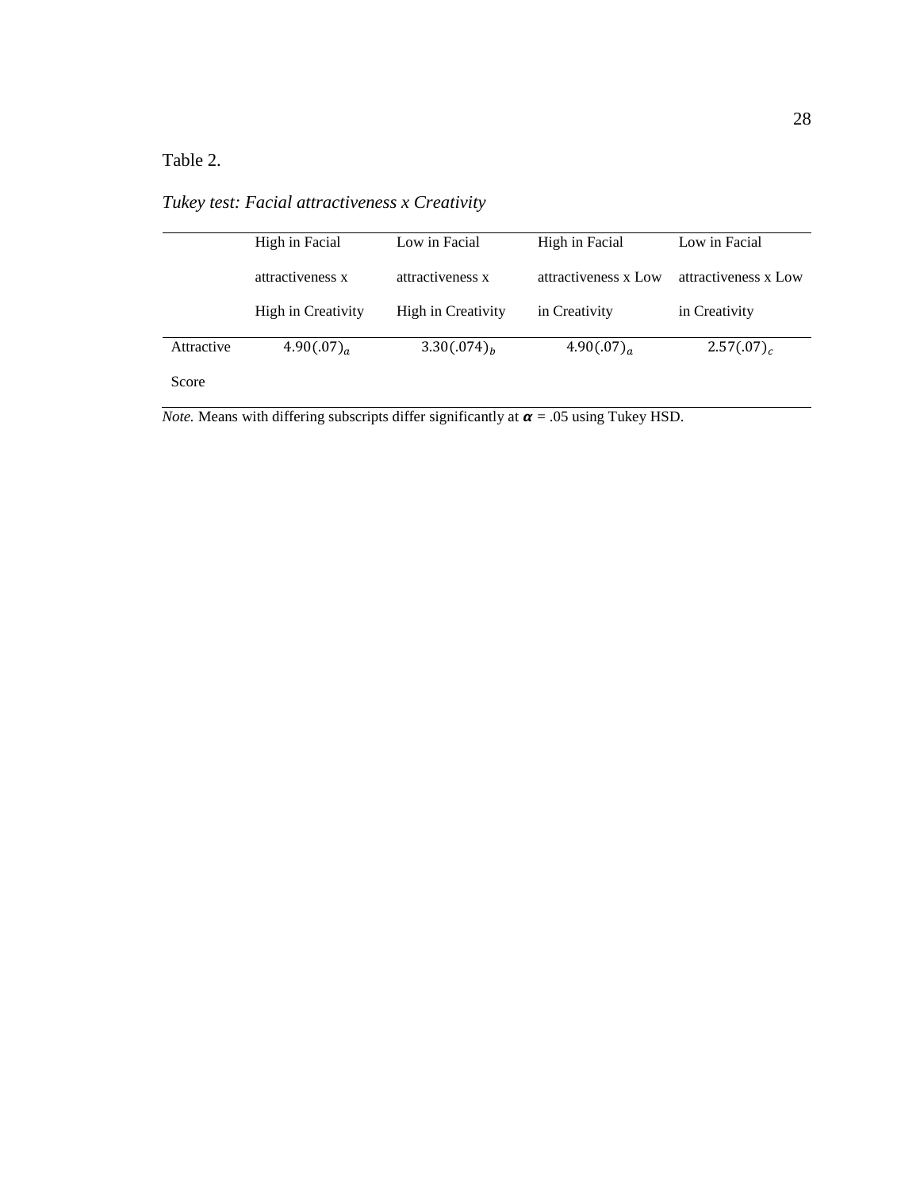Table 2.

*Tukey test: Facial attractiveness x Creativity*

| | High in Facial attractiveness x High in Creativity | Low in Facial attractiveness x High in Creativity | High in Facial attractiveness x Low in Creativity | Low in Facial attractiveness x Low in Creativity |
|---|---|---|---|---|
| Attractive Score | $4.90(.07)_a$ | $3.30(.074)_b$ | $4.90(.07)_a$ | $2.57(.07)_c$ |

*Note.* Means with differing subscripts differ significantly at $\boldsymbol{\alpha}$ = .05 using Tukey HSD.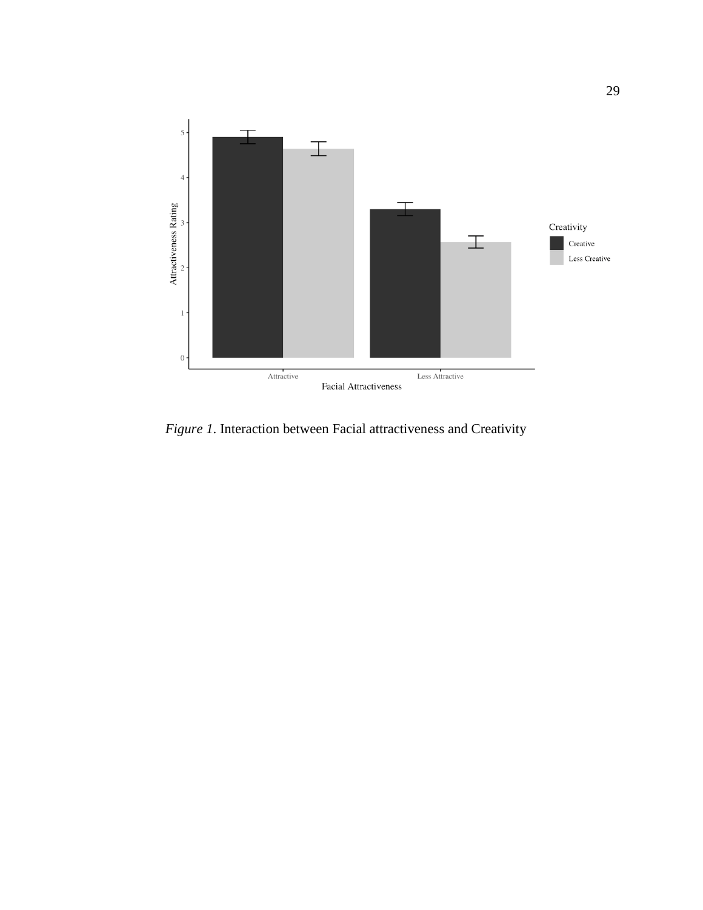*Figure 1*. Interaction between Facial attractiveness and Creativity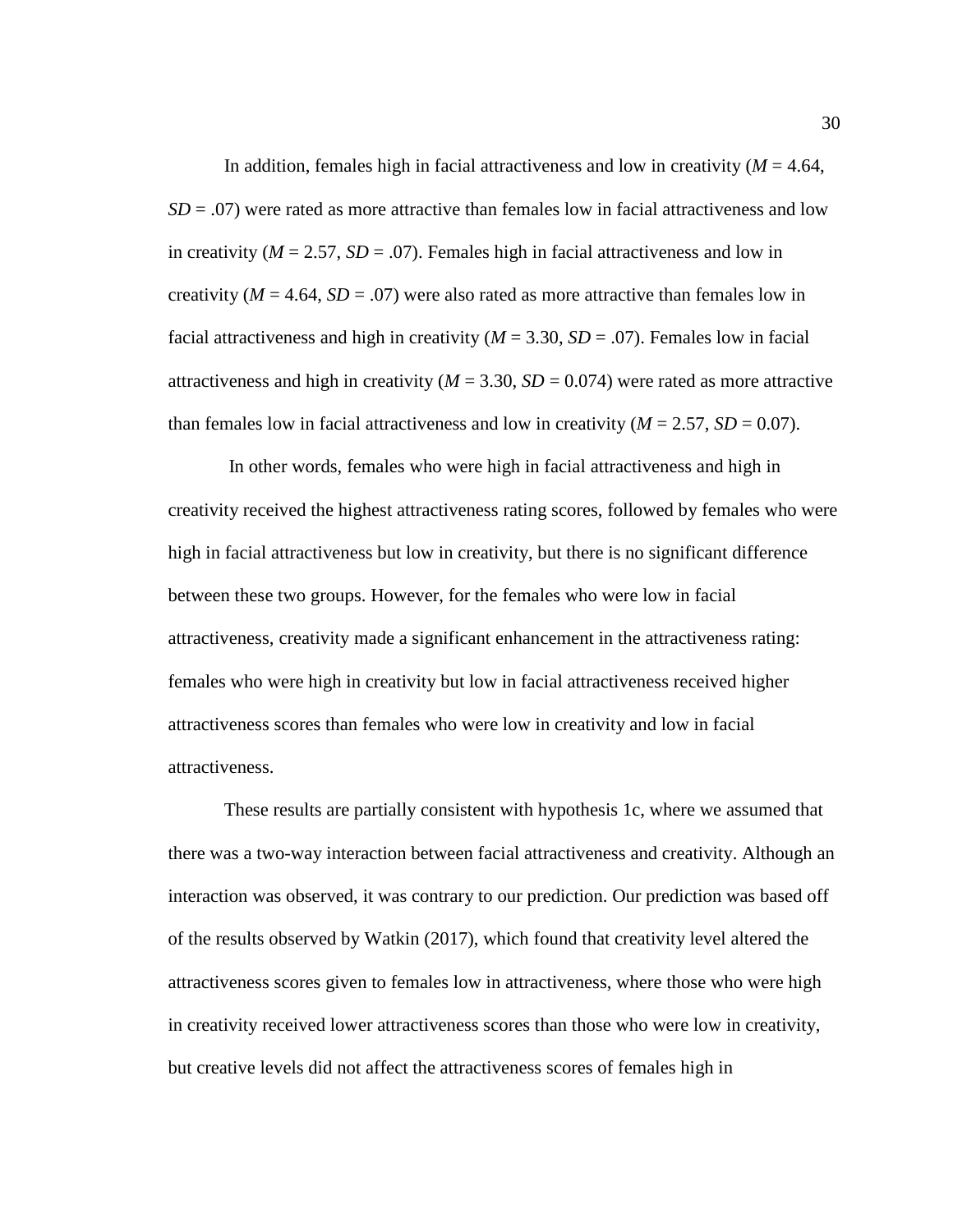In addition, females high in facial attractiveness and low in creativity ($M$ = 4.64, $SD$ = .07) were rated as more attractive than females low in facial attractiveness and low in creativity ($M$ = 2.57, $SD$ = .07). Females high in facial attractiveness and low in creativity ($M$ = 4.64, $SD$ = .07) were also rated as more attractive than females low in facial attractiveness and high in creativity ($M$ = 3.30, $SD$ = .07). Females low in facial attractiveness and high in creativity ($M$ = 3.30, $SD$ = 0.074) were rated as more attractive than females low in facial attractiveness and low in creativity ($M$ = 2.57, $SD$ = 0.07).

In other words, females who were high in facial attractiveness and high in creativity received the highest attractiveness rating scores, followed by females who were high in facial attractiveness but low in creativity, but there is no significant difference between these two groups. However, for the females who were low in facial attractiveness, creativity made a significant enhancement in the attractiveness rating: females who were high in creativity but low in facial attractiveness received higher attractiveness scores than females who were low in creativity and low in facial attractiveness.

These results are partially consistent with hypothesis 1c, where we assumed that there was a two-way interaction between facial attractiveness and creativity. Although an interaction was observed, it was contrary to our prediction. Our prediction was based off of the results observed by Watkin (2017), which found that creativity level altered the attractiveness scores given to females low in attractiveness, where those who were high in creativity received lower attractiveness scores than those who were low in creativity, but creative levels did not affect the attractiveness scores of females high in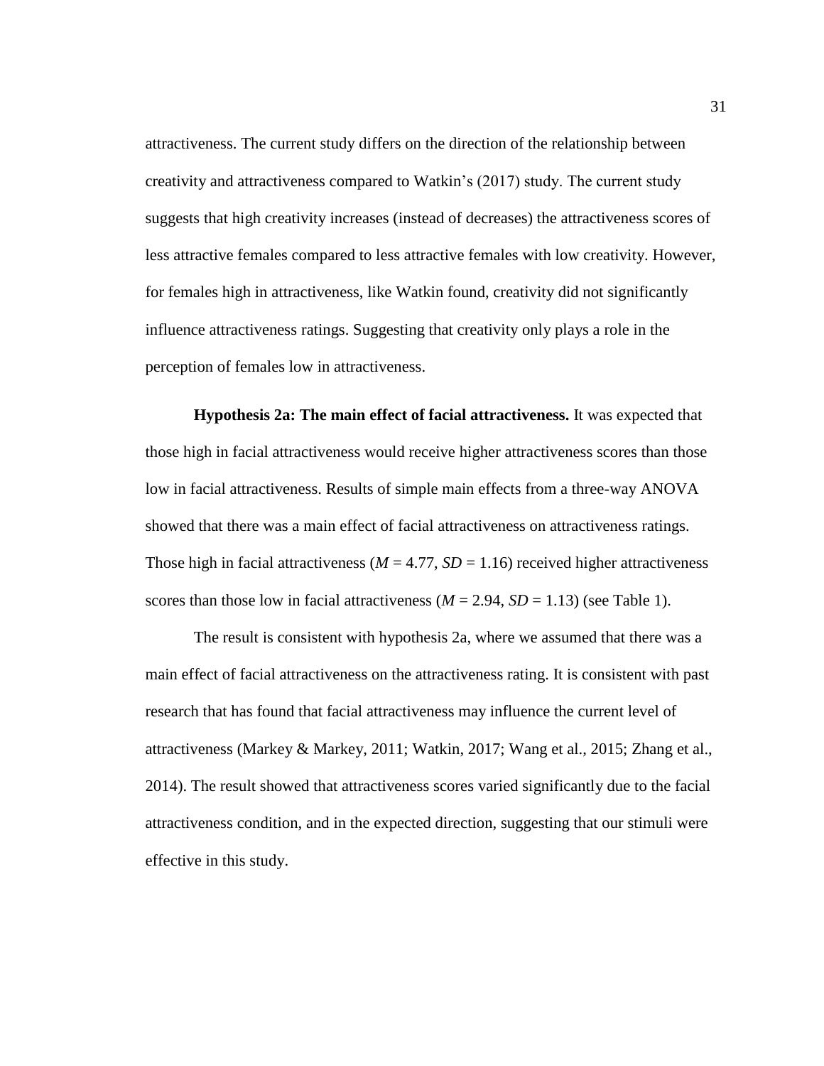attractiveness. The current study differs on the direction of the relationship between creativity and attractiveness compared to Watkin's (2017) study. The current study suggests that high creativity increases (instead of decreases) the attractiveness scores of less attractive females compared to less attractive females with low creativity. However, for females high in attractiveness, like Watkin found, creativity did not significantly influence attractiveness ratings. Suggesting that creativity only plays a role in the perception of females low in attractiveness.

**Hypothesis 2a: The main effect of facial attractiveness.** It was expected that those high in facial attractiveness would receive higher attractiveness scores than those low in facial attractiveness. Results of simple main effects from a three-way ANOVA showed that there was a main effect of facial attractiveness on attractiveness ratings. Those high in facial attractiveness ($M$ = 4.77, $SD$ = 1.16) received higher attractiveness scores than those low in facial attractiveness ($M$ = 2.94, $SD$ = 1.13) (see Table 1).

The result is consistent with hypothesis 2a, where we assumed that there was a main effect of facial attractiveness on the attractiveness rating. It is consistent with past research that has found that facial attractiveness may influence the current level of attractiveness (Markey & Markey, 2011; Watkin, 2017; Wang et al., 2015; Zhang et al., 2014). The result showed that attractiveness scores varied significantly due to the facial attractiveness condition, and in the expected direction, suggesting that our stimuli were effective in this study.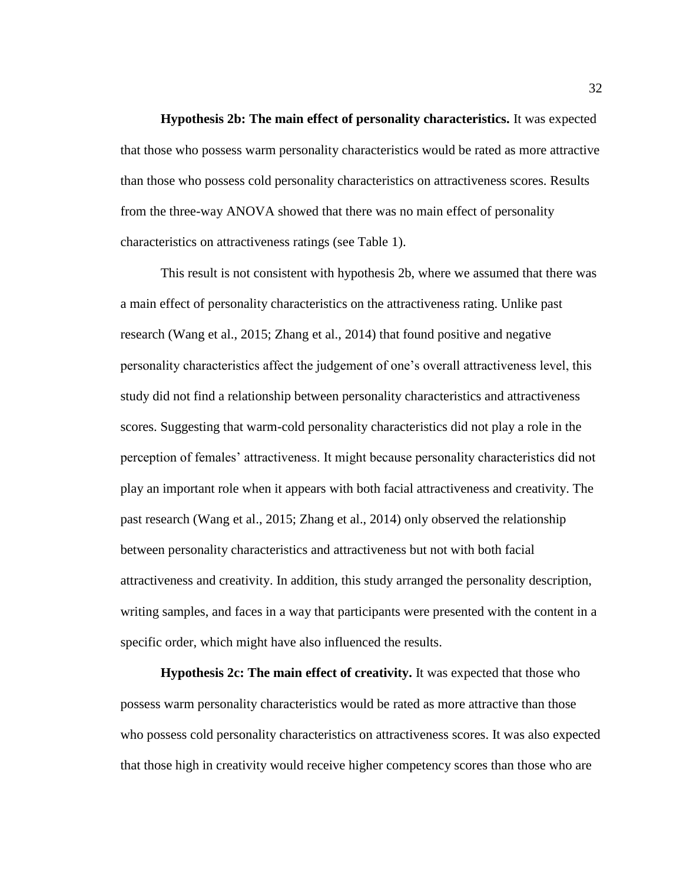**Hypothesis 2b: The main effect of personality characteristics.** It was expected that those who possess warm personality characteristics would be rated as more attractive than those who possess cold personality characteristics on attractiveness scores. Results from the three-way ANOVA showed that there was no main effect of personality characteristics on attractiveness ratings (see Table 1).

This result is not consistent with hypothesis 2b, where we assumed that there was a main effect of personality characteristics on the attractiveness rating. Unlike past research (Wang et al., 2015; Zhang et al., 2014) that found positive and negative personality characteristics affect the judgement of one's overall attractiveness level, this study did not find a relationship between personality characteristics and attractiveness scores. Suggesting that warm-cold personality characteristics did not play a role in the perception of females' attractiveness. It might because personality characteristics did not play an important role when it appears with both facial attractiveness and creativity. The past research (Wang et al., 2015; Zhang et al., 2014) only observed the relationship between personality characteristics and attractiveness but not with both facial attractiveness and creativity. In addition, this study arranged the personality description, writing samples, and faces in a way that participants were presented with the content in a specific order, which might have also influenced the results.

**Hypothesis 2c: The main effect of creativity.** It was expected that those who possess warm personality characteristics would be rated as more attractive than those who possess cold personality characteristics on attractiveness scores. It was also expected that those high in creativity would receive higher competency scores than those who are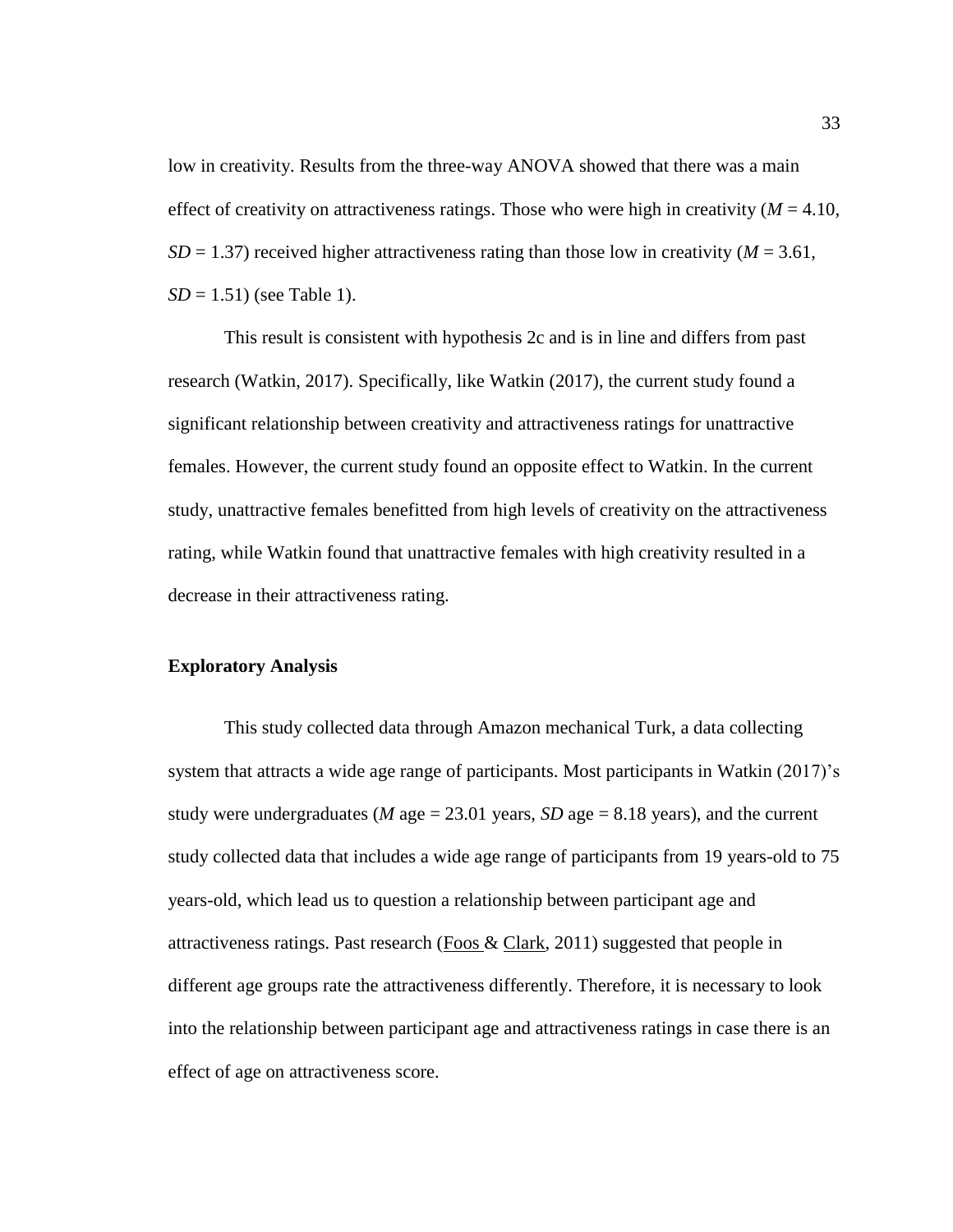low in creativity. Results from the three-way ANOVA showed that there was a main effect of creativity on attractiveness ratings. Those who were high in creativity ($M$ = 4.10, $SD$ = 1.37) received higher attractiveness rating than those low in creativity ($M$ = 3.61, $SD$ = 1.51) (see Table 1).

This result is consistent with hypothesis 2c and is in line and differs from past research (Watkin, 2017). Specifically, like Watkin (2017), the current study found a significant relationship between creativity and attractiveness ratings for unattractive females. However, the current study found an opposite effect to Watkin. In the current study, unattractive females benefitted from high levels of creativity on the attractiveness rating, while Watkin found that unattractive females with high creativity resulted in a decrease in their attractiveness rating.

### Exploratory Analysis

This study collected data through Amazon mechanical Turk, a data collecting system that attracts a wide age range of participants. Most participants in Watkin (2017)'s study were undergraduates ($M$ age = 23.01 years, $SD$ age = 8.18 years), and the current study collected data that includes a wide age range of participants from 19 years-old to 75 years-old, which lead us to question a relationship between participant age and attractiveness ratings. Past research (Foos & Clark, 2011) suggested that people in different age groups rate the attractiveness differently. Therefore, it is necessary to look into the relationship between participant age and attractiveness ratings in case there is an effect of age on attractiveness score.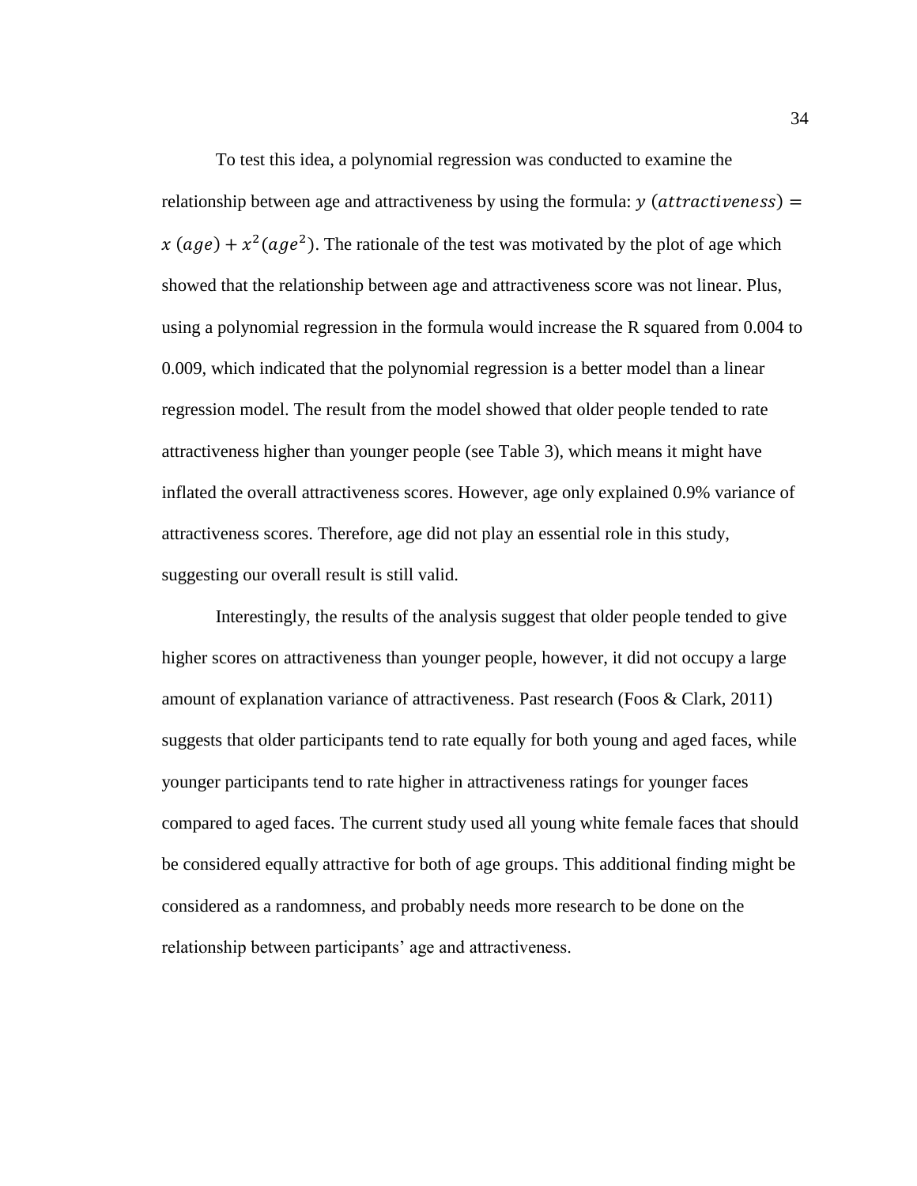To test this idea, a polynomial regression was conducted to examine the relationship between age and attractiveness by using the formula: $y\ (attractiveness) = x\ (age) + x^2(age^2)$. The rationale of the test was motivated by the plot of age which showed that the relationship between age and attractiveness score was not linear. Plus, using a polynomial regression in the formula would increase the R squared from 0.004 to 0.009, which indicated that the polynomial regression is a better model than a linear regression model. The result from the model showed that older people tended to rate attractiveness higher than younger people (see Table 3), which means it might have inflated the overall attractiveness scores. However, age only explained 0.9% variance of attractiveness scores. Therefore, age did not play an essential role in this study, suggesting our overall result is still valid.

Interestingly, the results of the analysis suggest that older people tended to give higher scores on attractiveness than younger people, however, it did not occupy a large amount of explanation variance of attractiveness. Past research (Foos & Clark, 2011) suggests that older participants tend to rate equally for both young and aged faces, while younger participants tend to rate higher in attractiveness ratings for younger faces compared to aged faces. The current study used all young white female faces that should be considered equally attractive for both of age groups. This additional finding might be considered as a randomness, and probably needs more research to be done on the relationship between participants' age and attractiveness.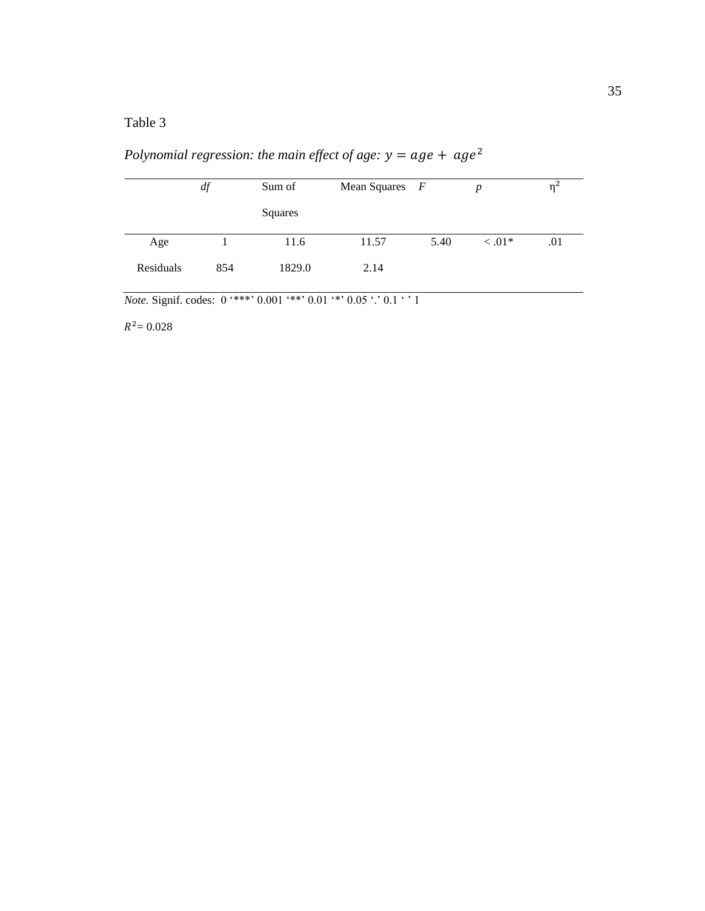Table 3

*Polynomial regression: the main effect of age:* $y = age + \ age^2$

| | *df* | Sum of Squares | Mean Squares | *F* | *p* | $\eta^2$ |
|---|---|---|---|---|---|---|
| Age | 1 | 11.6 | 11.57 | 5.40 | < .01* | .01 |
| Residuals | 854 | 1829.0 | 2.14 | | | |

*Note.* Signif. codes: 0 '***' 0.001 '**' 0.01 '*' 0.05 '.' 0.1 ' ' 1

$R^2$= 0.028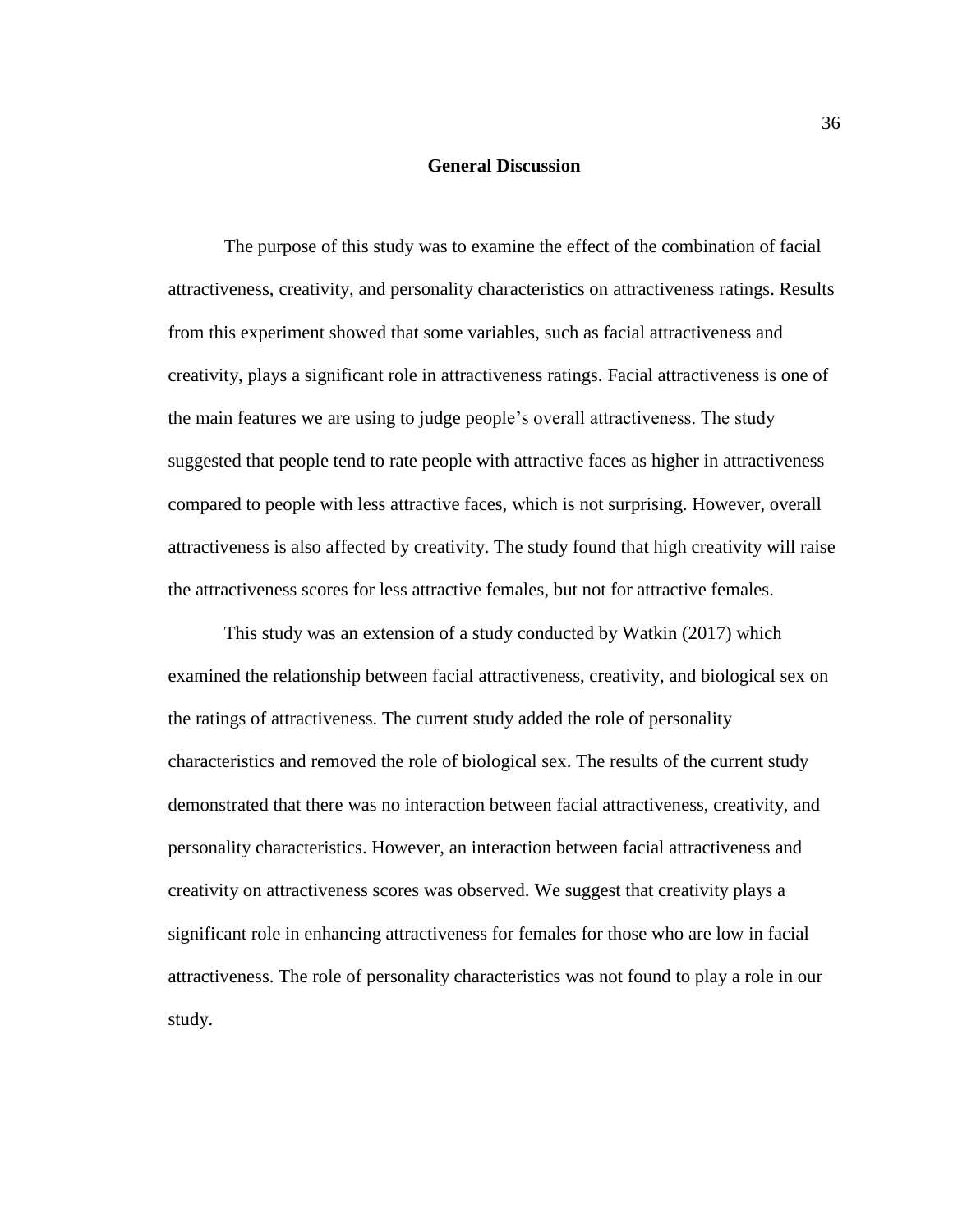## General Discussion

The purpose of this study was to examine the effect of the combination of facial attractiveness, creativity, and personality characteristics on attractiveness ratings. Results from this experiment showed that some variables, such as facial attractiveness and creativity, plays a significant role in attractiveness ratings. Facial attractiveness is one of the main features we are using to judge people's overall attractiveness. The study suggested that people tend to rate people with attractive faces as higher in attractiveness compared to people with less attractive faces, which is not surprising. However, overall attractiveness is also affected by creativity. The study found that high creativity will raise the attractiveness scores for less attractive females, but not for attractive females.

This study was an extension of a study conducted by Watkin (2017) which examined the relationship between facial attractiveness, creativity, and biological sex on the ratings of attractiveness. The current study added the role of personality characteristics and removed the role of biological sex. The results of the current study demonstrated that there was no interaction between facial attractiveness, creativity, and personality characteristics. However, an interaction between facial attractiveness and creativity on attractiveness scores was observed. We suggest that creativity plays a significant role in enhancing attractiveness for females for those who are low in facial attractiveness. The role of personality characteristics was not found to play a role in our study.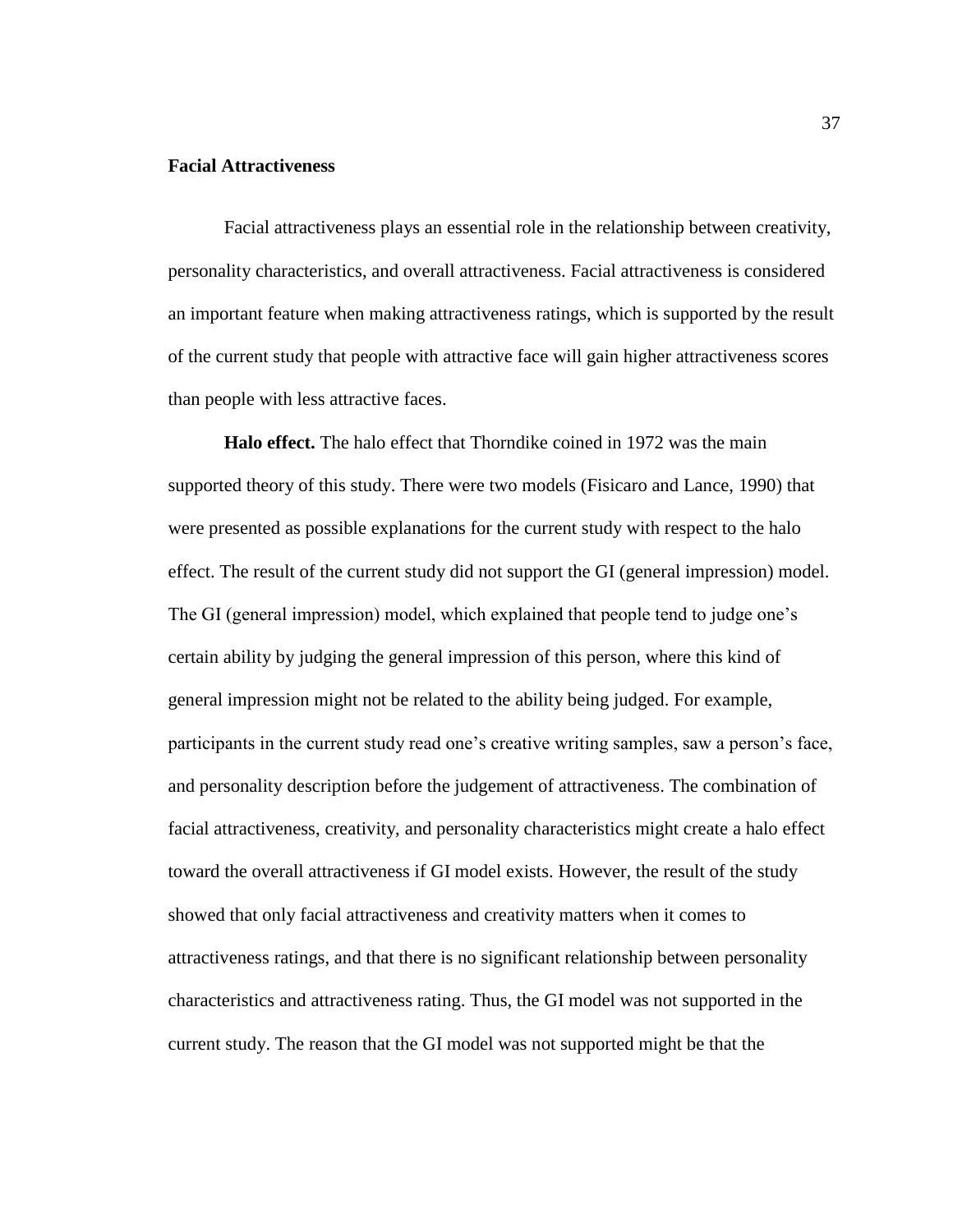## Facial Attractiveness

Facial attractiveness plays an essential role in the relationship between creativity, personality characteristics, and overall attractiveness. Facial attractiveness is considered an important feature when making attractiveness ratings, which is supported by the result of the current study that people with attractive face will gain higher attractiveness scores than people with less attractive faces.

**Halo effect.** The halo effect that Thorndike coined in 1972 was the main supported theory of this study. There were two models (Fisicaro and Lance, 1990) that were presented as possible explanations for the current study with respect to the halo effect. The result of the current study did not support the GI (general impression) model. The GI (general impression) model, which explained that people tend to judge one's certain ability by judging the general impression of this person, where this kind of general impression might not be related to the ability being judged. For example, participants in the current study read one's creative writing samples, saw a person's face, and personality description before the judgement of attractiveness. The combination of facial attractiveness, creativity, and personality characteristics might create a halo effect toward the overall attractiveness if GI model exists. However, the result of the study showed that only facial attractiveness and creativity matters when it comes to attractiveness ratings, and that there is no significant relationship between personality characteristics and attractiveness rating. Thus, the GI model was not supported in the current study. The reason that the GI model was not supported might be that the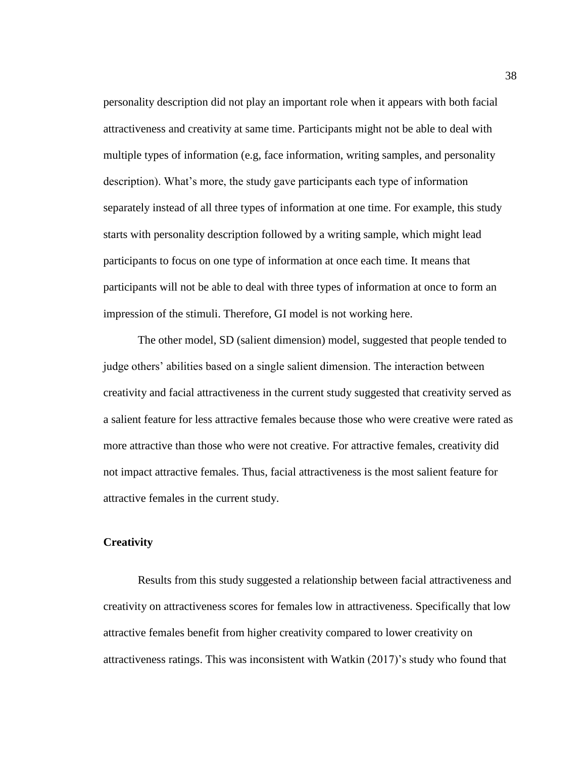personality description did not play an important role when it appears with both facial attractiveness and creativity at same time. Participants might not be able to deal with multiple types of information (e.g, face information, writing samples, and personality description). What's more, the study gave participants each type of information separately instead of all three types of information at one time. For example, this study starts with personality description followed by a writing sample, which might lead participants to focus on one type of information at once each time. It means that participants will not be able to deal with three types of information at once to form an impression of the stimuli. Therefore, GI model is not working here.

The other model, SD (salient dimension) model, suggested that people tended to judge others' abilities based on a single salient dimension. The interaction between creativity and facial attractiveness in the current study suggested that creativity served as a salient feature for less attractive females because those who were creative were rated as more attractive than those who were not creative. For attractive females, creativity did not impact attractive females. Thus, facial attractiveness is the most salient feature for attractive females in the current study.

**Creativity**

Results from this study suggested a relationship between facial attractiveness and creativity on attractiveness scores for females low in attractiveness. Specifically that low attractive females benefit from higher creativity compared to lower creativity on attractiveness ratings. This was inconsistent with Watkin (2017)'s study who found that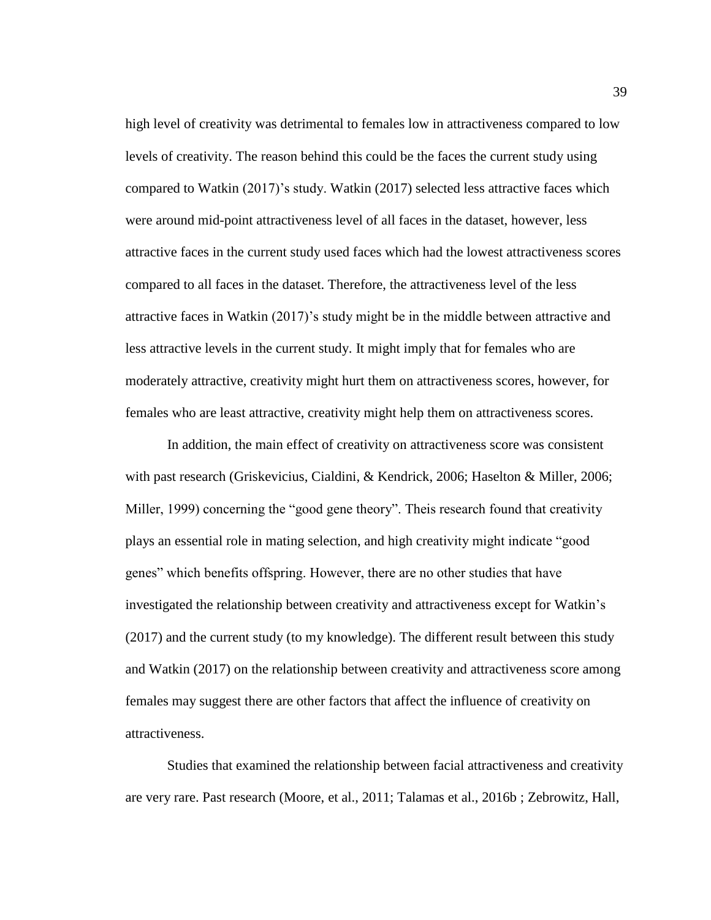high level of creativity was detrimental to females low in attractiveness compared to low levels of creativity. The reason behind this could be the faces the current study using compared to Watkin (2017)'s study. Watkin (2017) selected less attractive faces which were around mid-point attractiveness level of all faces in the dataset, however, less attractive faces in the current study used faces which had the lowest attractiveness scores compared to all faces in the dataset. Therefore, the attractiveness level of the less attractive faces in Watkin (2017)'s study might be in the middle between attractive and less attractive levels in the current study. It might imply that for females who are moderately attractive, creativity might hurt them on attractiveness scores, however, for females who are least attractive, creativity might help them on attractiveness scores.

In addition, the main effect of creativity on attractiveness score was consistent with past research (Griskevicius, Cialdini, & Kendrick, 2006; Haselton & Miller, 2006; Miller, 1999) concerning the "good gene theory". Theis research found that creativity plays an essential role in mating selection, and high creativity might indicate "good genes" which benefits offspring. However, there are no other studies that have investigated the relationship between creativity and attractiveness except for Watkin's (2017) and the current study (to my knowledge). The different result between this study and Watkin (2017) on the relationship between creativity and attractiveness score among females may suggest there are other factors that affect the influence of creativity on attractiveness.

Studies that examined the relationship between facial attractiveness and creativity are very rare. Past research (Moore, et al., 2011; Talamas et al., 2016b ; Zebrowitz, Hall,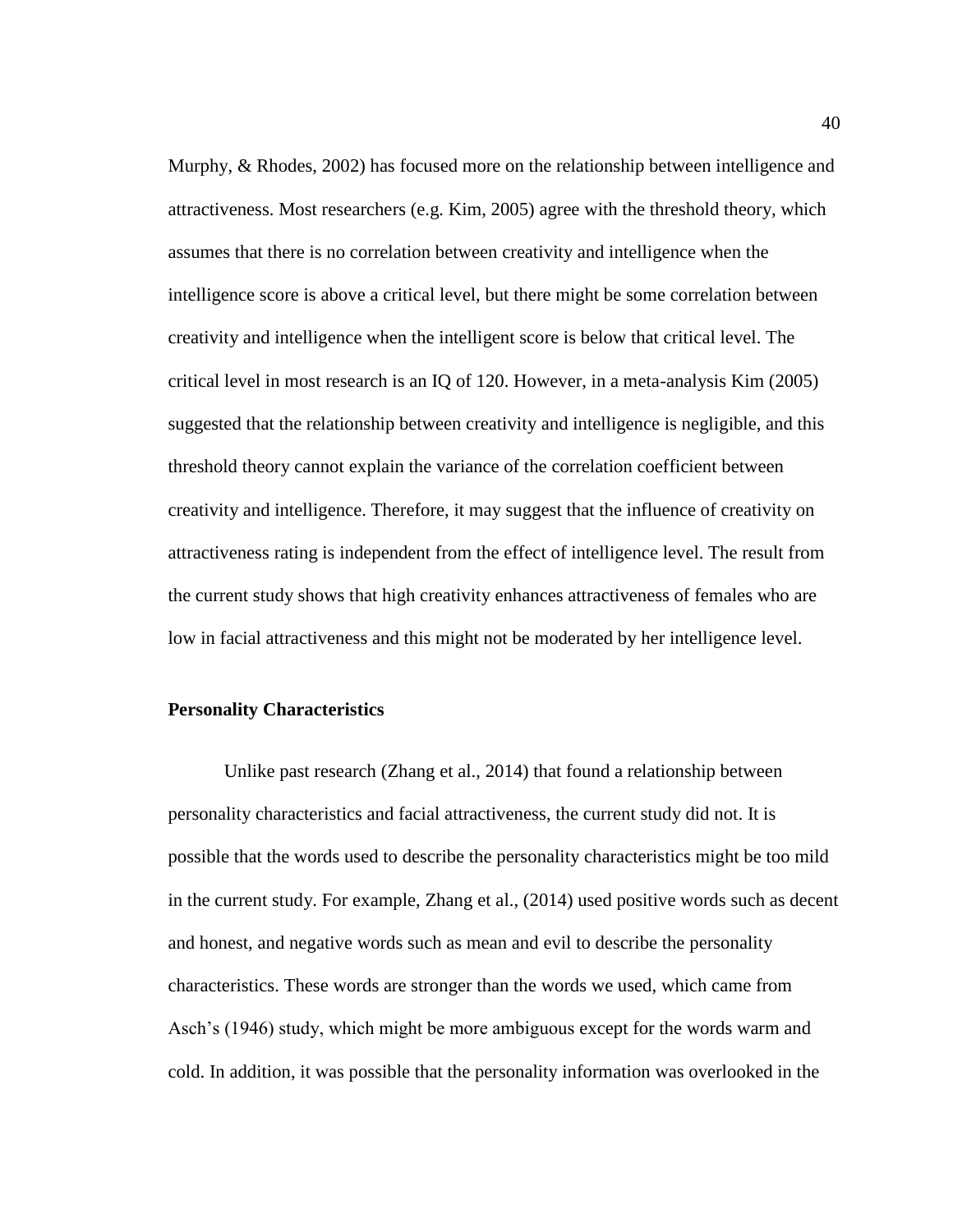Murphy, & Rhodes, 2002) has focused more on the relationship between intelligence and attractiveness. Most researchers (e.g. Kim, 2005) agree with the threshold theory, which assumes that there is no correlation between creativity and intelligence when the intelligence score is above a critical level, but there might be some correlation between creativity and intelligence when the intelligent score is below that critical level. The critical level in most research is an IQ of 120. However, in a meta-analysis Kim (2005) suggested that the relationship between creativity and intelligence is negligible, and this threshold theory cannot explain the variance of the correlation coefficient between creativity and intelligence. Therefore, it may suggest that the influence of creativity on attractiveness rating is independent from the effect of intelligence level. The result from the current study shows that high creativity enhances attractiveness of females who are low in facial attractiveness and this might not be moderated by her intelligence level.

**Personality Characteristics**

Unlike past research (Zhang et al., 2014) that found a relationship between personality characteristics and facial attractiveness, the current study did not. It is possible that the words used to describe the personality characteristics might be too mild in the current study. For example, Zhang et al., (2014) used positive words such as decent and honest, and negative words such as mean and evil to describe the personality characteristics. These words are stronger than the words we used, which came from Asch's (1946) study, which might be more ambiguous except for the words warm and cold. In addition, it was possible that the personality information was overlooked in the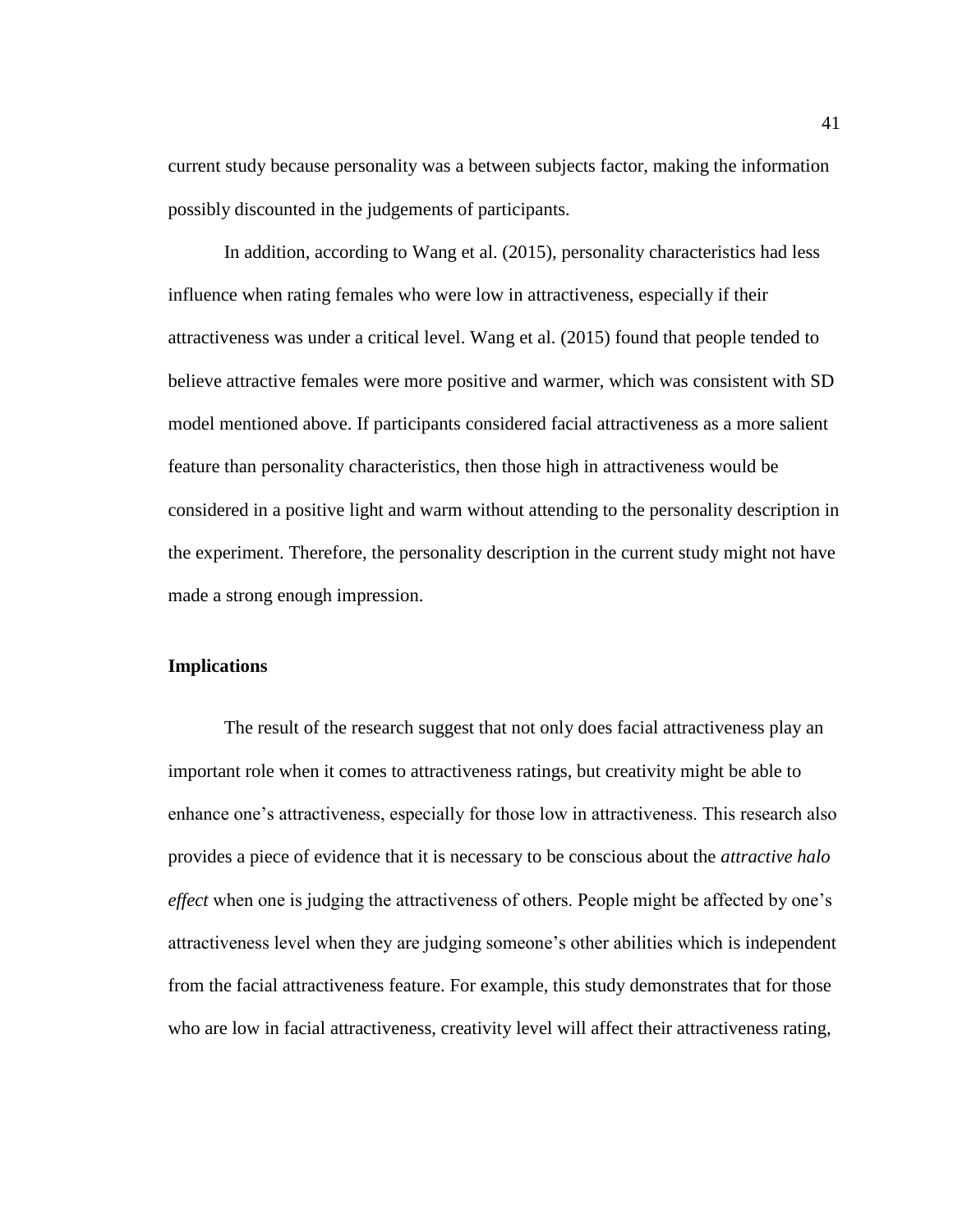current study because personality was a between subjects factor, making the information possibly discounted in the judgements of participants.

In addition, according to Wang et al. (2015), personality characteristics had less influence when rating females who were low in attractiveness, especially if their attractiveness was under a critical level. Wang et al. (2015) found that people tended to believe attractive females were more positive and warmer, which was consistent with SD model mentioned above. If participants considered facial attractiveness as a more salient feature than personality characteristics, then those high in attractiveness would be considered in a positive light and warm without attending to the personality description in the experiment. Therefore, the personality description in the current study might not have made a strong enough impression.

## Implications

The result of the research suggest that not only does facial attractiveness play an important role when it comes to attractiveness ratings, but creativity might be able to enhance one's attractiveness, especially for those low in attractiveness. This research also provides a piece of evidence that it is necessary to be conscious about the *attractive halo effect* when one is judging the attractiveness of others. People might be affected by one's attractiveness level when they are judging someone's other abilities which is independent from the facial attractiveness feature. For example, this study demonstrates that for those who are low in facial attractiveness, creativity level will affect their attractiveness rating,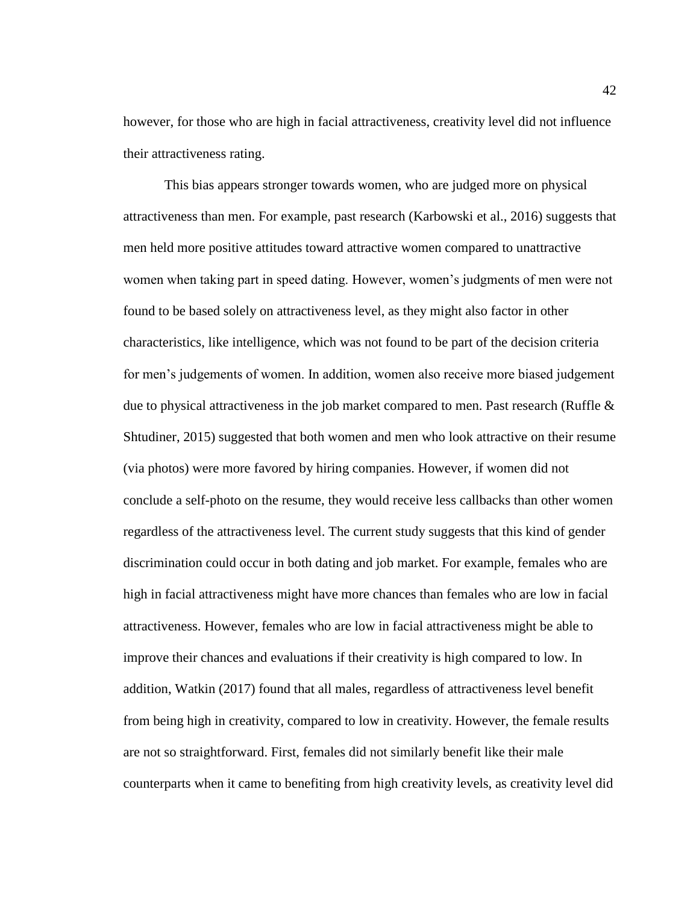however, for those who are high in facial attractiveness, creativity level did not influence their attractiveness rating.

This bias appears stronger towards women, who are judged more on physical attractiveness than men. For example, past research (Karbowski et al., 2016) suggests that men held more positive attitudes toward attractive women compared to unattractive women when taking part in speed dating. However, women's judgments of men were not found to be based solely on attractiveness level, as they might also factor in other characteristics, like intelligence, which was not found to be part of the decision criteria for men's judgements of women. In addition, women also receive more biased judgement due to physical attractiveness in the job market compared to men. Past research (Ruffle & Shtudiner, 2015) suggested that both women and men who look attractive on their resume (via photos) were more favored by hiring companies. However, if women did not conclude a self-photo on the resume, they would receive less callbacks than other women regardless of the attractiveness level. The current study suggests that this kind of gender discrimination could occur in both dating and job market. For example, females who are high in facial attractiveness might have more chances than females who are low in facial attractiveness. However, females who are low in facial attractiveness might be able to improve their chances and evaluations if their creativity is high compared to low. In addition, Watkin (2017) found that all males, regardless of attractiveness level benefit from being high in creativity, compared to low in creativity. However, the female results are not so straightforward. First, females did not similarly benefit like their male counterparts when it came to benefiting from high creativity levels, as creativity level did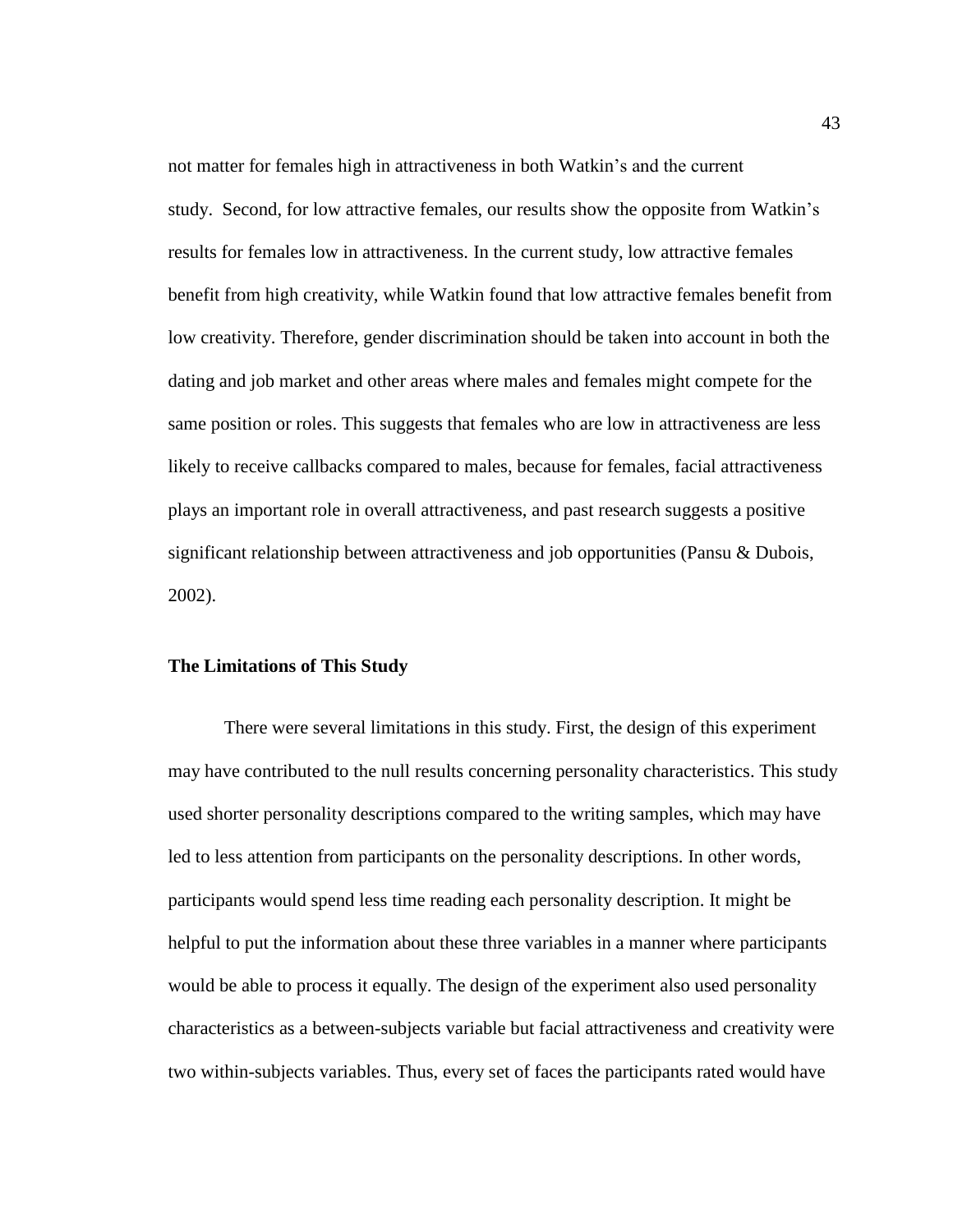not matter for females high in attractiveness in both Watkin's and the current study. Second, for low attractive females, our results show the opposite from Watkin's results for females low in attractiveness. In the current study, low attractive females benefit from high creativity, while Watkin found that low attractive females benefit from low creativity. Therefore, gender discrimination should be taken into account in both the dating and job market and other areas where males and females might compete for the same position or roles. This suggests that females who are low in attractiveness are less likely to receive callbacks compared to males, because for females, facial attractiveness plays an important role in overall attractiveness, and past research suggests a positive significant relationship between attractiveness and job opportunities (Pansu & Dubois, 2002).

## The Limitations of This Study

There were several limitations in this study. First, the design of this experiment may have contributed to the null results concerning personality characteristics. This study used shorter personality descriptions compared to the writing samples, which may have led to less attention from participants on the personality descriptions. In other words, participants would spend less time reading each personality description. It might be helpful to put the information about these three variables in a manner where participants would be able to process it equally. The design of the experiment also used personality characteristics as a between-subjects variable but facial attractiveness and creativity were two within-subjects variables. Thus, every set of faces the participants rated would have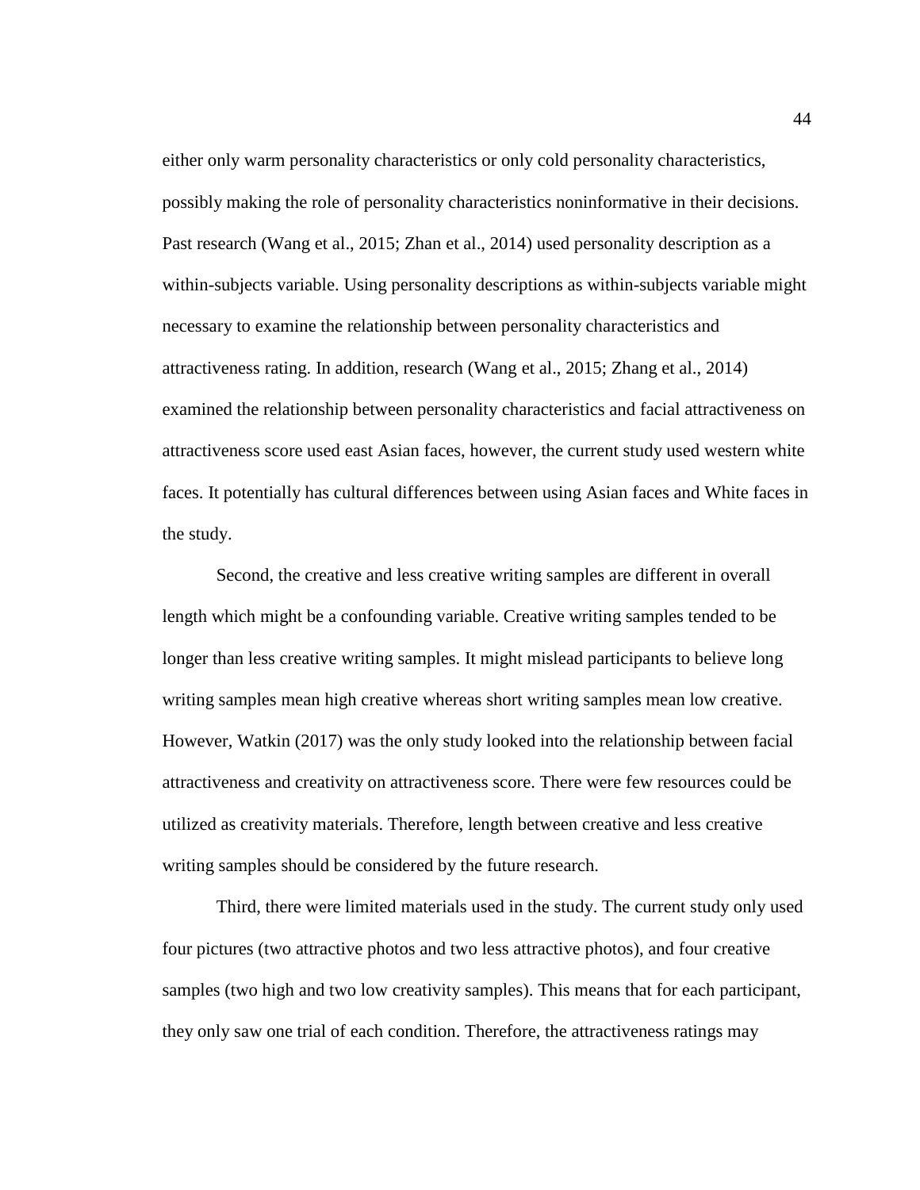either only warm personality characteristics or only cold personality characteristics, possibly making the role of personality characteristics noninformative in their decisions. Past research (Wang et al., 2015; Zhan et al., 2014) used personality description as a within-subjects variable. Using personality descriptions as within-subjects variable might necessary to examine the relationship between personality characteristics and attractiveness rating. In addition, research (Wang et al., 2015; Zhang et al., 2014) examined the relationship between personality characteristics and facial attractiveness on attractiveness score used east Asian faces, however, the current study used western white faces. It potentially has cultural differences between using Asian faces and White faces in the study.

Second, the creative and less creative writing samples are different in overall length which might be a confounding variable. Creative writing samples tended to be longer than less creative writing samples. It might mislead participants to believe long writing samples mean high creative whereas short writing samples mean low creative. However, Watkin (2017) was the only study looked into the relationship between facial attractiveness and creativity on attractiveness score. There were few resources could be utilized as creativity materials. Therefore, length between creative and less creative writing samples should be considered by the future research.

Third, there were limited materials used in the study. The current study only used four pictures (two attractive photos and two less attractive photos), and four creative samples (two high and two low creativity samples). This means that for each participant, they only saw one trial of each condition. Therefore, the attractiveness ratings may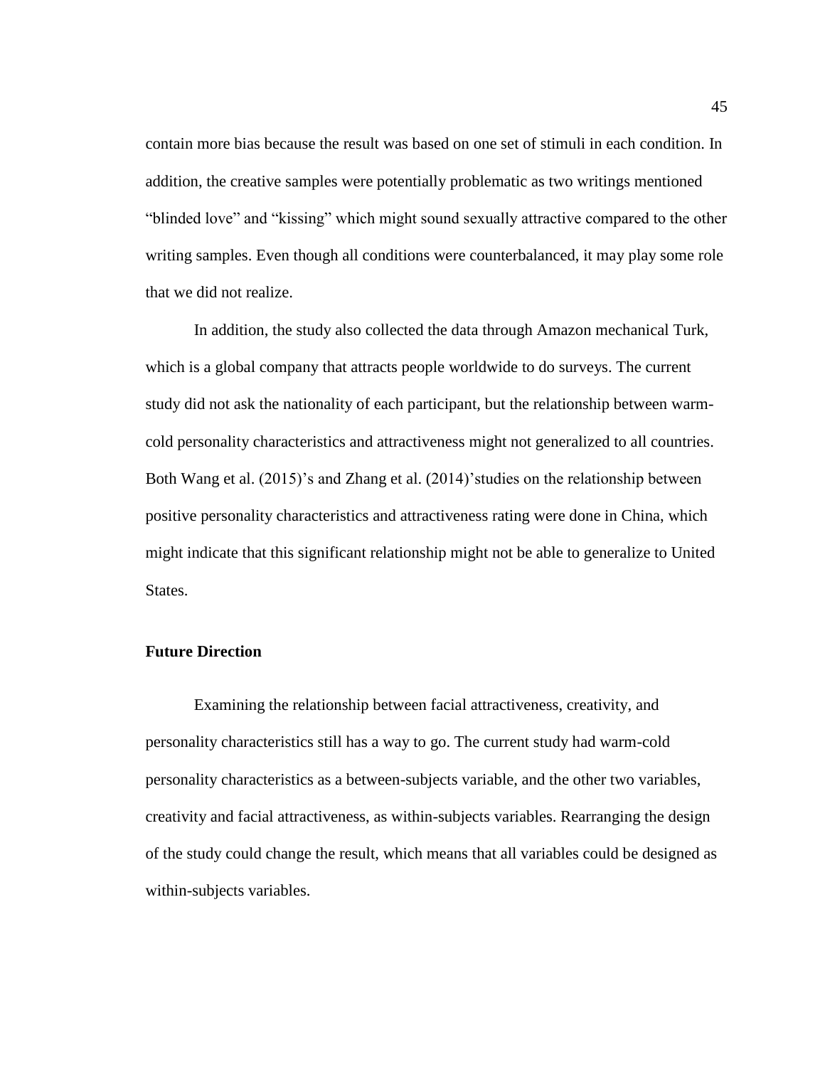contain more bias because the result was based on one set of stimuli in each condition. In addition, the creative samples were potentially problematic as two writings mentioned "blinded love" and "kissing" which might sound sexually attractive compared to the other writing samples. Even though all conditions were counterbalanced, it may play some role that we did not realize.

In addition, the study also collected the data through Amazon mechanical Turk, which is a global company that attracts people worldwide to do surveys. The current study did not ask the nationality of each participant, but the relationship between warm-cold personality characteristics and attractiveness might not generalized to all countries. Both Wang et al. (2015)'s and Zhang et al. (2014)'studies on the relationship between positive personality characteristics and attractiveness rating were done in China, which might indicate that this significant relationship might not be able to generalize to United States.

### Future Direction

Examining the relationship between facial attractiveness, creativity, and personality characteristics still has a way to go. The current study had warm-cold personality characteristics as a between-subjects variable, and the other two variables, creativity and facial attractiveness, as within-subjects variables. Rearranging the design of the study could change the result, which means that all variables could be designed as within-subjects variables.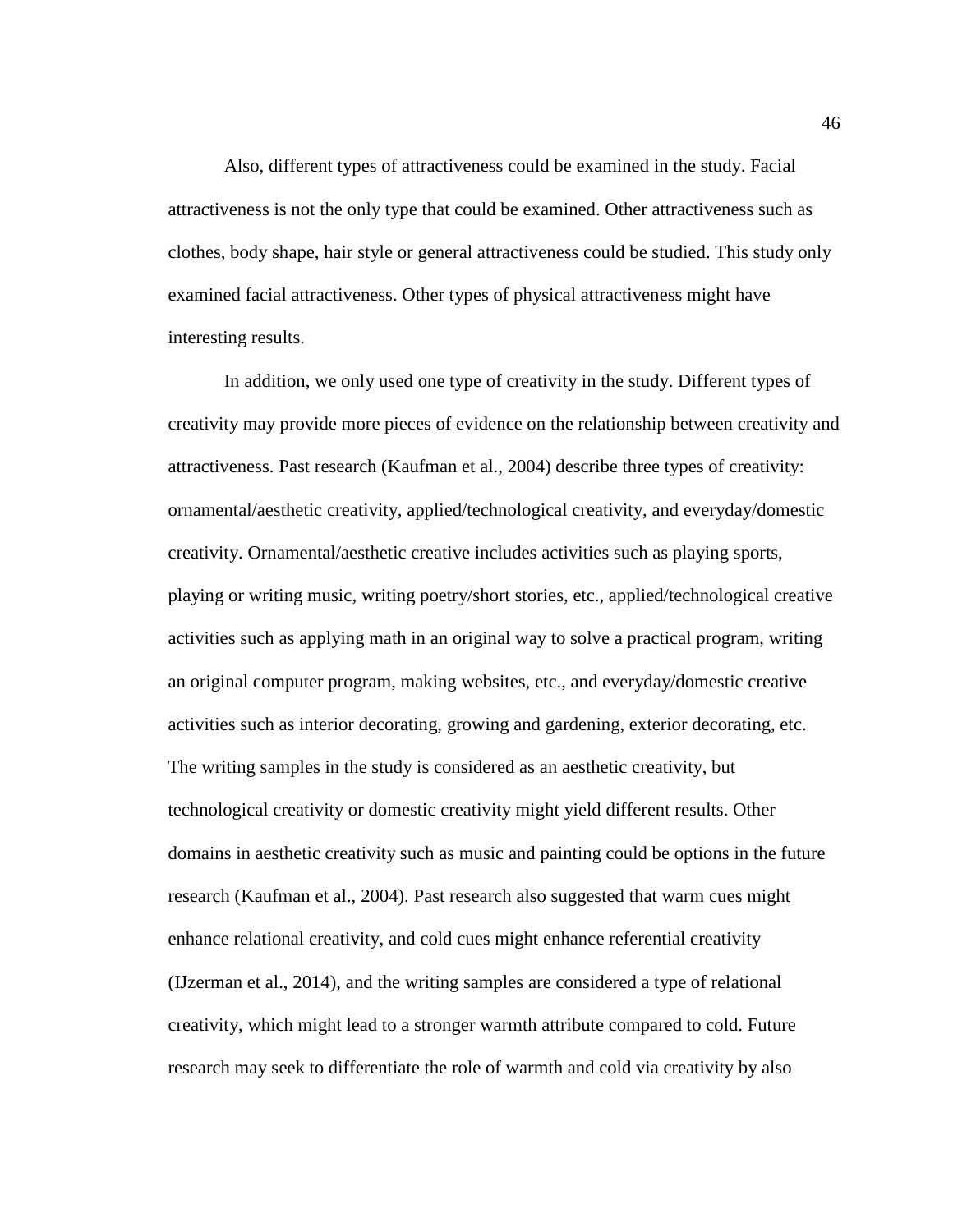Also, different types of attractiveness could be examined in the study. Facial attractiveness is not the only type that could be examined. Other attractiveness such as clothes, body shape, hair style or general attractiveness could be studied. This study only examined facial attractiveness. Other types of physical attractiveness might have interesting results.

In addition, we only used one type of creativity in the study. Different types of creativity may provide more pieces of evidence on the relationship between creativity and attractiveness. Past research (Kaufman et al., 2004) describe three types of creativity: ornamental/aesthetic creativity, applied/technological creativity, and everyday/domestic creativity. Ornamental/aesthetic creative includes activities such as playing sports, playing or writing music, writing poetry/short stories, etc., applied/technological creative activities such as applying math in an original way to solve a practical program, writing an original computer program, making websites, etc., and everyday/domestic creative activities such as interior decorating, growing and gardening, exterior decorating, etc. The writing samples in the study is considered as an aesthetic creativity, but technological creativity or domestic creativity might yield different results. Other domains in aesthetic creativity such as music and painting could be options in the future research (Kaufman et al., 2004). Past research also suggested that warm cues might enhance relational creativity, and cold cues might enhance referential creativity (IJzerman et al., 2014), and the writing samples are considered a type of relational creativity, which might lead to a stronger warmth attribute compared to cold. Future research may seek to differentiate the role of warmth and cold via creativity by also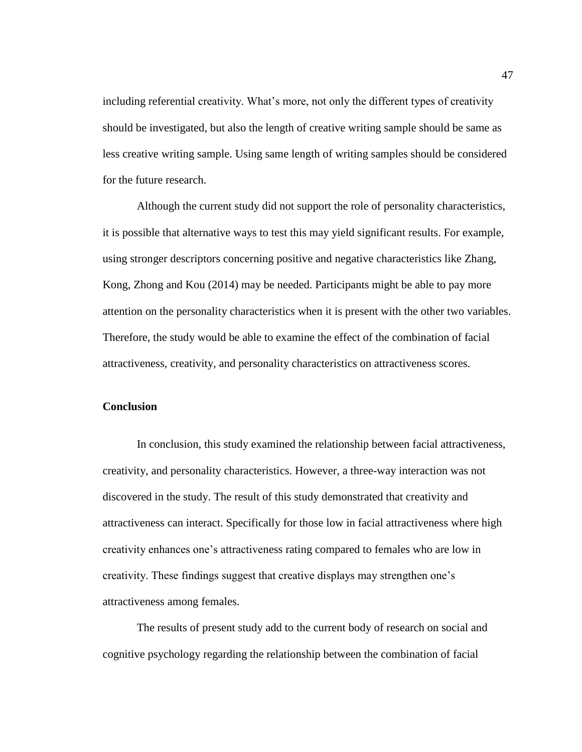including referential creativity. What's more, not only the different types of creativity should be investigated, but also the length of creative writing sample should be same as less creative writing sample. Using same length of writing samples should be considered for the future research.

Although the current study did not support the role of personality characteristics, it is possible that alternative ways to test this may yield significant results. For example, using stronger descriptors concerning positive and negative characteristics like Zhang, Kong, Zhong and Kou (2014) may be needed. Participants might be able to pay more attention on the personality characteristics when it is present with the other two variables. Therefore, the study would be able to examine the effect of the combination of facial attractiveness, creativity, and personality characteristics on attractiveness scores.

## Conclusion

In conclusion, this study examined the relationship between facial attractiveness, creativity, and personality characteristics. However, a three-way interaction was not discovered in the study. The result of this study demonstrated that creativity and attractiveness can interact. Specifically for those low in facial attractiveness where high creativity enhances one's attractiveness rating compared to females who are low in creativity. These findings suggest that creative displays may strengthen one's attractiveness among females.

The results of present study add to the current body of research on social and cognitive psychology regarding the relationship between the combination of facial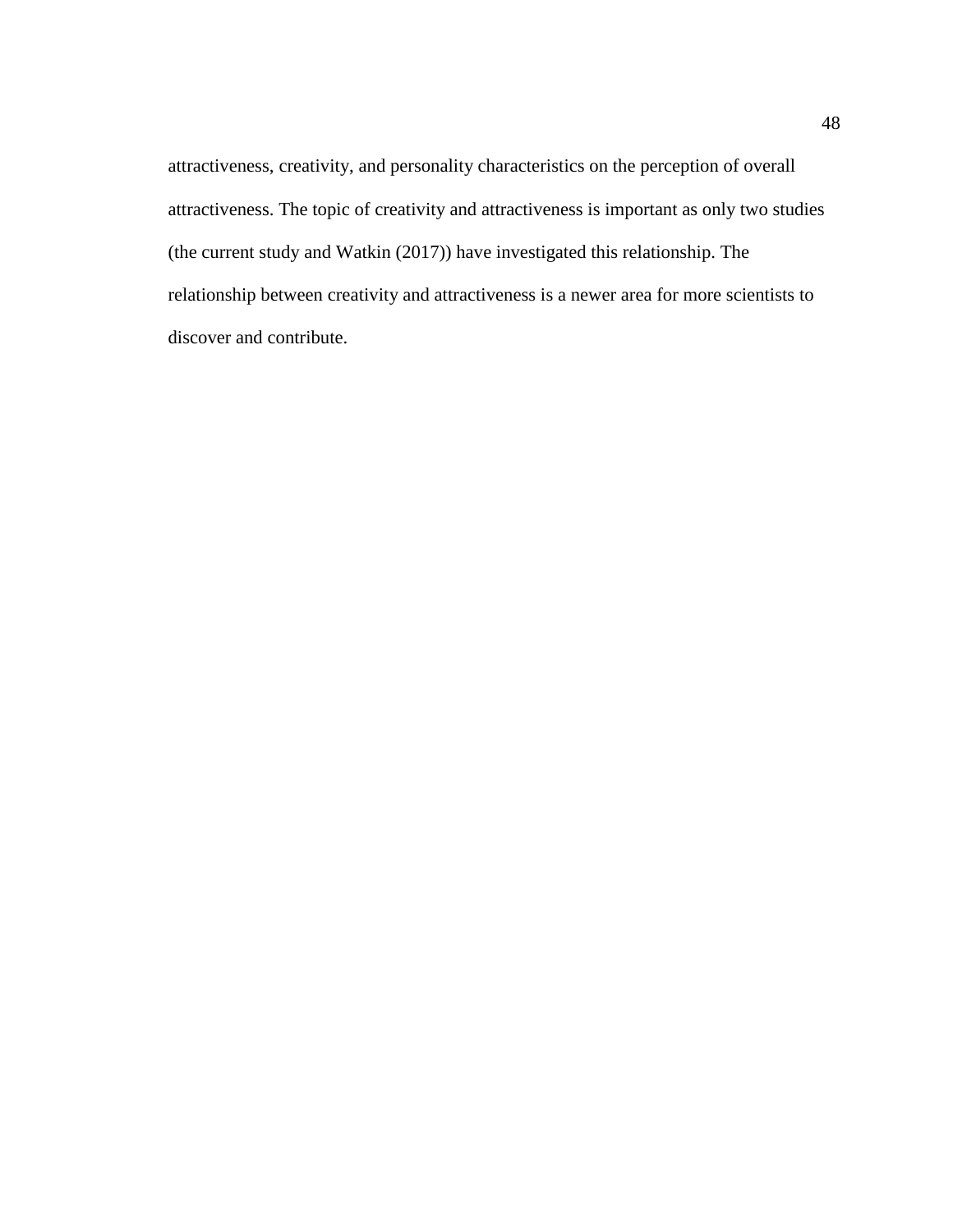attractiveness, creativity, and personality characteristics on the perception of overall attractiveness. The topic of creativity and attractiveness is important as only two studies (the current study and Watkin (2017)) have investigated this relationship. The relationship between creativity and attractiveness is a newer area for more scientists to discover and contribute.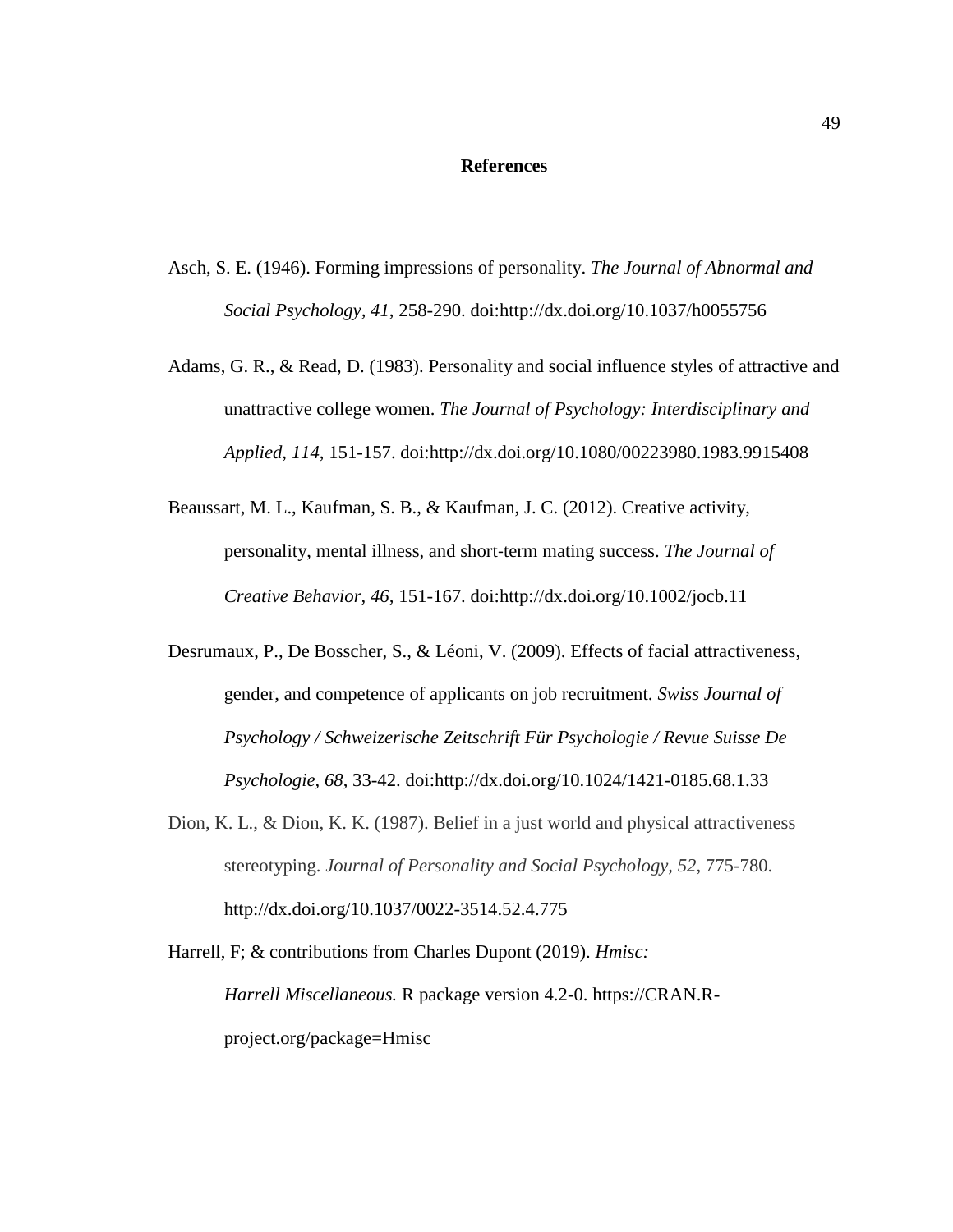# References

Asch, S. E. (1946). Forming impressions of personality. *The Journal of Abnormal and Social Psychology*, *41*, 258-290. doi:http://dx.doi.org/10.1037/h0055756

Adams, G. R., & Read, D. (1983). Personality and social influence styles of attractive and unattractive college women. *The Journal of Psychology: Interdisciplinary and Applied, 114*, 151-157. doi:http://dx.doi.org/10.1080/00223980.1983.9915408

Beaussart, M. L., Kaufman, S. B., & Kaufman, J. C. (2012). Creative activity, personality, mental illness, and short-term mating success. *The Journal of Creative Behavior, 46,* 151-167. doi:http://dx.doi.org/10.1002/jocb.11

Desrumaux, P., De Bosscher, S., & Léoni, V. (2009). Effects of facial attractiveness, gender, and competence of applicants on job recruitment. *Swiss Journal of Psychology / Schweizerische Zeitschrift Für Psychologie / Revue Suisse De Psychologie, 68,* 33-42. doi:http://dx.doi.org/10.1024/1421-0185.68.1.33

Dion, K. L., & Dion, K. K. (1987). Belief in a just world and physical attractiveness stereotyping. *Journal of Personality and Social Psychology*, *52*, 775-780. http://dx.doi.org/10.1037/0022-3514.52.4.775

Harrell, F; & contributions from Charles Dupont (2019). *Hmisc: Harrell Miscellaneous.* R package version 4.2-0. https://CRAN.R-project.org/package=Hmisc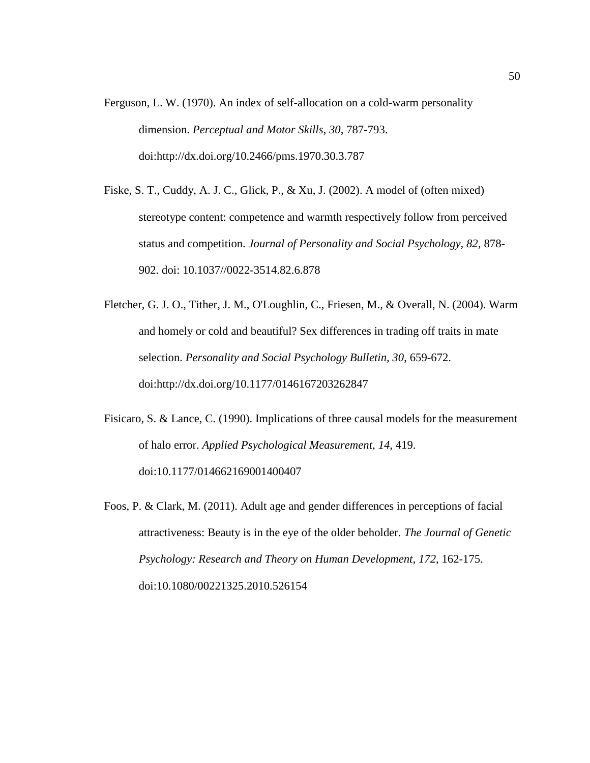Ferguson, L. W. (1970). An index of self-allocation on a cold-warm personality dimension. *Perceptual and Motor Skills, 30*, 787-793. doi:http://dx.doi.org/10.2466/pms.1970.30.3.787

Fiske, S. T., Cuddy, A. J. C., Glick, P., & Xu, J. (2002). A model of (often mixed) stereotype content: competence and warmth respectively follow from perceived status and competition. *Journal of Personality and Social Psychology, 82*, 878-902. doi: 10.1037//0022-3514.82.6.878

Fletcher, G. J. O., Tither, J. M., O'Loughlin, C., Friesen, M., & Overall, N. (2004). Warm and homely or cold and beautiful? Sex differences in trading off traits in mate selection. *Personality and Social Psychology Bulletin, 30*, 659-672. doi:http://dx.doi.org/10.1177/0146167203262847

Fisicaro, S. & Lance, C. (1990). Implications of three causal models for the measurement of halo error. *Applied Psychological Measurement, 14*, 419. doi:10.1177/014662169001400407

Foos, P. & Clark, M. (2011). Adult age and gender differences in perceptions of facial attractiveness: Beauty is in the eye of the older beholder. *The Journal of Genetic Psychology: Research and Theory on Human Development, 172*, 162-175. doi:10.1080/00221325.2010.526154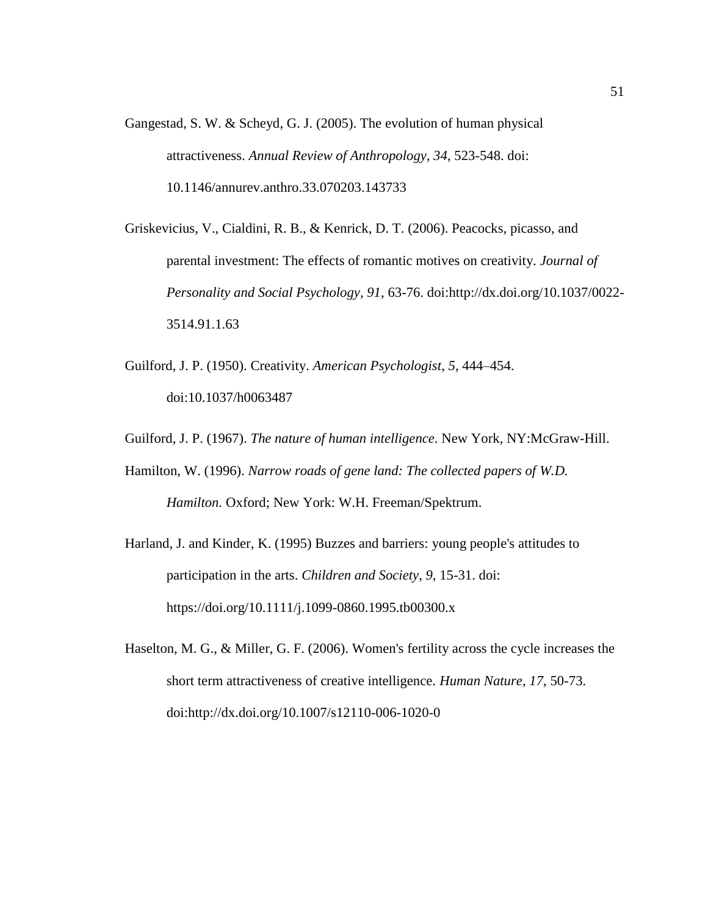Gangestad, S. W. & Scheyd, G. J. (2005). The evolution of human physical attractiveness. *Annual Review of Anthropology, 34*, 523-548. doi: 10.1146/annurev.anthro.33.070203.143733

Griskevicius, V., Cialdini, R. B., & Kenrick, D. T. (2006). Peacocks, picasso, and parental investment: The effects of romantic motives on creativity. *Journal of Personality and Social Psychology, 91*, 63-76. doi:http://dx.doi.org/10.1037/0022-3514.91.1.63

Guilford, J. P. (1950). Creativity. *American Psychologist*, *5*, 444–454. doi:10.1037/h0063487

Guilford, J. P. (1967). *The nature of human intelligence*. New York, NY:McGraw-Hill.

Hamilton, W. (1996). *Narrow roads of gene land: The collected papers of W.D. Hamilton.* Oxford; New York: W.H. Freeman/Spektrum.

Harland, J. and Kinder, K. (1995) Buzzes and barriers: young people's attitudes to participation in the arts. *Children and Society*, *9*, 15-31. doi: https://doi.org/10.1111/j.1099-0860.1995.tb00300.x

Haselton, M. G., & Miller, G. F. (2006). Women's fertility across the cycle increases the short term attractiveness of creative intelligence. *Human Nature, 17*, 50-73. doi:http://dx.doi.org/10.1007/s12110-006-1020-0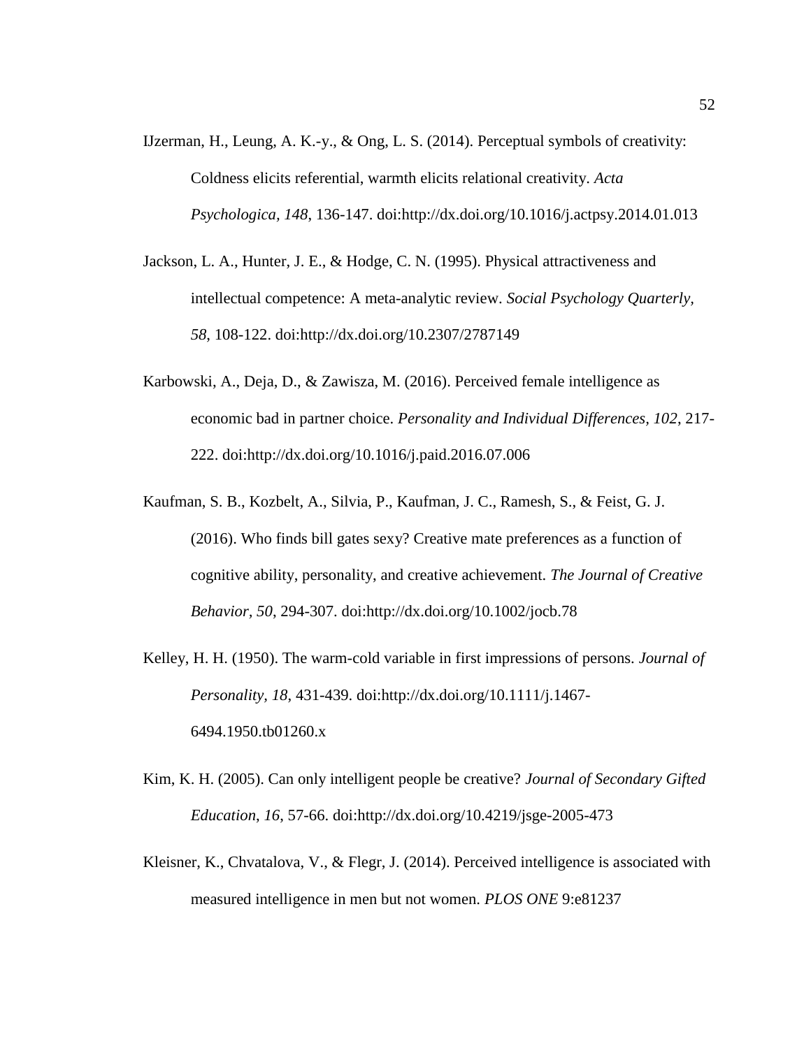IJzerman, H., Leung, A. K.-y., & Ong, L. S. (2014). Perceptual symbols of creativity: Coldness elicits referential, warmth elicits relational creativity. *Acta Psychologica, 148*, 136-147. doi:http://dx.doi.org/10.1016/j.actpsy.2014.01.013

Jackson, L. A., Hunter, J. E., & Hodge, C. N. (1995). Physical attractiveness and intellectual competence: A meta-analytic review. *Social Psychology Quarterly, 58*, 108-122. doi:http://dx.doi.org/10.2307/2787149

Karbowski, A., Deja, D., & Zawisza, M. (2016). Perceived female intelligence as economic bad in partner choice. *Personality and Individual Differences, 102*, 217-222. doi:http://dx.doi.org/10.1016/j.paid.2016.07.006

Kaufman, S. B., Kozbelt, A., Silvia, P., Kaufman, J. C., Ramesh, S., & Feist, G. J. (2016). Who finds bill gates sexy? Creative mate preferences as a function of cognitive ability, personality, and creative achievement. *The Journal of Creative Behavior, 50*, 294-307. doi:http://dx.doi.org/10.1002/jocb.78

Kelley, H. H. (1950). The warm-cold variable in first impressions of persons. *Journal of Personality, 18*, 431-439. doi:http://dx.doi.org/10.1111/j.1467-6494.1950.tb01260.x

Kim, K. H. (2005). Can only intelligent people be creative? *Journal of Secondary Gifted Education*, *16*, 57-66. doi:http://dx.doi.org/10.4219/jsge-2005-473

Kleisner, K., Chvatalova, V., & Flegr, J. (2014). Perceived intelligence is associated with measured intelligence in men but not women. *PLOS ONE* 9:e81237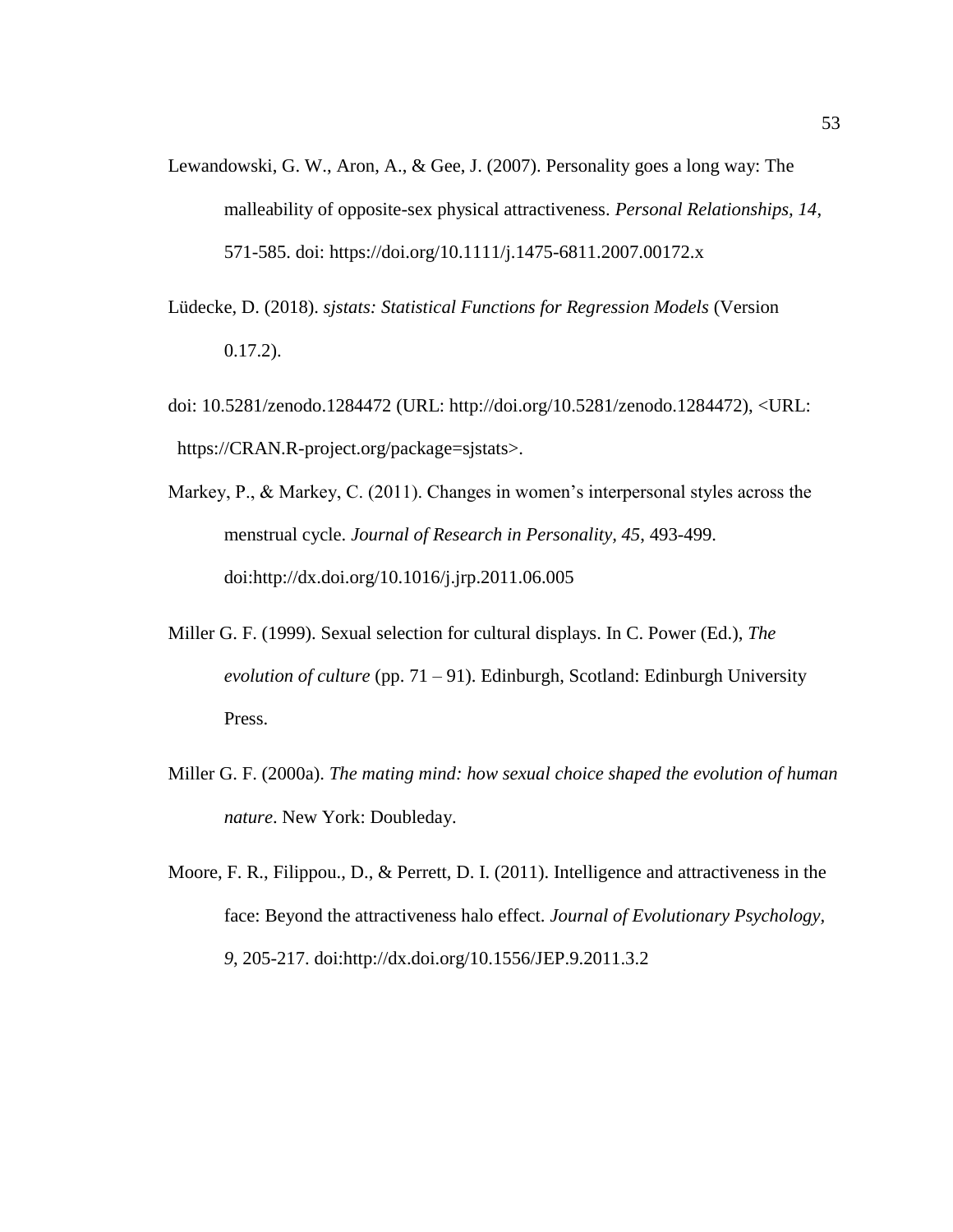Lewandowski, G. W., Aron, A., & Gee, J. (2007). Personality goes a long way: The malleability of opposite-sex physical attractiveness. *Personal Relationships*, *14*, 571-585. doi: https://doi.org/10.1111/j.1475-6811.2007.00172.x

Lüdecke, D. (2018). *sjstats: Statistical Functions for Regression Models* (Version 0.17.2).

doi: 10.5281/zenodo.1284472 (URL: http://doi.org/10.5281/zenodo.1284472), <URL: https://CRAN.R-project.org/package=sjstats>.

Markey, P., & Markey, C. (2011). Changes in women's interpersonal styles across the menstrual cycle. *Journal of Research in Personality, 45*, 493-499. doi:http://dx.doi.org/10.1016/j.jrp.2011.06.005

Miller G. F. (1999). Sexual selection for cultural displays. In C. Power (Ed.), *The evolution of culture* (pp. 71 – 91). Edinburgh, Scotland: Edinburgh University Press.

Miller G. F. (2000a). *The mating mind: how sexual choice shaped the evolution of human nature*. New York: Doubleday.

Moore, F. R., Filippou., D., & Perrett, D. I. (2011). Intelligence and attractiveness in the face: Beyond the attractiveness halo effect. *Journal of Evolutionary Psychology, 9*, 205-217. doi:http://dx.doi.org/10.1556/JEP.9.2011.3.2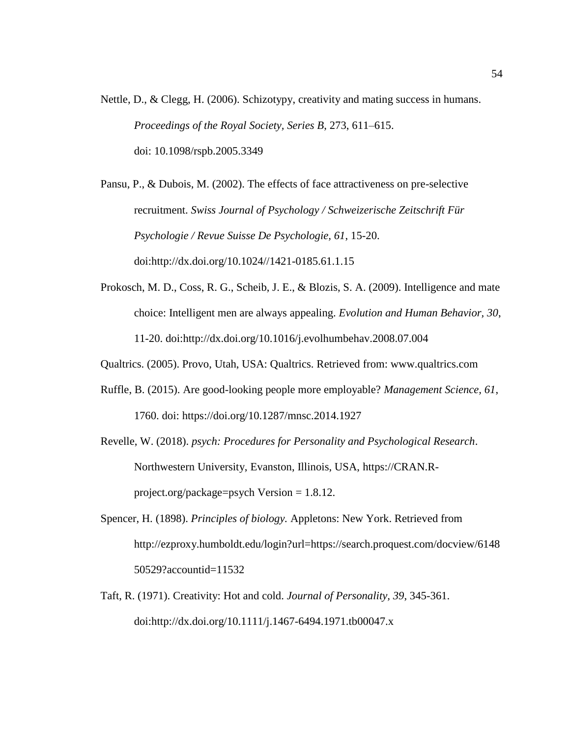Nettle, D., & Clegg, H. (2006). Schizotypy, creativity and mating success in humans. *Proceedings of the Royal Society, Series B*, 273, 611–615. doi: 10.1098/rspb.2005.3349

Pansu, P., & Dubois, M. (2002). The effects of face attractiveness on pre-selective recruitment. *Swiss Journal of Psychology / Schweizerische Zeitschrift Für Psychologie / Revue Suisse De Psychologie, 61*, 15-20. doi:http://dx.doi.org/10.1024//1421-0185.61.1.15

Prokosch, M. D., Coss, R. G., Scheib, J. E., & Blozis, S. A. (2009). Intelligence and mate choice: Intelligent men are always appealing. *Evolution and Human Behavior*, *30*, 11-20. doi:http://dx.doi.org/10.1016/j.evolhumbehav.2008.07.004

Qualtrics. (2005). Provo, Utah, USA: Qualtrics. Retrieved from: www.qualtrics.com

Ruffle, B. (2015). Are good-looking people more employable? *Management Science, 61*, 1760. doi: https://doi.org/10.1287/mnsc.2014.1927

Revelle, W. (2018). *psych: Procedures for Personality and Psychological Research*. Northwestern University, Evanston, Illinois, USA, https://CRAN.R-project.org/package=psych Version = 1.8.12.

Spencer, H. (1898). *Principles of biology.* Appletons: New York. Retrieved from http://ezproxy.humboldt.edu/login?url=https://search.proquest.com/docview/614850529?accountid=11532

Taft, R. (1971). Creativity: Hot and cold. *Journal of Personality, 39*, 345-361. doi:http://dx.doi.org/10.1111/j.1467-6494.1971.tb00047.x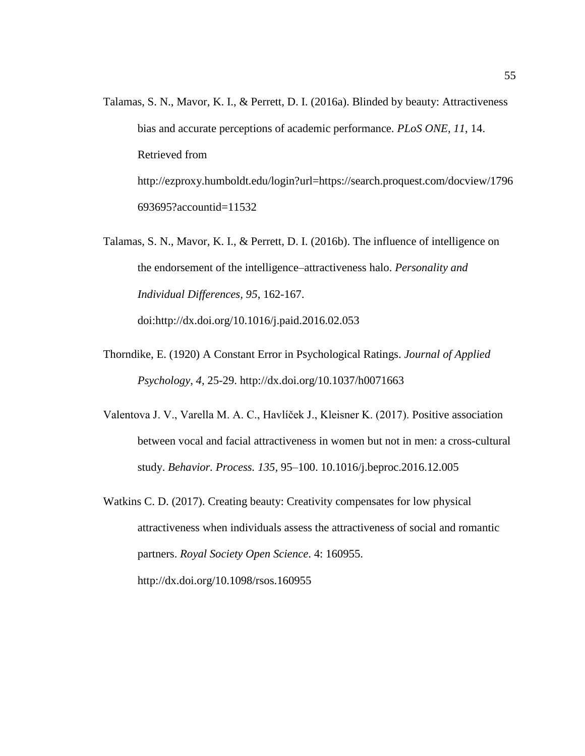Talamas, S. N., Mavor, K. I., & Perrett, D. I. (2016a). Blinded by beauty: Attractiveness bias and accurate perceptions of academic performance. *PLoS ONE, 11*, 14. Retrieved from http://ezproxy.humboldt.edu/login?url=https://search.proquest.com/docview/1796693695?accountid=11532

Talamas, S. N., Mavor, K. I., & Perrett, D. I. (2016b). The influence of intelligence on the endorsement of the intelligence–attractiveness halo. *Personality and Individual Differences, 95*, 162-167. doi:http://dx.doi.org/10.1016/j.paid.2016.02.053

Thorndike, E. (1920) A Constant Error in Psychological Ratings. *Journal of Applied Psychology, 4*, 25-29. http://dx.doi.org/10.1037/h0071663

Valentova J. V., Varella M. A. C., Havlíček J., Kleisner K. (2017). Positive association between vocal and facial attractiveness in women but not in men: a cross-cultural study. *Behavior. Process. 135*, 95–100. 10.1016/j.beproc.2016.12.005

Watkins C. D. (2017). Creating beauty: Creativity compensates for low physical attractiveness when individuals assess the attractiveness of social and romantic partners. *Royal Society Open Science*. 4: 160955. http://dx.doi.org/10.1098/rsos.160955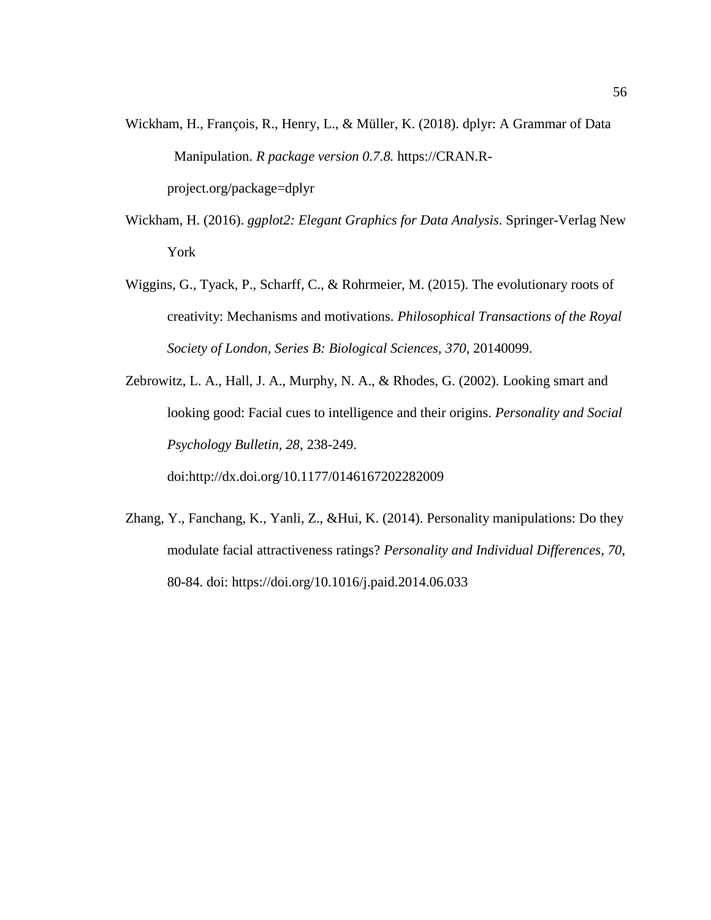Wickham, H., François, R., Henry, L., & Müller, K. (2018). dplyr: A Grammar of Data Manipulation. *R package version 0.7.8.* https://CRAN.R-project.org/package=dplyr

Wickham, H. (2016). *ggplot2: Elegant Graphics for Data Analysis*. Springer-Verlag New York

Wiggins, G., Tyack, P., Scharff, C., & Rohrmeier, M. (2015). The evolutionary roots of creativity: Mechanisms and motivations. *Philosophical Transactions of the Royal Society of London, Series B: Biological Sciences, 370*, 20140099.

Zebrowitz, L. A., Hall, J. A., Murphy, N. A., & Rhodes, G. (2002). Looking smart and looking good: Facial cues to intelligence and their origins. *Personality and Social Psychology Bulletin, 28*, 238-249. doi:http://dx.doi.org/10.1177/0146167202282009

Zhang, Y., Fanchang, K., Yanli, Z., &Hui, K. (2014). Personality manipulations: Do they modulate facial attractiveness ratings? *Personality and Individual Differences, 70*, 80-84. doi: https://doi.org/10.1016/j.paid.2014.06.033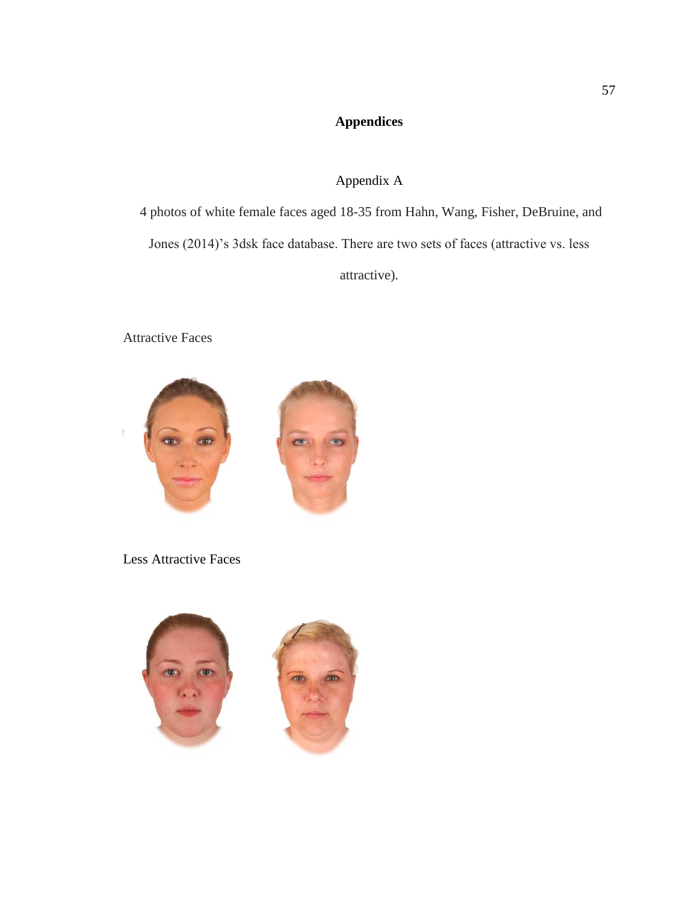# Appendices

## Appendix A

4 photos of white female faces aged 18-35 from Hahn, Wang, Fisher, DeBruine, and Jones (2014)'s 3dsk face database. There are two sets of faces (attractive vs. less attractive).

Attractive Faces

Less Attractive Faces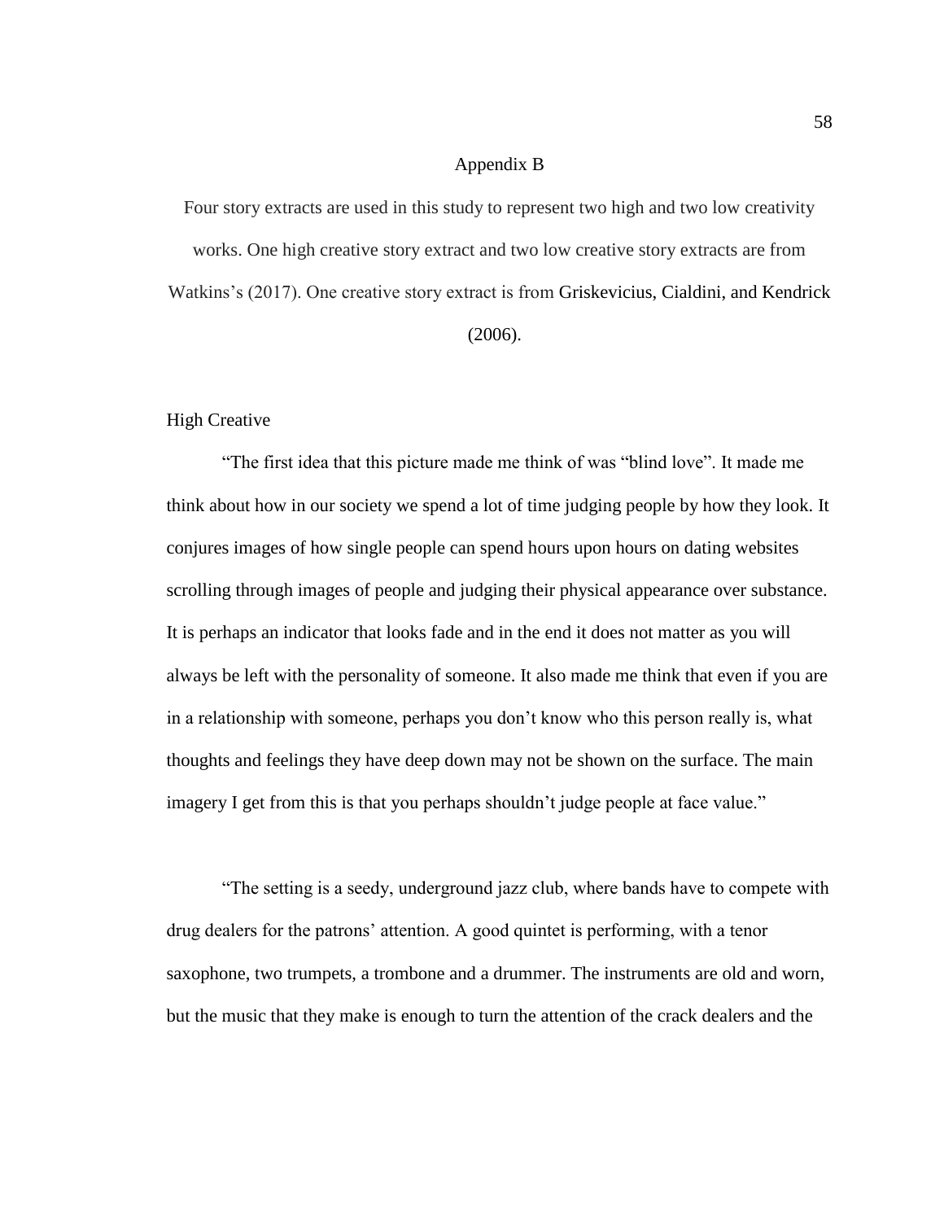# Appendix B

Four story extracts are used in this study to represent two high and two low creativity works. One high creative story extract and two low creative story extracts are from Watkins's (2017). One creative story extract is from Griskevicius, Cialdini, and Kendrick (2006).

## High Creative

"The first idea that this picture made me think of was "blind love". It made me think about how in our society we spend a lot of time judging people by how they look. It conjures images of how single people can spend hours upon hours on dating websites scrolling through images of people and judging their physical appearance over substance. It is perhaps an indicator that looks fade and in the end it does not matter as you will always be left with the personality of someone. It also made me think that even if you are in a relationship with someone, perhaps you don't know who this person really is, what thoughts and feelings they have deep down may not be shown on the surface. The main imagery I get from this is that you perhaps shouldn't judge people at face value."

"The setting is a seedy, underground jazz club, where bands have to compete with drug dealers for the patrons' attention. A good quintet is performing, with a tenor saxophone, two trumpets, a trombone and a drummer. The instruments are old and worn, but the music that they make is enough to turn the attention of the crack dealers and the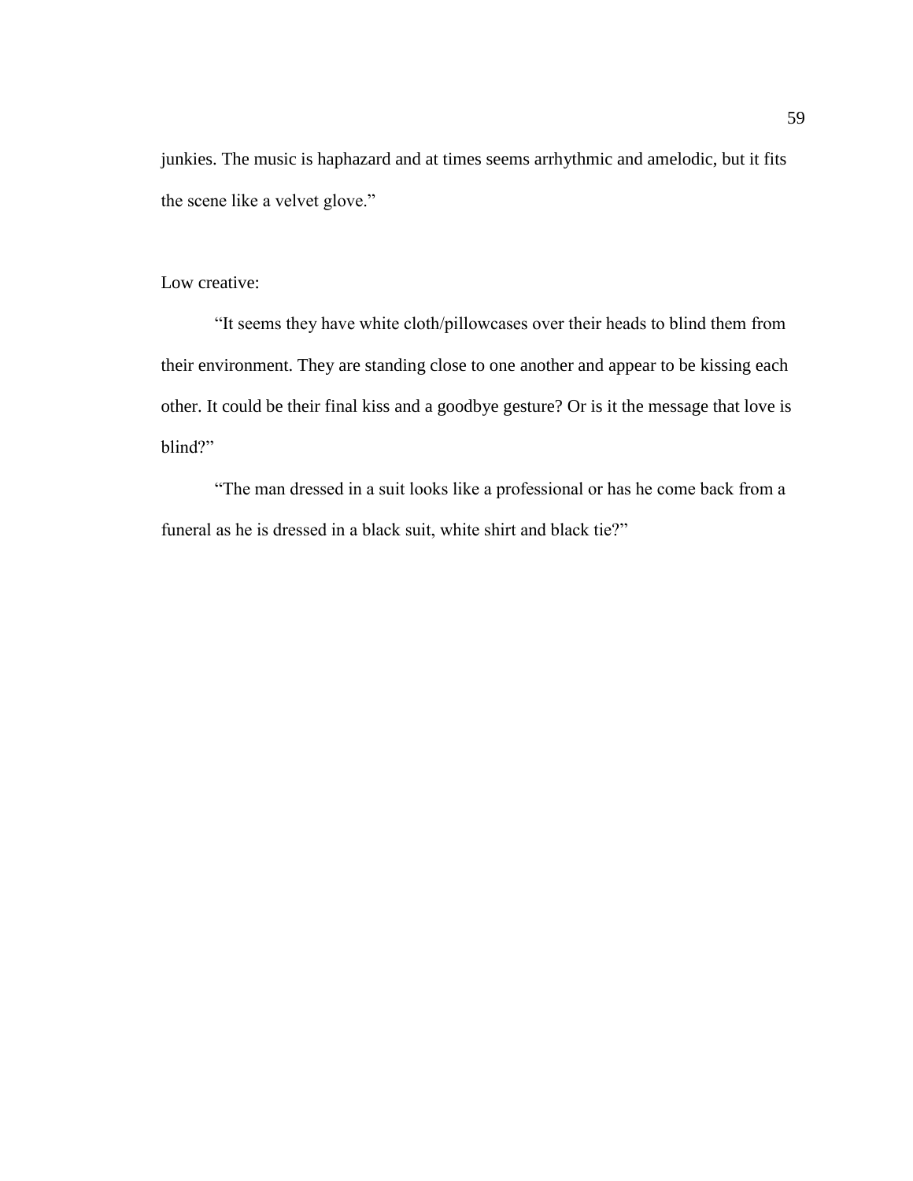junkies. The music is haphazard and at times seems arrhythmic and amelodic, but it fits the scene like a velvet glove."

Low creative:

"It seems they have white cloth/pillowcases over their heads to blind them from their environment. They are standing close to one another and appear to be kissing each other. It could be their final kiss and a goodbye gesture? Or is it the message that love is blind?"

"The man dressed in a suit looks like a professional or has he come back from a funeral as he is dressed in a black suit, white shirt and black tie?"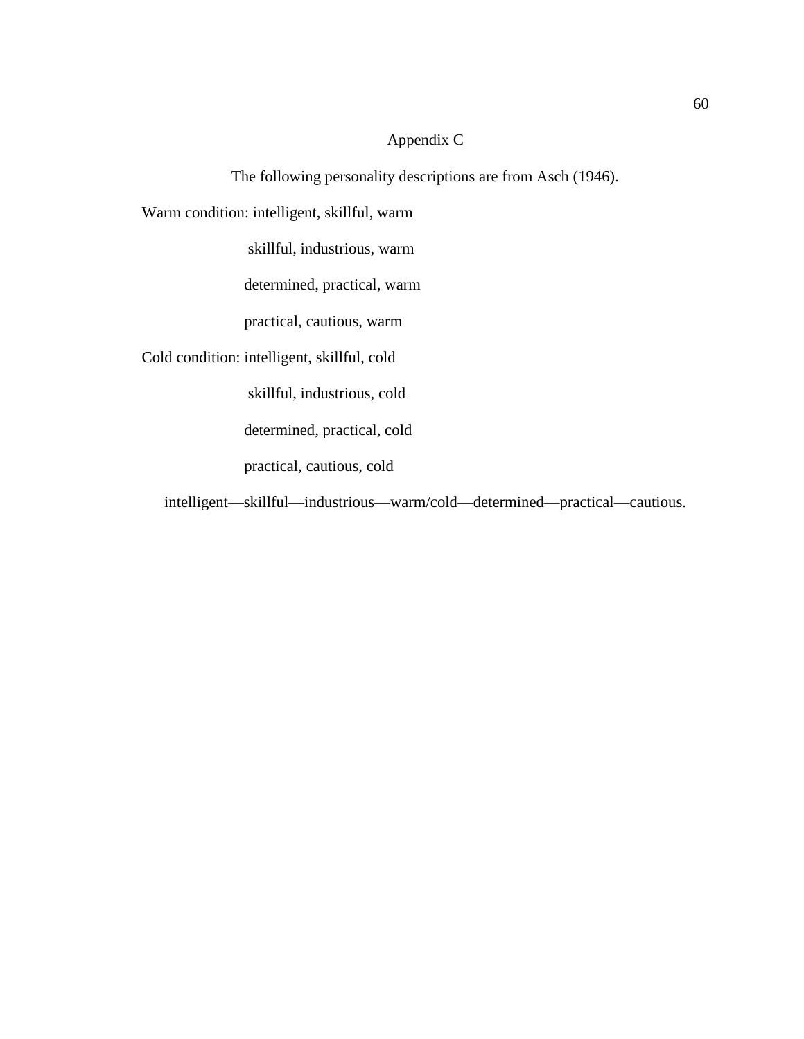# Appendix C

The following personality descriptions are from Asch (1946).

Warm condition: intelligent, skillful, warm

skillful, industrious, warm

determined, practical, warm

practical, cautious, warm

Cold condition: intelligent, skillful, cold

skillful, industrious, cold

determined, practical, cold

practical, cautious, cold

intelligent—skillful—industrious—warm/cold—determined—practical—cautious.